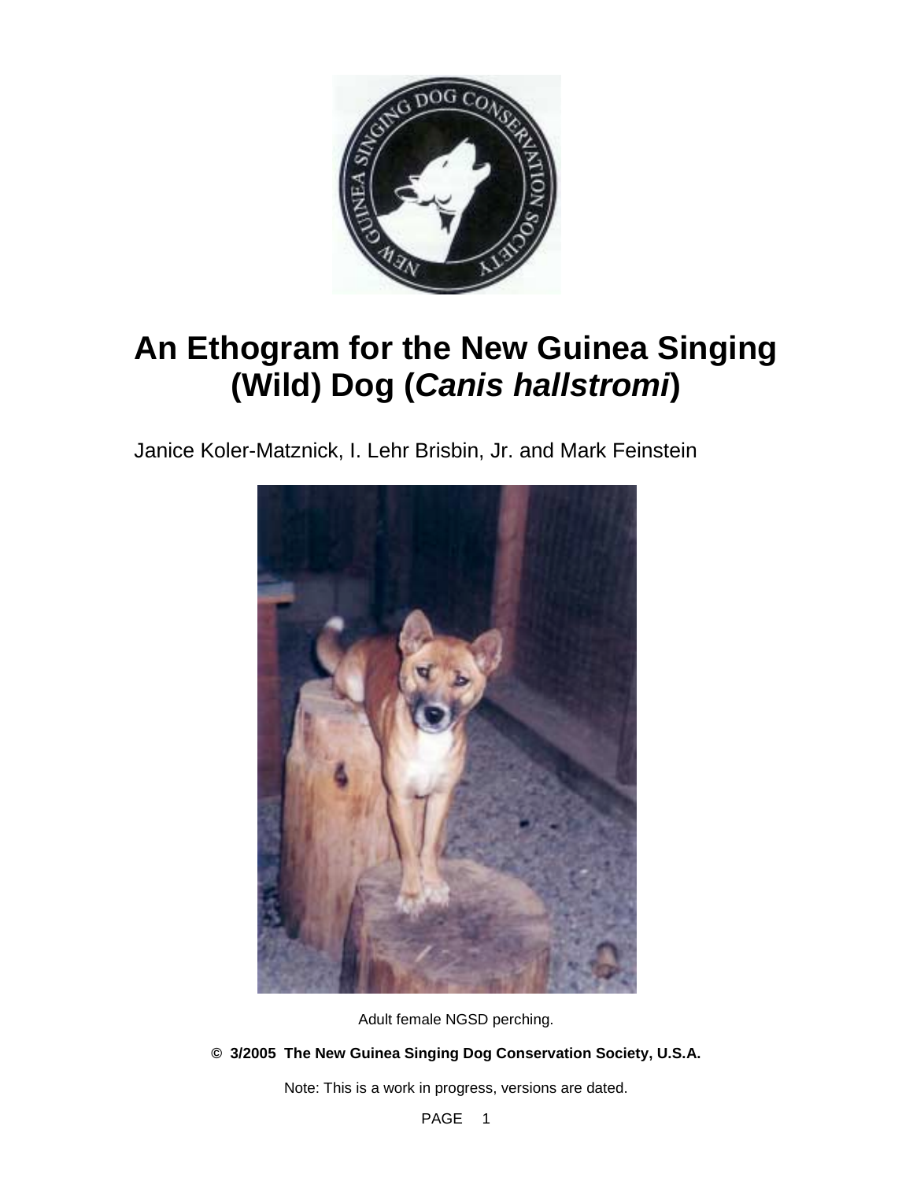# An Ethogram for the New Guinea Singing (Wild) Dog (*Canis hallstromi*)

Janice Koler-Matznick, I. Lehr Brisbin, Jr. and Mark Feinstein

Adult female NGSD perching.

**© 3/2005 The New Guinea Singing Dog Conservation Society, U.S.A.**

Note: This is a work in progress, versions are dated.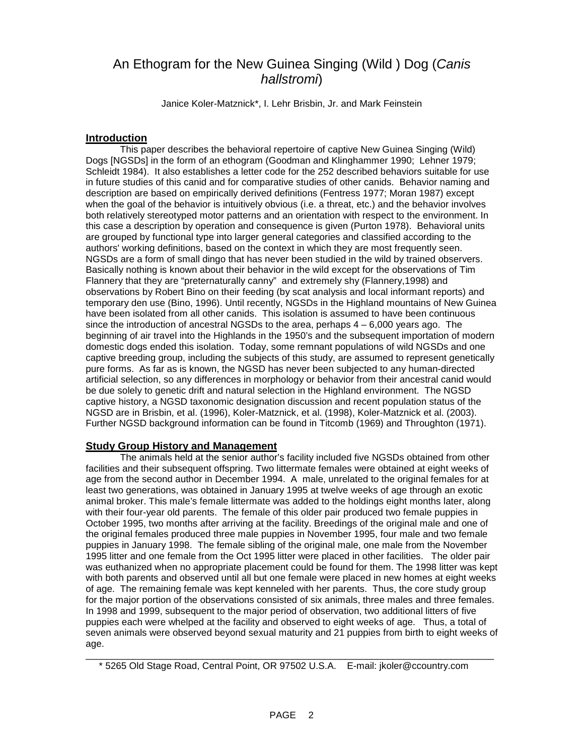# An Ethogram for the New Guinea Singing (Wild ) Dog (*Canis hallstromi*)

Janice Koler-Matznick*, I. Lehr Brisbin, Jr. and Mark Feinstein

## Introduction

This paper describes the behavioral repertoire of captive New Guinea Singing (Wild) Dogs [NGSDs] in the form of an ethogram (Goodman and Klinghammer 1990; Lehner 1979; Schleidt 1984). It also establishes a letter code for the 252 described behaviors suitable for use in future studies of this canid and for comparative studies of other canids. Behavior naming and description are based on empirically derived definitions (Fentress 1977; Moran 1987) except when the goal of the behavior is intuitively obvious (i.e. a threat, etc.) and the behavior involves both relatively stereotyped motor patterns and an orientation with respect to the environment. In this case a description by operation and consequence is given (Purton 1978). Behavioral units are grouped by functional type into larger general categories and classified according to the authors' working definitions, based on the context in which they are most frequently seen. NGSDs are a form of small dingo that has never been studied in the wild by trained observers. Basically nothing is known about their behavior in the wild except for the observations of Tim Flannery that they are "preternaturally canny" and extremely shy (Flannery,1998) and observations by Robert Bino on their feeding (by scat analysis and local informant reports) and temporary den use (Bino, 1996). Until recently, NGSDs in the Highland mountains of New Guinea have been isolated from all other canids. This isolation is assumed to have been continuous since the introduction of ancestral NGSDs to the area, perhaps 4 – 6,000 years ago. The beginning of air travel into the Highlands in the 1950's and the subsequent importation of modern domestic dogs ended this isolation. Today, some remnant populations of wild NGSDs and one captive breeding group, including the subjects of this study, are assumed to represent genetically pure forms. As far as is known, the NGSD has never been subjected to any human-directed artificial selection, so any differences in morphology or behavior from their ancestral canid would be due solely to genetic drift and natural selection in the Highland environment. The NGSD captive history, a NGSD taxonomic designation discussion and recent population status of the NGSD are in Brisbin, et al. (1996), Koler-Matznick, et al. (1998), Koler-Matznick et al. (2003). Further NGSD background information can be found in Titcomb (1969) and Throughton (1971).

## Study Group History and Management

The animals held at the senior author's facility included five NGSDs obtained from other facilities and their subsequent offspring. Two littermate females were obtained at eight weeks of age from the second author in December 1994. A male, unrelated to the original females for at least two generations, was obtained in January 1995 at twelve weeks of age through an exotic animal broker. This male's female littermate was added to the holdings eight months later, along with their four-year old parents. The female of this older pair produced two female puppies in October 1995, two months after arriving at the facility. Breedings of the original male and one of the original females produced three male puppies in November 1995, four male and two female puppies in January 1998. The female sibling of the original male, one male from the November 1995 litter and one female from the Oct 1995 litter were placed in other facilities. The older pair was euthanized when no appropriate placement could be found for them. The 1998 litter was kept with both parents and observed until all but one female were placed in new homes at eight weeks of age. The remaining female was kept kenneled with her parents. Thus, the core study group for the major portion of the observations consisted of six animals, three males and three females. In 1998 and 1999, subsequent to the major period of observation, two additional litters of five puppies each were whelped at the facility and observed to eight weeks of age. Thus, a total of seven animals were observed beyond sexual maturity and 21 puppies from birth to eight weeks of age.

---

* 5265 Old Stage Road, Central Point, OR 97502 U.S.A. E-mail: jkoler@ccountry.com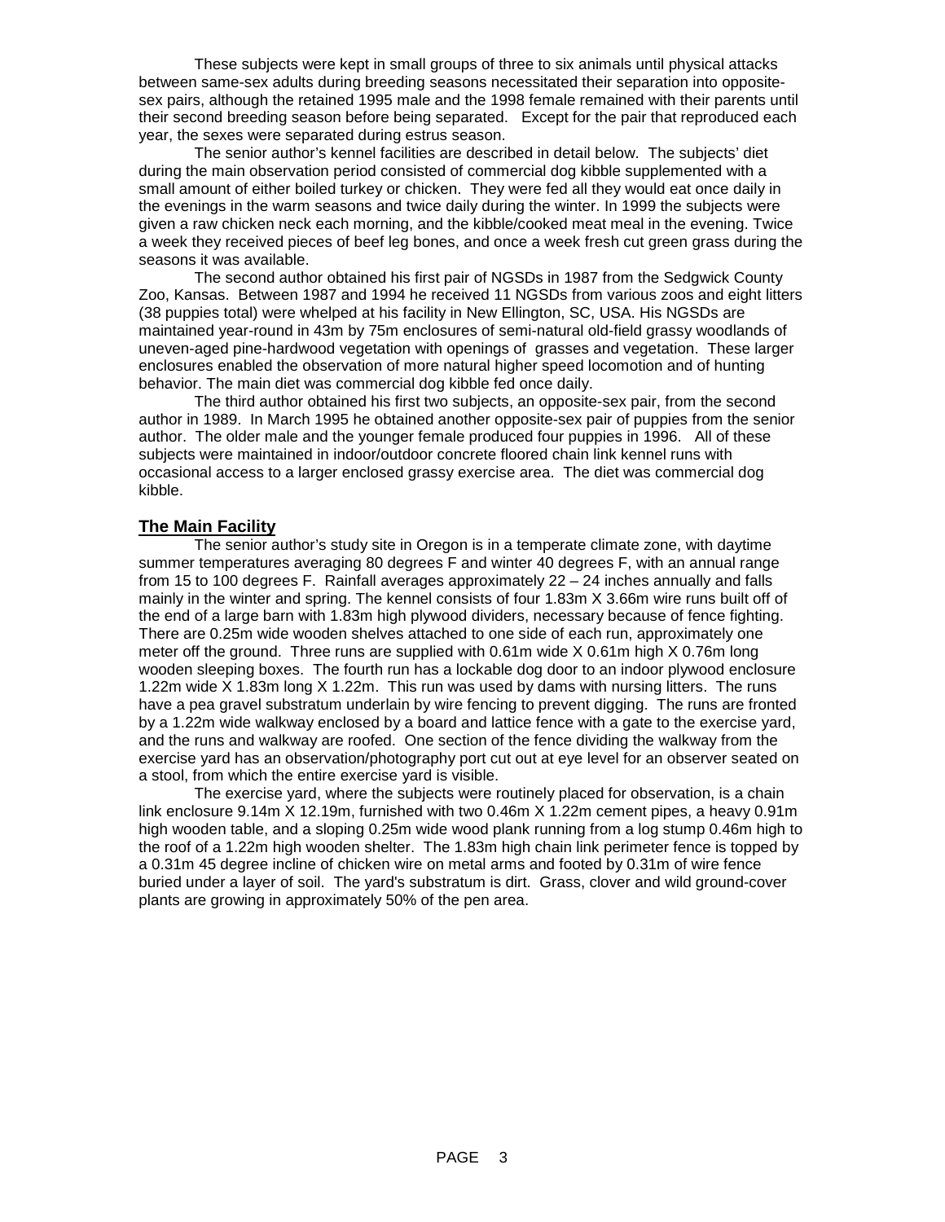These subjects were kept in small groups of three to six animals until physical attacks between same-sex adults during breeding seasons necessitated their separation into opposite-sex pairs, although the retained 1995 male and the 1998 female remained with their parents until their second breeding season before being separated. Except for the pair that reproduced each year, the sexes were separated during estrus season.

The senior author's kennel facilities are described in detail below. The subjects' diet during the main observation period consisted of commercial dog kibble supplemented with a small amount of either boiled turkey or chicken. They were fed all they would eat once daily in the evenings in the warm seasons and twice daily during the winter. In 1999 the subjects were given a raw chicken neck each morning, and the kibble/cooked meat meal in the evening. Twice a week they received pieces of beef leg bones, and once a week fresh cut green grass during the seasons it was available.

The second author obtained his first pair of NGSDs in 1987 from the Sedgwick County Zoo, Kansas. Between 1987 and 1994 he received 11 NGSDs from various zoos and eight litters (38 puppies total) were whelped at his facility in New Ellington, SC, USA. His NGSDs are maintained year-round in 43m by 75m enclosures of semi-natural old-field grassy woodlands of uneven-aged pine-hardwood vegetation with openings of grasses and vegetation. These larger enclosures enabled the observation of more natural higher speed locomotion and of hunting behavior. The main diet was commercial dog kibble fed once daily.

The third author obtained his first two subjects, an opposite-sex pair, from the second author in 1989. In March 1995 he obtained another opposite-sex pair of puppies from the senior author. The older male and the younger female produced four puppies in 1996. All of these subjects were maintained in indoor/outdoor concrete floored chain link kennel runs with occasional access to a larger enclosed grassy exercise area. The diet was commercial dog kibble.

## The Main Facility

The senior author's study site in Oregon is in a temperate climate zone, with daytime summer temperatures averaging 80 degrees F and winter 40 degrees F, with an annual range from 15 to 100 degrees F. Rainfall averages approximately 22 – 24 inches annually and falls mainly in the winter and spring. The kennel consists of four 1.83m X 3.66m wire runs built off of the end of a large barn with 1.83m high plywood dividers, necessary because of fence fighting. There are 0.25m wide wooden shelves attached to one side of each run, approximately one meter off the ground. Three runs are supplied with 0.61m wide X 0.61m high X 0.76m long wooden sleeping boxes. The fourth run has a lockable dog door to an indoor plywood enclosure 1.22m wide X 1.83m long X 1.22m. This run was used by dams with nursing litters. The runs have a pea gravel substratum underlain by wire fencing to prevent digging. The runs are fronted by a 1.22m wide walkway enclosed by a board and lattice fence with a gate to the exercise yard, and the runs and walkway are roofed. One section of the fence dividing the walkway from the exercise yard has an observation/photography port cut out at eye level for an observer seated on a stool, from which the entire exercise yard is visible.

The exercise yard, where the subjects were routinely placed for observation, is a chain link enclosure 9.14m X 12.19m, furnished with two 0.46m X 1.22m cement pipes, a heavy 0.91m high wooden table, and a sloping 0.25m wide wood plank running from a log stump 0.46m high to the roof of a 1.22m high wooden shelter. The 1.83m high chain link perimeter fence is topped by a 0.31m 45 degree incline of chicken wire on metal arms and footed by 0.31m of wire fence buried under a layer of soil. The yard's substratum is dirt. Grass, clover and wild ground-cover plants are growing in approximately 50% of the pen area.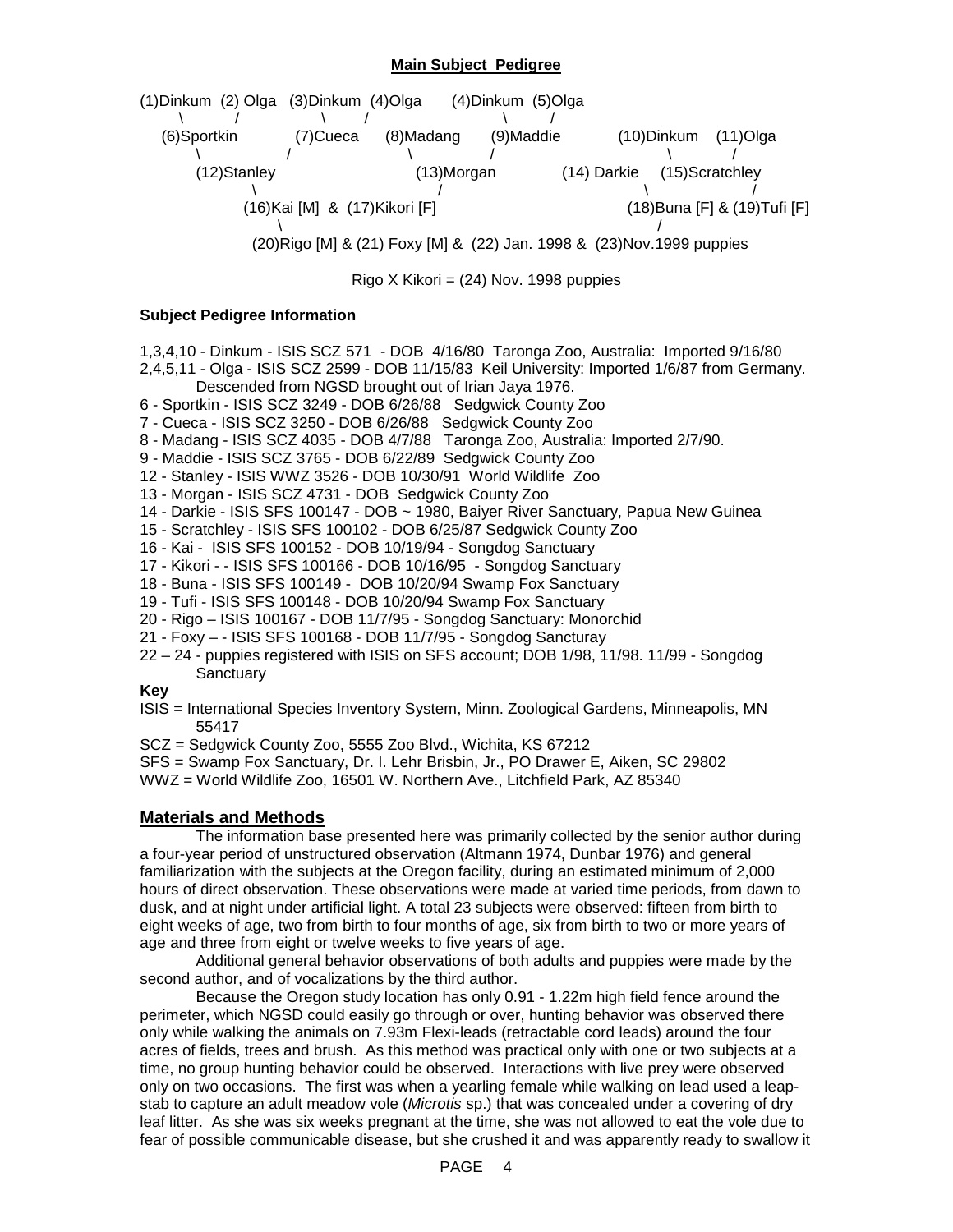**Main Subject Pedigree**

```
(1)Dinkum  (2) Olga   (3)Dinkum  (4)Olga       (4)Dinkum  (5)Olga
      \          /              \       /                  \        /
   (6)Sportkin           (7)Cueca      (8)Madang       (9)Maddie           (10)Dinkum    (11)Olga
         \               /                    \              /                          \           /
        (12)Stanley                          (13)Morgan            (14) Darkie    (15)Scratchley
                \                              /                            \                  /
              (16)Kai [M]  &  (17)Kikori [F]                          (18)Buna [F] & (19)Tufi [F]
                    \                                                        /
               (20)Rigo [M] & (21) Foxy [M] &  (22) Jan. 1998 &  (23)Nov.1999 puppies

                              Rigo X Kikori = (24) Nov. 1998 puppies
```

**Subject Pedigree Information**

1,3,4,10 - Dinkum - ISIS SCZ 571 - DOB 4/16/80 Taronga Zoo, Australia: Imported 9/16/80
2,4,5,11 - Olga - ISIS SCZ 2599 - DOB 11/15/83 Keil University: Imported 1/6/87 from Germany. Descended from NGSD brought out of Irian Jaya 1976.
6 - Sportkin - ISIS SCZ 3249 - DOB 6/26/88 Sedgwick County Zoo
7 - Cueca - ISIS SCZ 3250 - DOB 6/26/88 Sedgwick County Zoo
8 - Madang - ISIS SCZ 4035 - DOB 4/7/88 Taronga Zoo, Australia: Imported 2/7/90.
9 - Maddie - ISIS SCZ 3765 - DOB 6/22/89 Sedgwick County Zoo
12 - Stanley - ISIS WWZ 3526 - DOB 10/30/91 World Wildlife Zoo
13 - Morgan - ISIS SCZ 4731 - DOB Sedgwick County Zoo
14 - Darkie - ISIS SFS 100147 - DOB ~ 1980, Baiyer River Sanctuary, Papua New Guinea
15 - Scratchley - ISIS SFS 100102 - DOB 6/25/87 Sedgwick County Zoo
16 - Kai - ISIS SFS 100152 - DOB 10/19/94 - Songdog Sanctuary
17 - Kikori - - ISIS SFS 100166 - DOB 10/16/95 - Songdog Sanctuary
18 - Buna - ISIS SFS 100149 - DOB 10/20/94 Swamp Fox Sanctuary
19 - Tufi - ISIS SFS 100148 - DOB 10/20/94 Swamp Fox Sanctuary
20 - Rigo – ISIS 100167 - DOB 11/7/95 - Songdog Sanctuary: Monorchid
21 - Foxy – - ISIS SFS 100168 - DOB 11/7/95 - Songdog Sancturay
22 – 24 - puppies registered with ISIS on SFS account; DOB 1/98, 11/98. 11/99 - Songdog Sanctuary

**Key**

ISIS = International Species Inventory System, Minn. Zoological Gardens, Minneapolis, MN 55417
SCZ = Sedgwick County Zoo, 5555 Zoo Blvd., Wichita, KS 67212
SFS = Swamp Fox Sanctuary, Dr. I. Lehr Brisbin, Jr., PO Drawer E, Aiken, SC 29802
WWZ = World Wildlife Zoo, 16501 W. Northern Ave., Litchfield Park, AZ 85340

## Materials and Methods

The information base presented here was primarily collected by the senior author during a four-year period of unstructured observation (Altmann 1974, Dunbar 1976) and general familiarization with the subjects at the Oregon facility, during an estimated minimum of 2,000 hours of direct observation. These observations were made at varied time periods, from dawn to dusk, and at night under artificial light. A total 23 subjects were observed: fifteen from birth to eight weeks of age, two from birth to four months of age, six from birth to two or more years of age and three from eight or twelve weeks to five years of age.

Additional general behavior observations of both adults and puppies were made by the second author, and of vocalizations by the third author.

Because the Oregon study location has only 0.91 - 1.22m high field fence around the perimeter, which NGSD could easily go through or over, hunting behavior was observed there only while walking the animals on 7.93m Flexi-leads (retractable cord leads) around the four acres of fields, trees and brush. As this method was practical only with one or two subjects at a time, no group hunting behavior could be observed. Interactions with live prey were observed only on two occasions. The first was when a yearling female while walking on lead used a leap-stab to capture an adult meadow vole (*Microtis* sp.) that was concealed under a covering of dry leaf litter. As she was six weeks pregnant at the time, she was not allowed to eat the vole due to fear of possible communicable disease, but she crushed it and was apparently ready to swallow it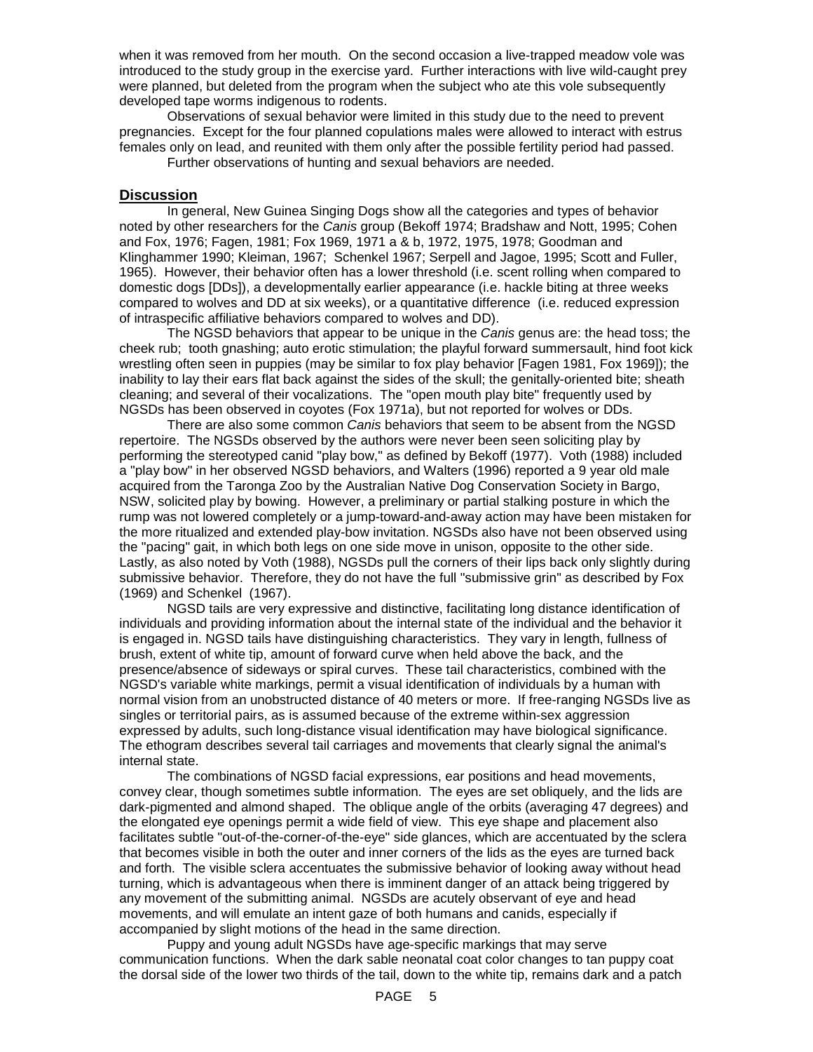when it was removed from her mouth. On the second occasion a live-trapped meadow vole was introduced to the study group in the exercise yard. Further interactions with live wild-caught prey were planned, but deleted from the program when the subject who ate this vole subsequently developed tape worms indigenous to rodents.

Observations of sexual behavior were limited in this study due to the need to prevent pregnancies. Except for the four planned copulations males were allowed to interact with estrus females only on lead, and reunited with them only after the possible fertility period had passed.

Further observations of hunting and sexual behaviors are needed.

## Discussion

In general, New Guinea Singing Dogs show all the categories and types of behavior noted by other researchers for the *Canis* group (Bekoff 1974; Bradshaw and Nott, 1995; Cohen and Fox, 1976; Fagen, 1981; Fox 1969, 1971 a & b, 1972, 1975, 1978; Goodman and Klinghammer 1990; Kleiman, 1967; Schenkel 1967; Serpell and Jagoe, 1995; Scott and Fuller, 1965). However, their behavior often has a lower threshold (i.e. scent rolling when compared to domestic dogs [DDs]), a developmentally earlier appearance (i.e. hackle biting at three weeks compared to wolves and DD at six weeks), or a quantitative difference (i.e. reduced expression of intraspecific affiliative behaviors compared to wolves and DD).

The NGSD behaviors that appear to be unique in the *Canis* genus are: the head toss; the cheek rub; tooth gnashing; auto erotic stimulation; the playful forward summersault, hind foot kick wrestling often seen in puppies (may be similar to fox play behavior [Fagen 1981, Fox 1969]); the inability to lay their ears flat back against the sides of the skull; the genitally-oriented bite; sheath cleaning; and several of their vocalizations. The "open mouth play bite" frequently used by NGSDs has been observed in coyotes (Fox 1971a), but not reported for wolves or DDs.

There are also some common *Canis* behaviors that seem to be absent from the NGSD repertoire. The NGSDs observed by the authors were never been seen soliciting play by performing the stereotyped canid "play bow," as defined by Bekoff (1977). Voth (1988) included a "play bow" in her observed NGSD behaviors, and Walters (1996) reported a 9 year old male acquired from the Taronga Zoo by the Australian Native Dog Conservation Society in Bargo, NSW, solicited play by bowing. However, a preliminary or partial stalking posture in which the rump was not lowered completely or a jump-toward-and-away action may have been mistaken for the more ritualized and extended play-bow invitation. NGSDs also have not been observed using the "pacing" gait, in which both legs on one side move in unison, opposite to the other side. Lastly, as also noted by Voth (1988), NGSDs pull the corners of their lips back only slightly during submissive behavior. Therefore, they do not have the full "submissive grin" as described by Fox (1969) and Schenkel (1967).

NGSD tails are very expressive and distinctive, facilitating long distance identification of individuals and providing information about the internal state of the individual and the behavior it is engaged in. NGSD tails have distinguishing characteristics. They vary in length, fullness of brush, extent of white tip, amount of forward curve when held above the back, and the presence/absence of sideways or spiral curves. These tail characteristics, combined with the NGSD's variable white markings, permit a visual identification of individuals by a human with normal vision from an unobstructed distance of 40 meters or more. If free-ranging NGSDs live as singles or territorial pairs, as is assumed because of the extreme within-sex aggression expressed by adults, such long-distance visual identification may have biological significance. The ethogram describes several tail carriages and movements that clearly signal the animal's internal state.

The combinations of NGSD facial expressions, ear positions and head movements, convey clear, though sometimes subtle information. The eyes are set obliquely, and the lids are dark-pigmented and almond shaped. The oblique angle of the orbits (averaging 47 degrees) and the elongated eye openings permit a wide field of view. This eye shape and placement also facilitates subtle "out-of-the-corner-of-the-eye" side glances, which are accentuated by the sclera that becomes visible in both the outer and inner corners of the lids as the eyes are turned back and forth. The visible sclera accentuates the submissive behavior of looking away without head turning, which is advantageous when there is imminent danger of an attack being triggered by any movement of the submitting animal. NGSDs are acutely observant of eye and head movements, and will emulate an intent gaze of both humans and canids, especially if accompanied by slight motions of the head in the same direction.

Puppy and young adult NGSDs have age-specific markings that may serve communication functions. When the dark sable neonatal coat color changes to tan puppy coat the dorsal side of the lower two thirds of the tail, down to the white tip, remains dark and a patch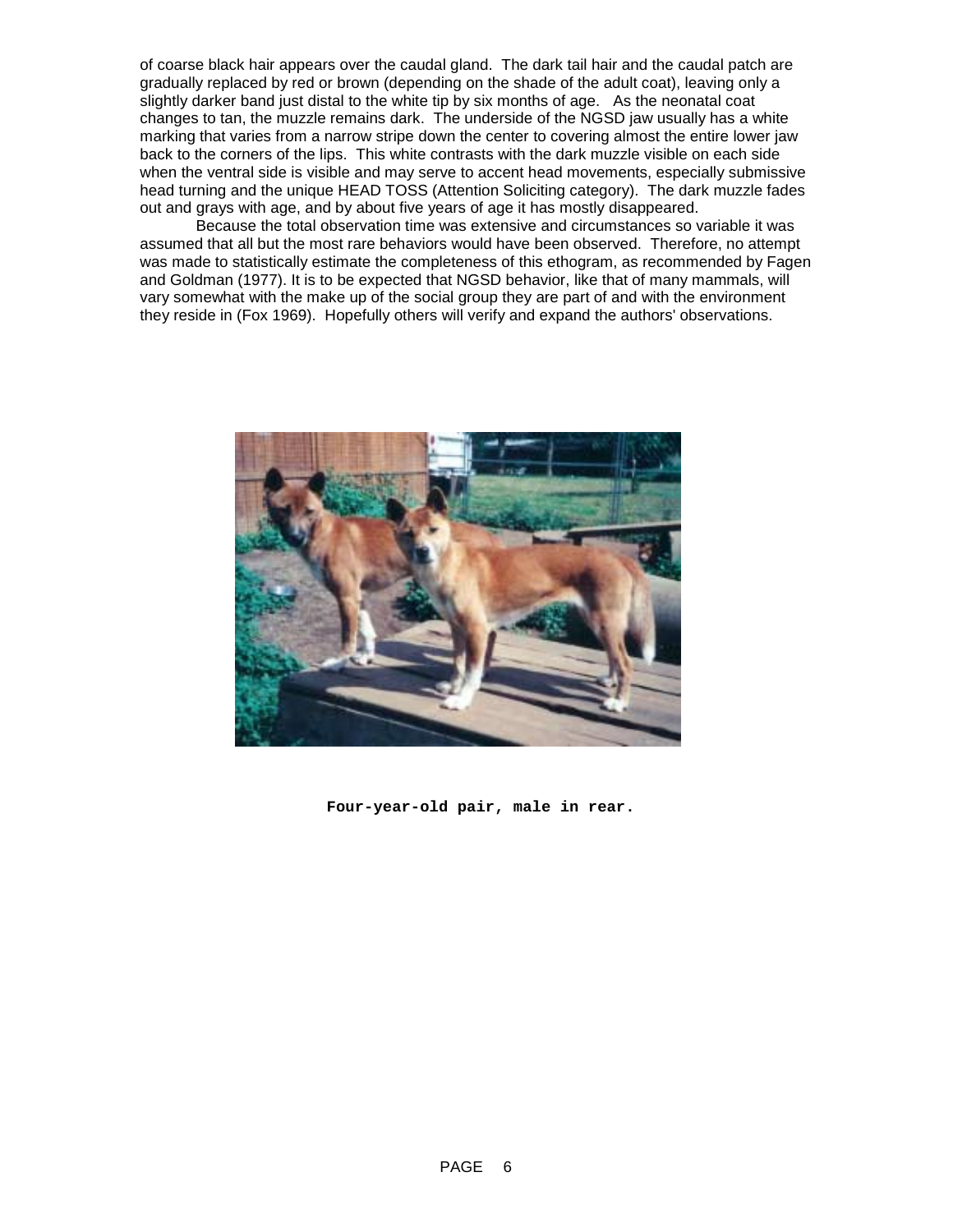of coarse black hair appears over the caudal gland. The dark tail hair and the caudal patch are gradually replaced by red or brown (depending on the shade of the adult coat), leaving only a slightly darker band just distal to the white tip by six months of age. As the neonatal coat changes to tan, the muzzle remains dark. The underside of the NGSD jaw usually has a white marking that varies from a narrow stripe down the center to covering almost the entire lower jaw back to the corners of the lips. This white contrasts with the dark muzzle visible on each side when the ventral side is visible and may serve to accent head movements, especially submissive head turning and the unique HEAD TOSS (Attention Soliciting category). The dark muzzle fades out and grays with age, and by about five years of age it has mostly disappeared.

Because the total observation time was extensive and circumstances so variable it was assumed that all but the most rare behaviors would have been observed. Therefore, no attempt was made to statistically estimate the completeness of this ethogram, as recommended by Fagen and Goldman (1977). It is to be expected that NGSD behavior, like that of many mammals, will vary somewhat with the make up of the social group they are part of and with the environment they reside in (Fox 1969). Hopefully others will verify and expand the authors' observations.

**Four-year-old pair, male in rear.**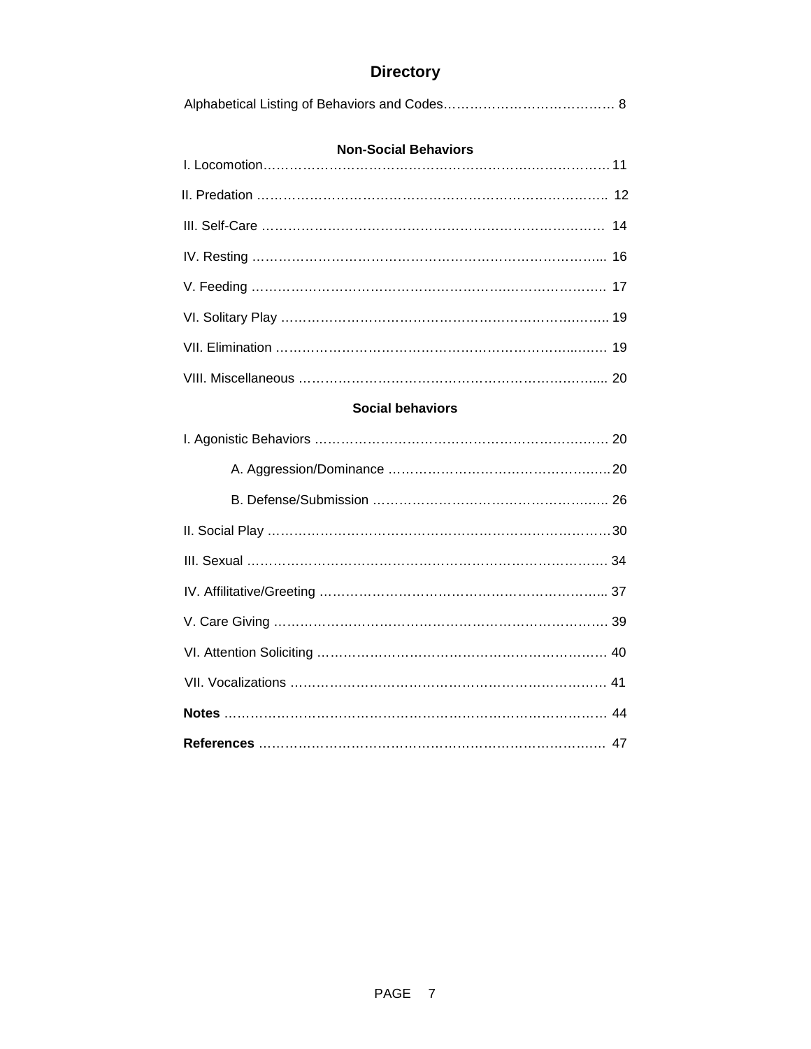# Directory

Alphabetical Listing of Behaviors and Codes………………………………… 8

**Non-Social Behaviors**

I. Locomotion……………………………………………………………………… 11

II. Predation ……………………………………………………………………… 12

III. Self-Care ……………………………………………………………………… 14

IV. Resting ………………………………………………………………………... 16

V. Feeding ………………………………………………………………………… 17

VI. Solitary Play …………………………………………………………………. 19

VII. Elimination …………………………………………………………………… 19

VIII. Miscellaneous ……………………………………………………………... 20

**Social behaviors**

I. Agonistic Behaviors …………………………………………………………. 20

  A. Aggression/Dominance ……………………………………………………20

  B. Defense/Submission ……………………………………………………... 26

II. Social Play ………………………………………………………………………30

III. Sexual …………………………………………………………………………. 34

IV. Affilitative/Greeting ……………………………………………………….... 37

V. Care Giving ……………………………………………………………………. 39

VI. Attention Soliciting ………………………………………………………… 40

VII. Vocalizations ………………………………………………………………… 41

**Notes** ………………………………………………………………………………… 44

**References** …………………………………………………………………………. 47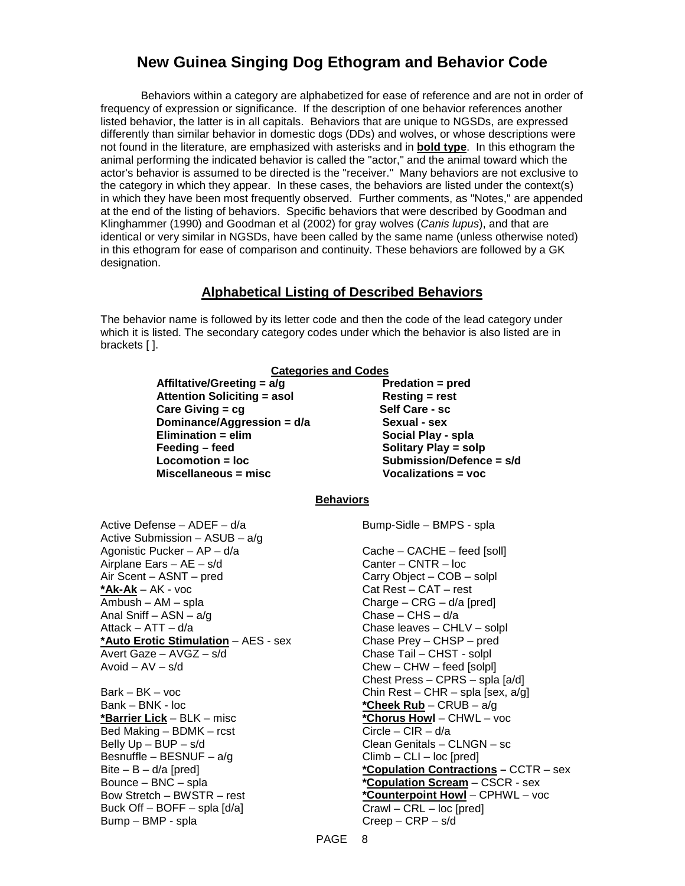# New Guinea Singing Dog Ethogram and Behavior Code

Behaviors within a category are alphabetized for ease of reference and are not in order of frequency of expression or significance. If the description of one behavior references another listed behavior, the latter is in all capitals. Behaviors that are unique to NGSDs, are expressed differently than similar behavior in domestic dogs (DDs) and wolves, or whose descriptions were not found in the literature, are emphasized with asterisks and in **bold type**. In this ethogram the animal performing the indicated behavior is called the "actor," and the animal toward which the actor's behavior is assumed to be directed is the "receiver." Many behaviors are not exclusive to the category in which they appear. In these cases, the behaviors are listed under the context(s) in which they have been most frequently observed. Further comments, as "Notes," are appended at the end of the listing of behaviors. Specific behaviors that were described by Goodman and Klinghammer (1990) and Goodman et al (2002) for gray wolves (*Canis lupus*), and that are identical or very similar in NGSDs, have been called by the same name (unless otherwise noted) in this ethogram for ease of comparison and continuity. These behaviors are followed by a GK designation.

## Alphabetical Listing of Described Behaviors

The behavior name is followed by its letter code and then the code of the lead category under which it is listed. The secondary category codes under which the behavior is also listed are in brackets [ ].

**Categories and Codes**

| | |
|---|---|
| **Affiltative/Greeting = a/g** | **Predation = pred** |
| **Attention Soliciting = asol** | **Resting = rest** |
| **Care Giving = cg** | **Self Care - sc** |
| **Dominance/Aggression = d/a** | **Sexual - sex** |
| **Elimination = elim** | **Social Play - spla** |
| **Feeding – feed** | **Solitary Play = solp** |
| **Locomotion = loc** | **Submission/Defence = s/d** |
| **Miscellaneous = misc** | **Vocalizations = voc** |

**Behaviors**

Active Defense – ADEF – d/a
Active Submission – ASUB – a/g
Agonistic Pucker – AP – d/a
Airplane Ears – AE – s/d
Air Scent – ASNT – pred
**\*Ak-Ak** – AK - voc
Ambush – AM – spla
Anal Sniff – ASN – a/g
Attack – ATT – d/a
**\*Auto Erotic Stimulation** – AES - sex
Avert Gaze – AVGZ – s/d
Avoid – AV – s/d

Bark – BK – voc
Bank – BNK - loc
**\*Barrier Lick** – BLK – misc
Bed Making – BDMK – rcst
Belly Up – BUP – s/d
Besnuffle – BESNUF – a/g
Bite – B – d/a [pred]
Bounce – BNC – spla
Bow Stretch – BWSTR – rest
Buck Off – BOFF – spla [d/a]
Bump – BMP - spla
Bump-Sidle – BMPS - spla

Cache – CACHE – feed [soll]
Canter – CNTR – loc
Carry Object – COB – solpl
Cat Rest – CAT – rest
Charge – CRG – d/a [pred]
Chase – CHS – d/a
Chase leaves – CHLV – solpl
Chase Prey – CHSP – pred
Chase Tail – CHST - solpl
Chew – CHW – feed [solpl]
Chest Press – CPRS – spla [a/d]
Chin Rest – CHR – spla [sex, a/g]
**\*Cheek Rub** – CRUB – a/g
**\*Chorus Howl** – CHWL – voc
Circle – CIR – d/a
Clean Genitals – CLNGN – sc
Climb – CLI – loc [pred]
**\*Copulation Contractions –** CCTR – sex
**\*Copulation Scream** – CSCR - sex
**\*Counterpoint Howl** – CPHWL – voc
Crawl – CRL – loc [pred]
Creep – CRP – s/d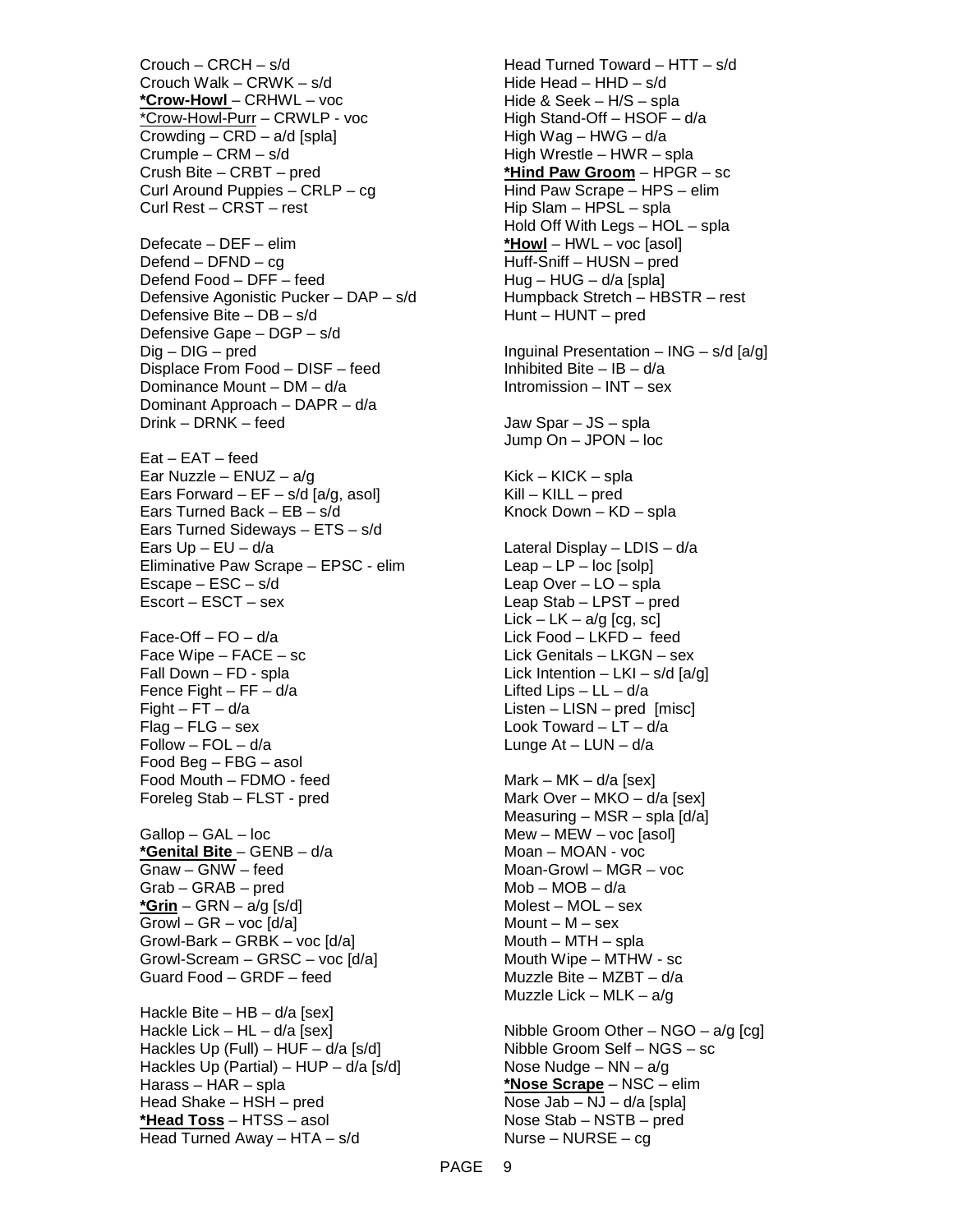Crouch – CRCH – s/d
Crouch Walk – CRWK – s/d
**<u>*Crow-Howl</u>** – CRHWL – voc
<u>*Crow-Howl-Purr</u> – CRWLP - voc
Crowding – CRD – a/d [spla]
Crumple – CRM – s/d
Crush Bite – CRBT – pred
Curl Around Puppies – CRLP – cg
Curl Rest – CRST – rest

Defecate – DEF – elim
Defend – DFND – cg
Defend Food – DFF – feed
Defensive Agonistic Pucker – DAP – s/d
Defensive Bite – DB – s/d
Defensive Gape – DGP – s/d
Dig – DIG – pred
Displace From Food – DISF – feed
Dominance Mount – DM – d/a
Dominant Approach – DAPR – d/a
Drink – DRNK – feed

Eat – EAT – feed
Ear Nuzzle – ENUZ – a/g
Ears Forward – EF – s/d [a/g, asol]
Ears Turned Back – EB – s/d
Ears Turned Sideways – ETS – s/d
Ears Up – EU – d/a
Eliminative Paw Scrape – EPSC - elim
Escape – ESC – s/d
Escort – ESCT – sex

Face-Off – FO – d/a
Face Wipe – FACE – sc
Fall Down – FD - spla
Fence Fight – FF – d/a
Fight – FT – d/a
Flag – FLG – sex
Follow – FOL – d/a
Food Beg – FBG – asol
Food Mouth – FDMO - feed
Foreleg Stab – FLST - pred

Gallop – GAL – loc
**<u>*Genital Bite</u>** – GENB – d/a
Gnaw – GNW – feed
Grab – GRAB – pred
**<u>*Grin</u>** – GRN – a/g [s/d]
Growl – GR – voc [d/a]
Growl-Bark – GRBK – voc [d/a]
Growl-Scream – GRSC – voc [d/a]
Guard Food – GRDF – feed

Hackle Bite – HB – d/a [sex]
Hackle Lick – HL – d/a [sex]
Hackles Up (Full) – HUF – d/a [s/d]
Hackles Up (Partial) – HUP – d/a [s/d]
Harass – HAR – spla
Head Shake – HSH – pred
**<u>*Head Toss</u>** – HTSS – asol
Head Turned Away – HTA – s/d

Head Turned Toward – HTT – s/d
Hide Head – HHD – s/d
Hide & Seek – H/S – spla
High Stand-Off – HSOF – d/a
High Wag – HWG – d/a
High Wrestle – HWR – spla
**<u>*Hind Paw Groom</u>** – HPGR – sc
Hind Paw Scrape – HPS – elim
Hip Slam – HPSL – spla
Hold Off With Legs – HOL – spla
**<u>*Howl</u>** – HWL – voc [asol]
Huff-Sniff – HUSN – pred
Hug – HUG – d/a [spla]
Humpback Stretch – HBSTR – rest
Hunt – HUNT – pred

Inguinal Presentation – ING – s/d [a/g]
Inhibited Bite – IB – d/a
Intromission – INT – sex

Jaw Spar – JS – spla
Jump On – JPON – loc

Kick – KICK – spla
Kill – KILL – pred
Knock Down – KD – spla

Lateral Display – LDIS – d/a
Leap – LP – loc [solp]
Leap Over – LO – spla
Leap Stab – LPST – pred
Lick – LK – a/g [cg, sc]
Lick Food – LKFD – feed
Lick Genitals – LKGN – sex
Lick Intention – LKI – s/d [a/g]
Lifted Lips – LL – d/a
Listen – LISN – pred [misc]
Look Toward – LT – d/a
Lunge At – LUN – d/a

Mark – MK – d/a [sex]
Mark Over – MKO – d/a [sex]
Measuring – MSR – spla [d/a]
Mew – MEW – voc [asol]
Moan – MOAN - voc
Moan-Growl – MGR – voc
Mob – MOB – d/a
Molest – MOL – sex
Mount – M – sex
Mouth – MTH – spla
Mouth Wipe – MTHW - sc
Muzzle Bite – MZBT – d/a
Muzzle Lick – MLK – a/g

Nibble Groom Other – NGO – a/g [cg]
Nibble Groom Self – NGS – sc
Nose Nudge – NN – a/g
**<u>*Nose Scrape</u>** – NSC – elim
Nose Jab – NJ – d/a [spla]
Nose Stab – NSTB – pred
Nurse – NURSE – cg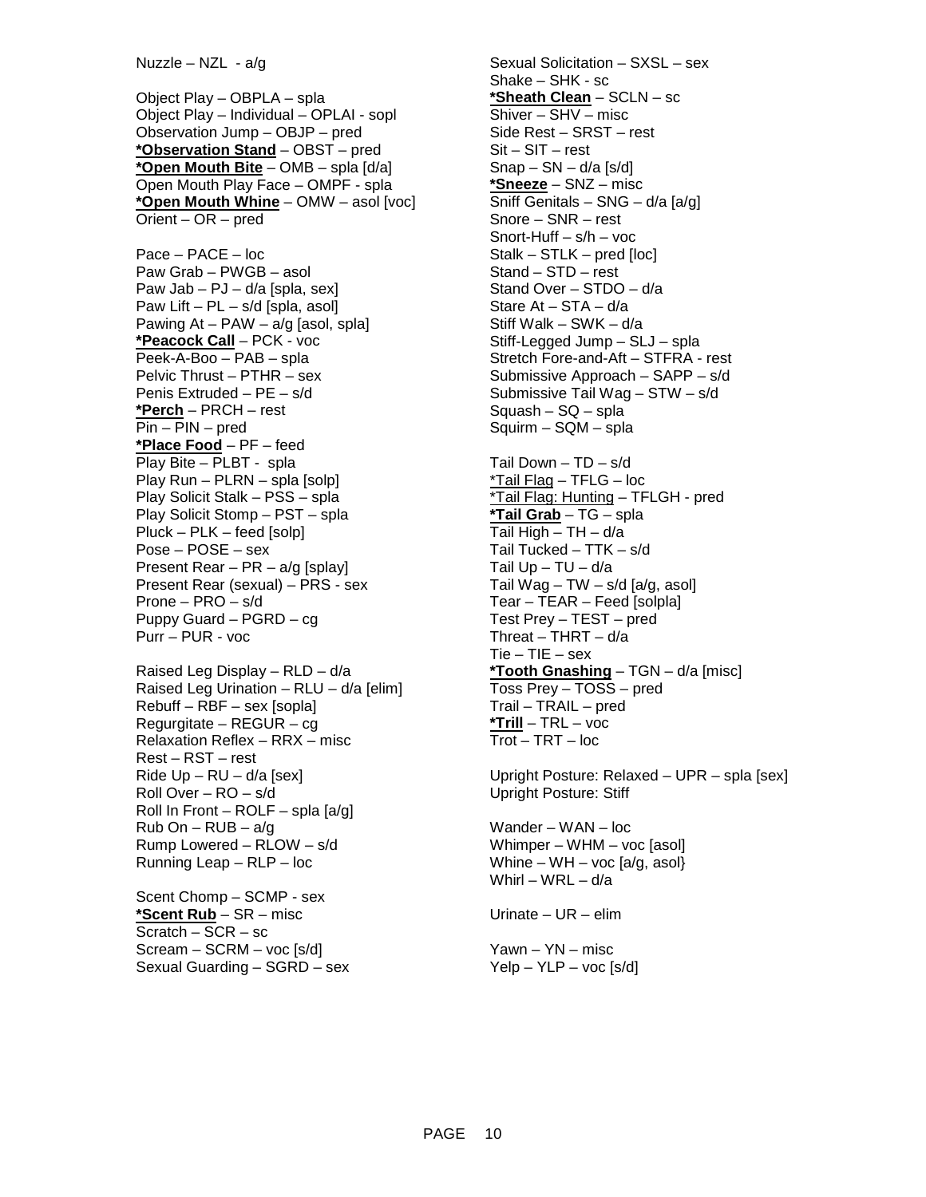Nuzzle – NZL - a/g

Object Play – OBPLA – spla
Object Play – Individual – OPLAI - sopl
Observation Jump – OBJP – pred
**<u>*Observation Stand</u>** – OBST – pred
**<u>*Open Mouth Bite</u>** – OMB – spla [d/a]
Open Mouth Play Face – OMPF - spla
**<u>*Open Mouth Whine</u>** – OMW – asol [voc]
Orient – OR – pred

Pace – PACE – loc
Paw Grab – PWGB – asol
Paw Jab – PJ – d/a [spla, sex]
Paw Lift – PL – s/d [spla, asol]
Pawing At – PAW – a/g [asol, spla]
**<u>*Peacock Call</u>** – PCK - voc
Peek-A-Boo – PAB – spla
Pelvic Thrust – PTHR – sex
Penis Extruded – PE – s/d
**<u>*Perch</u>** – PRCH – rest
Pin – PIN – pred
**<u>*Place Food</u>** – PF – feed
Play Bite – PLBT - spla
Play Run – PLRN – spla [solp]
Play Solicit Stalk – PSS – spla
Play Solicit Stomp – PST – spla
Pluck – PLK – feed [solp]
Pose – POSE – sex
Present Rear – PR – a/g [splay]
Present Rear (sexual) – PRS - sex
Prone – PRO – s/d
Puppy Guard – PGRD – cg
Purr – PUR - voc

Raised Leg Display – RLD – d/a
Raised Leg Urination – RLU – d/a [elim]
Rebuff – RBF – sex [sopla]
Regurgitate – REGUR – cg
Relaxation Reflex – RRX – misc
Rest – RST – rest
Ride Up – RU – d/a [sex]
Roll Over – RO – s/d
Roll In Front – ROLF – spla [a/g]
Rub On – RUB – a/g
Rump Lowered – RLOW – s/d
Running Leap – RLP – loc

Scent Chomp – SCMP - sex
**<u>*Scent Rub</u>** – SR – misc
Scratch – SCR – sc
Scream – SCRM – voc [s/d]
Sexual Guarding – SGRD – sex
Sexual Solicitation – SXSL – sex
Shake – SHK - sc
**<u>*Sheath Clean</u>** – SCLN – sc
Shiver – SHV – misc
Side Rest – SRST – rest
Sit – SIT – rest
Snap – SN – d/a [s/d]
**<u>*Sneeze</u>** – SNZ – misc
Sniff Genitals – SNG – d/a [a/g]
Snore – SNR – rest
Snort-Huff – s/h – voc
Stalk – STLK – pred [loc]
Stand – STD – rest
Stand Over – STDO – d/a
Stare At – STA – d/a
Stiff Walk – SWK – d/a
Stiff-Legged Jump – SLJ – spla
Stretch Fore-and-Aft – STFRA - rest
Submissive Approach – SAPP – s/d
Submissive Tail Wag – STW – s/d
Squash – SQ – spla
Squirm – SQM – spla

Tail Down – TD – s/d
<u>*Tail Flag</u> – TFLG – loc
<u>*Tail Flag: Hunting</u> – TFLGH - pred
**<u>*Tail Grab</u>** – TG – spla
Tail High – TH – d/a
Tail Tucked – TTK – s/d
Tail Up – TU – d/a
Tail Wag – TW – s/d [a/g, asol]
Tear – TEAR – Feed [solpla]
Test Prey – TEST – pred
Threat – THRT – d/a
Tie – TIE – sex
**<u>*Tooth Gnashing</u>** – TGN – d/a [misc]
Toss Prey – TOSS – pred
Trail – TRAIL – pred
**<u>*Trill</u>** – TRL – voc
Trot – TRT – loc

Upright Posture: Relaxed – UPR – spla [sex]
Upright Posture: Stiff

Wander – WAN – loc
Whimper – WHM – voc [asol]
Whine – WH – voc [a/g, asol}
Whirl – WRL – d/a

Urinate – UR – elim

Yawn – YN – misc
Yelp – YLP – voc [s/d]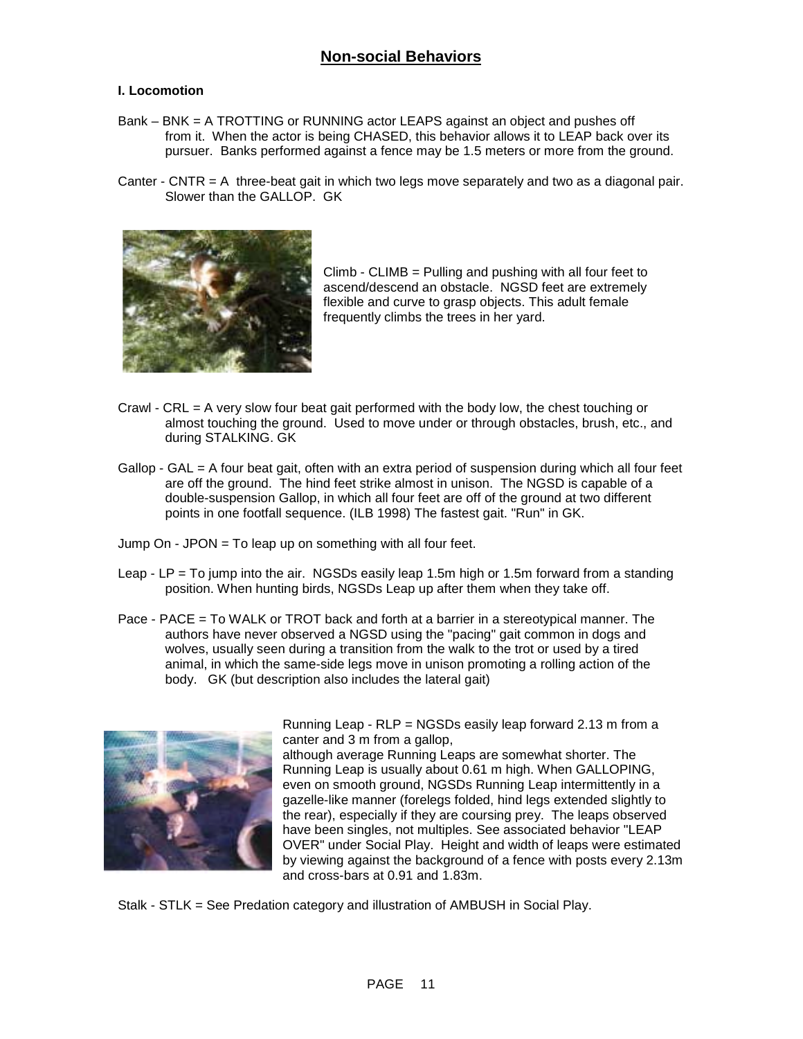## Non-social Behaviors

**I. Locomotion**

Bank – BNK = A TROTTING or RUNNING actor LEAPS against an object and pushes off from it. When the actor is being CHASED, this behavior allows it to LEAP back over its pursuer. Banks performed against a fence may be 1.5 meters or more from the ground.

Canter - CNTR = A three-beat gait in which two legs move separately and two as a diagonal pair. Slower than the GALLOP. GK

Climb - CLIMB = Pulling and pushing with all four feet to ascend/descend an obstacle. NGSD feet are extremely flexible and curve to grasp objects. This adult female frequently climbs the trees in her yard.

Crawl - CRL = A very slow four beat gait performed with the body low, the chest touching or almost touching the ground. Used to move under or through obstacles, brush, etc., and during STALKING. GK

Gallop - GAL = A four beat gait, often with an extra period of suspension during which all four feet are off the ground. The hind feet strike almost in unison. The NGSD is capable of a double-suspension Gallop, in which all four feet are off of the ground at two different points in one footfall sequence. (ILB 1998) The fastest gait. "Run" in GK.

Jump On - JPON = To leap up on something with all four feet.

Leap - LP = To jump into the air. NGSDs easily leap 1.5m high or 1.5m forward from a standing position. When hunting birds, NGSDs Leap up after them when they take off.

Pace - PACE = To WALK or TROT back and forth at a barrier in a stereotypical manner. The authors have never observed a NGSD using the "pacing" gait common in dogs and wolves, usually seen during a transition from the walk to the trot or used by a tired animal, in which the same-side legs move in unison promoting a rolling action of the body. GK (but description also includes the lateral gait)

Running Leap - RLP = NGSDs easily leap forward 2.13 m from a canter and 3 m from a gallop, although average Running Leaps are somewhat shorter. The Running Leap is usually about 0.61 m high. When GALLOPING, even on smooth ground, NGSDs Running Leap intermittently in a gazelle-like manner (forelegs folded, hind legs extended slightly to the rear), especially if they are coursing prey. The leaps observed have been singles, not multiples. See associated behavior "LEAP OVER" under Social Play. Height and width of leaps were estimated by viewing against the background of a fence with posts every 2.13m and cross-bars at 0.91 and 1.83m.

Stalk - STLK = See Predation category and illustration of AMBUSH in Social Play.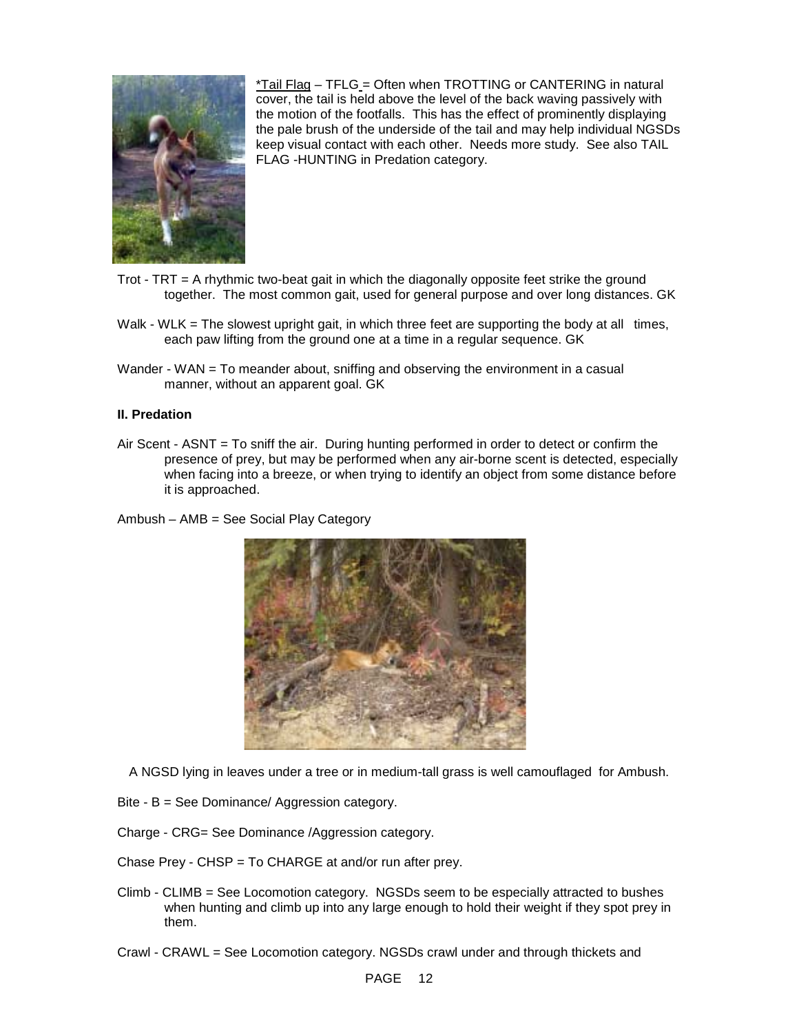*Tail Flag – TFLG = Often when TROTTING or CANTERING in natural cover, the tail is held above the level of the back waving passively with the motion of the footfalls. This has the effect of prominently displaying the pale brush of the underside of the tail and may help individual NGSDs keep visual contact with each other. Needs more study. See also TAIL FLAG -HUNTING in Predation category.

Trot - TRT = A rhythmic two-beat gait in which the diagonally opposite feet strike the ground together. The most common gait, used for general purpose and over long distances. GK

Walk - WLK = The slowest upright gait, in which three feet are supporting the body at all times, each paw lifting from the ground one at a time in a regular sequence. GK

Wander - WAN = To meander about, sniffing and observing the environment in a casual manner, without an apparent goal. GK

**II. Predation**

Air Scent - ASNT = To sniff the air. During hunting performed in order to detect or confirm the presence of prey, but may be performed when any air-borne scent is detected, especially when facing into a breeze, or when trying to identify an object from some distance before it is approached.

Ambush – AMB = See Social Play Category

A NGSD lying in leaves under a tree or in medium-tall grass is well camouflaged for Ambush.

Bite - B = See Dominance/ Aggression category.

Charge - CRG= See Dominance /Aggression category.

Chase Prey - CHSP = To CHARGE at and/or run after prey.

Climb - CLIMB = See Locomotion category. NGSDs seem to be especially attracted to bushes when hunting and climb up into any large enough to hold their weight if they spot prey in them.

Crawl - CRAWL = See Locomotion category. NGSDs crawl under and through thickets and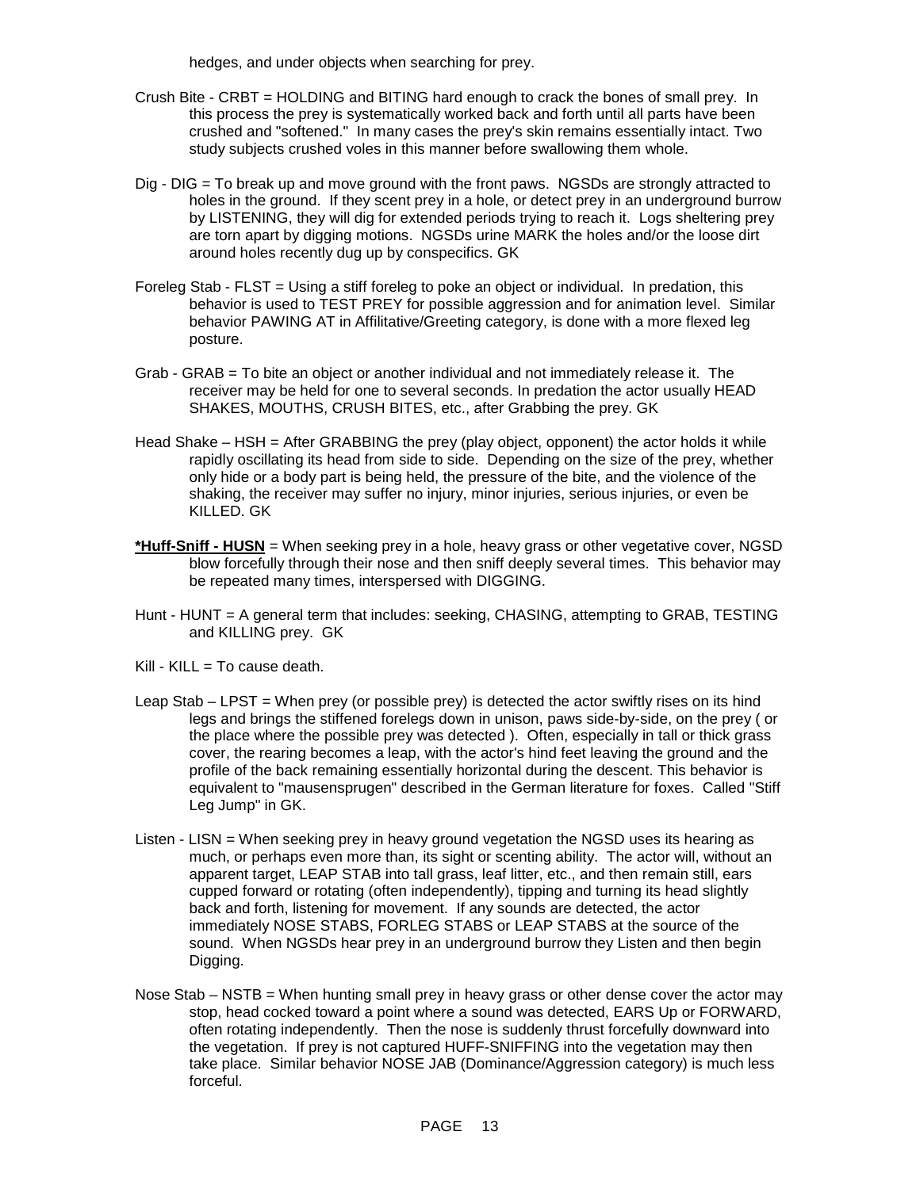hedges, and under objects when searching for prey.

Crush Bite - CRBT = HOLDING and BITING hard enough to crack the bones of small prey. In this process the prey is systematically worked back and forth until all parts have been crushed and "softened." In many cases the prey's skin remains essentially intact. Two study subjects crushed voles in this manner before swallowing them whole.

Dig - DIG = To break up and move ground with the front paws. NGSDs are strongly attracted to holes in the ground. If they scent prey in a hole, or detect prey in an underground burrow by LISTENING, they will dig for extended periods trying to reach it. Logs sheltering prey are torn apart by digging motions. NGSDs urine MARK the holes and/or the loose dirt around holes recently dug up by conspecifics. GK

Foreleg Stab - FLST = Using a stiff foreleg to poke an object or individual. In predation, this behavior is used to TEST PREY for possible aggression and for animation level. Similar behavior PAWING AT in Affilitative/Greeting category, is done with a more flexed leg posture.

Grab - GRAB = To bite an object or another individual and not immediately release it. The receiver may be held for one to several seconds. In predation the actor usually HEAD SHAKES, MOUTHS, CRUSH BITES, etc., after Grabbing the prey. GK

Head Shake – HSH = After GRABBING the prey (play object, opponent) the actor holds it while rapidly oscillating its head from side to side. Depending on the size of the prey, whether only hide or a body part is being held, the pressure of the bite, and the violence of the shaking, the receiver may suffer no injury, minor injuries, serious injuries, or even be KILLED. GK

<u>**\*Huff-Sniff - HUSN**</u> = When seeking prey in a hole, heavy grass or other vegetative cover, NGSD blow forcefully through their nose and then sniff deeply several times. This behavior may be repeated many times, interspersed with DIGGING.

Hunt - HUNT = A general term that includes: seeking, CHASING, attempting to GRAB, TESTING and KILLING prey. GK

Kill - KILL = To cause death.

Leap Stab – LPST = When prey (or possible prey) is detected the actor swiftly rises on its hind legs and brings the stiffened forelegs down in unison, paws side-by-side, on the prey ( or the place where the possible prey was detected ). Often, especially in tall or thick grass cover, the rearing becomes a leap, with the actor's hind feet leaving the ground and the profile of the back remaining essentially horizontal during the descent. This behavior is equivalent to "mausensprugen" described in the German literature for foxes. Called "Stiff Leg Jump" in GK.

Listen - LISN = When seeking prey in heavy ground vegetation the NGSD uses its hearing as much, or perhaps even more than, its sight or scenting ability. The actor will, without an apparent target, LEAP STAB into tall grass, leaf litter, etc., and then remain still, ears cupped forward or rotating (often independently), tipping and turning its head slightly back and forth, listening for movement. If any sounds are detected, the actor immediately NOSE STABS, FORLEG STABS or LEAP STABS at the source of the sound. When NGSDs hear prey in an underground burrow they Listen and then begin Digging.

Nose Stab – NSTB = When hunting small prey in heavy grass or other dense cover the actor may stop, head cocked toward a point where a sound was detected, EARS Up or FORWARD, often rotating independently. Then the nose is suddenly thrust forcefully downward into the vegetation. If prey is not captured HUFF-SNIFFING into the vegetation may then take place. Similar behavior NOSE JAB (Dominance/Aggression category) is much less forceful.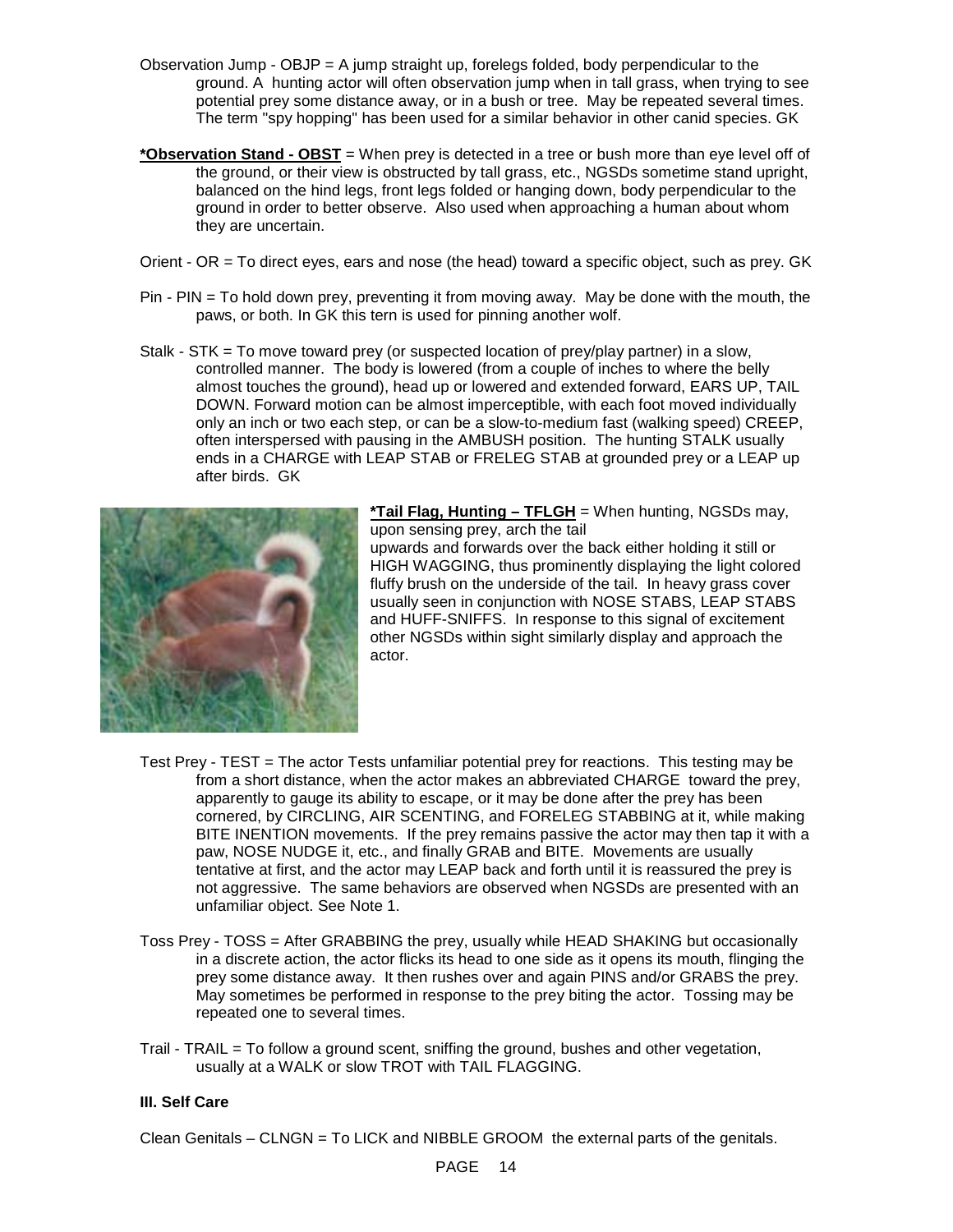Observation Jump - OBJP = A jump straight up, forelegs folded, body perpendicular to the ground. A hunting actor will often observation jump when in tall grass, when trying to see potential prey some distance away, or in a bush or tree. May be repeated several times. The term "spy hopping" has been used for a similar behavior in other canid species. GK

**<u>*Observation Stand - OBST</u>** = When prey is detected in a tree or bush more than eye level off of the ground, or their view is obstructed by tall grass, etc., NGSDs sometime stand upright, balanced on the hind legs, front legs folded or hanging down, body perpendicular to the ground in order to better observe. Also used when approaching a human about whom they are uncertain.

Orient - OR = To direct eyes, ears and nose (the head) toward a specific object, such as prey. GK

Pin - PIN = To hold down prey, preventing it from moving away. May be done with the mouth, the paws, or both. In GK this tern is used for pinning another wolf.

Stalk - STK = To move toward prey (or suspected location of prey/play partner) in a slow, controlled manner. The body is lowered (from a couple of inches to where the belly almost touches the ground), head up or lowered and extended forward, EARS UP, TAIL DOWN. Forward motion can be almost imperceptible, with each foot moved individually only an inch or two each step, or can be a slow-to-medium fast (walking speed) CREEP, often interspersed with pausing in the AMBUSH position. The hunting STALK usually ends in a CHARGE with LEAP STAB or FRELEG STAB at grounded prey or a LEAP up after birds. GK

**<u>*Tail Flag, Hunting – TFLGH</u>** = When hunting, NGSDs may, upon sensing prey, arch the tail upwards and forwards over the back either holding it still or HIGH WAGGING, thus prominently displaying the light colored fluffy brush on the underside of the tail. In heavy grass cover usually seen in conjunction with NOSE STABS, LEAP STABS and HUFF-SNIFFS. In response to this signal of excitement other NGSDs within sight similarly display and approach the actor.

Test Prey - TEST = The actor Tests unfamiliar potential prey for reactions. This testing may be from a short distance, when the actor makes an abbreviated CHARGE toward the prey, apparently to gauge its ability to escape, or it may be done after the prey has been cornered, by CIRCLING, AIR SCENTING, and FORELEG STABBING at it, while making BITE INENTION movements. If the prey remains passive the actor may then tap it with a paw, NOSE NUDGE it, etc., and finally GRAB and BITE. Movements are usually tentative at first, and the actor may LEAP back and forth until it is reassured the prey is not aggressive. The same behaviors are observed when NGSDs are presented with an unfamiliar object. See Note 1.

Toss Prey - TOSS = After GRABBING the prey, usually while HEAD SHAKING but occasionally in a discrete action, the actor flicks its head to one side as it opens its mouth, flinging the prey some distance away. It then rushes over and again PINS and/or GRABS the prey. May sometimes be performed in response to the prey biting the actor. Tossing may be repeated one to several times.

Trail - TRAIL = To follow a ground scent, sniffing the ground, bushes and other vegetation, usually at a WALK or slow TROT with TAIL FLAGGING.

**III. Self Care**

Clean Genitals – CLNGN = To LICK and NIBBLE GROOM the external parts of the genitals.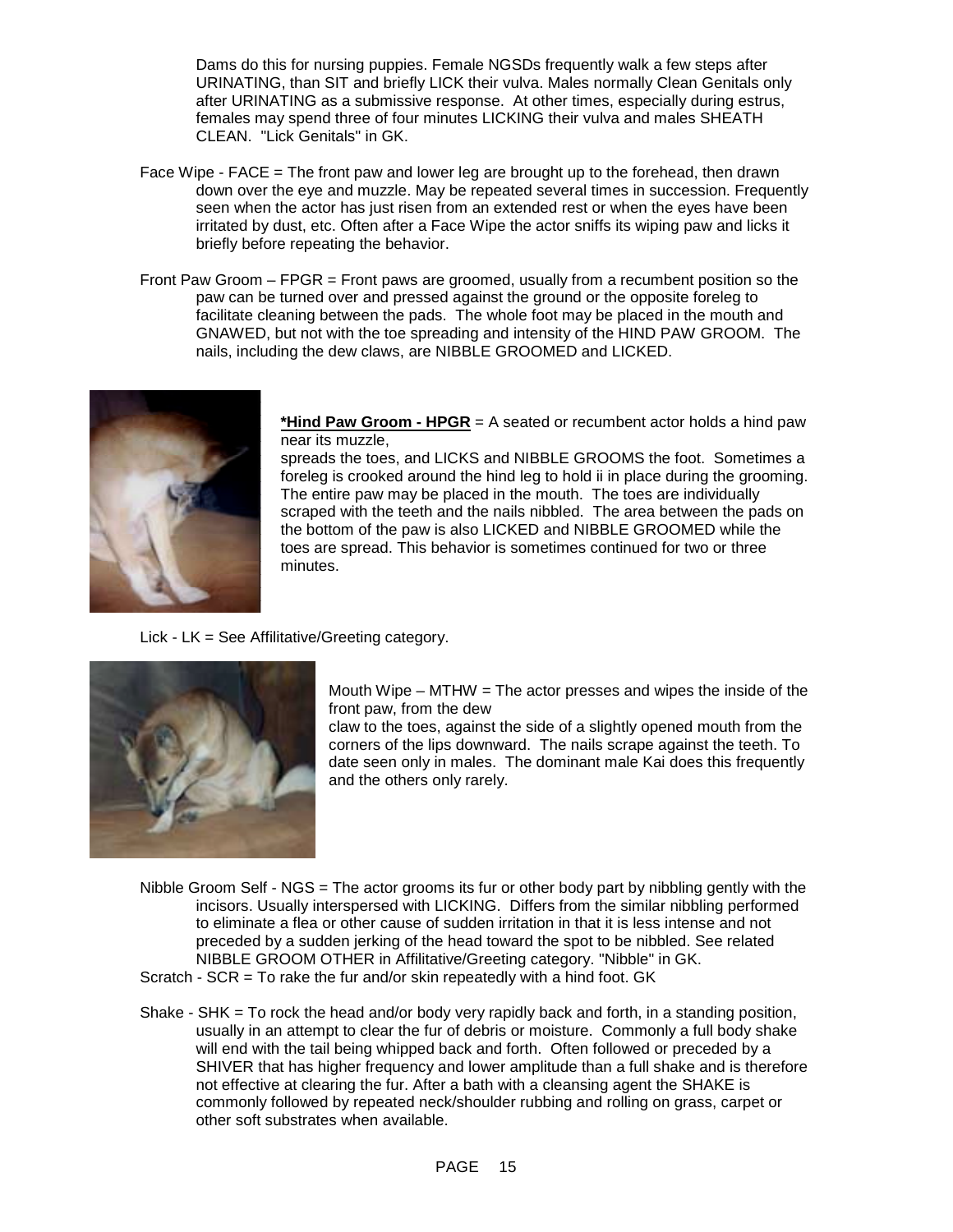Dams do this for nursing puppies. Female NGSDs frequently walk a few steps after URINATING, than SIT and briefly LICK their vulva. Males normally Clean Genitals only after URINATING as a submissive response. At other times, especially during estrus, females may spend three of four minutes LICKING their vulva and males SHEATH CLEAN. "Lick Genitals" in GK.

Face Wipe - FACE = The front paw and lower leg are brought up to the forehead, then drawn down over the eye and muzzle. May be repeated several times in succession. Frequently seen when the actor has just risen from an extended rest or when the eyes have been irritated by dust, etc. Often after a Face Wipe the actor sniffs its wiping paw and licks it briefly before repeating the behavior.

Front Paw Groom – FPGR = Front paws are groomed, usually from a recumbent position so the paw can be turned over and pressed against the ground or the opposite foreleg to facilitate cleaning between the pads. The whole foot may be placed in the mouth and GNAWED, but not with the toe spreading and intensity of the HIND PAW GROOM. The nails, including the dew claws, are NIBBLE GROOMED and LICKED.

**\*Hind Paw Groom - HPGR** = A seated or recumbent actor holds a hind paw near its muzzle, spreads the toes, and LICKS and NIBBLE GROOMS the foot. Sometimes a foreleg is crooked around the hind leg to hold ii in place during the grooming. The entire paw may be placed in the mouth. The toes are individually scraped with the teeth and the nails nibbled. The area between the pads on the bottom of the paw is also LICKED and NIBBLE GROOMED while the toes are spread. This behavior is sometimes continued for two or three minutes.

Lick - LK = See Affilitative/Greeting category.

Mouth Wipe – MTHW = The actor presses and wipes the inside of the front paw, from the dew claw to the toes, against the side of a slightly opened mouth from the corners of the lips downward. The nails scrape against the teeth. To date seen only in males. The dominant male Kai does this frequently and the others only rarely.

Nibble Groom Self - NGS = The actor grooms its fur or other body part by nibbling gently with the incisors. Usually interspersed with LICKING. Differs from the similar nibbling performed to eliminate a flea or other cause of sudden irritation in that it is less intense and not preceded by a sudden jerking of the head toward the spot to be nibbled. See related NIBBLE GROOM OTHER in Affilitative/Greeting category. "Nibble" in GK.

Scratch - SCR = To rake the fur and/or skin repeatedly with a hind foot. GK

Shake - SHK = To rock the head and/or body very rapidly back and forth, in a standing position, usually in an attempt to clear the fur of debris or moisture. Commonly a full body shake will end with the tail being whipped back and forth. Often followed or preceded by a SHIVER that has higher frequency and lower amplitude than a full shake and is therefore not effective at clearing the fur. After a bath with a cleansing agent the SHAKE is commonly followed by repeated neck/shoulder rubbing and rolling on grass, carpet or other soft substrates when available.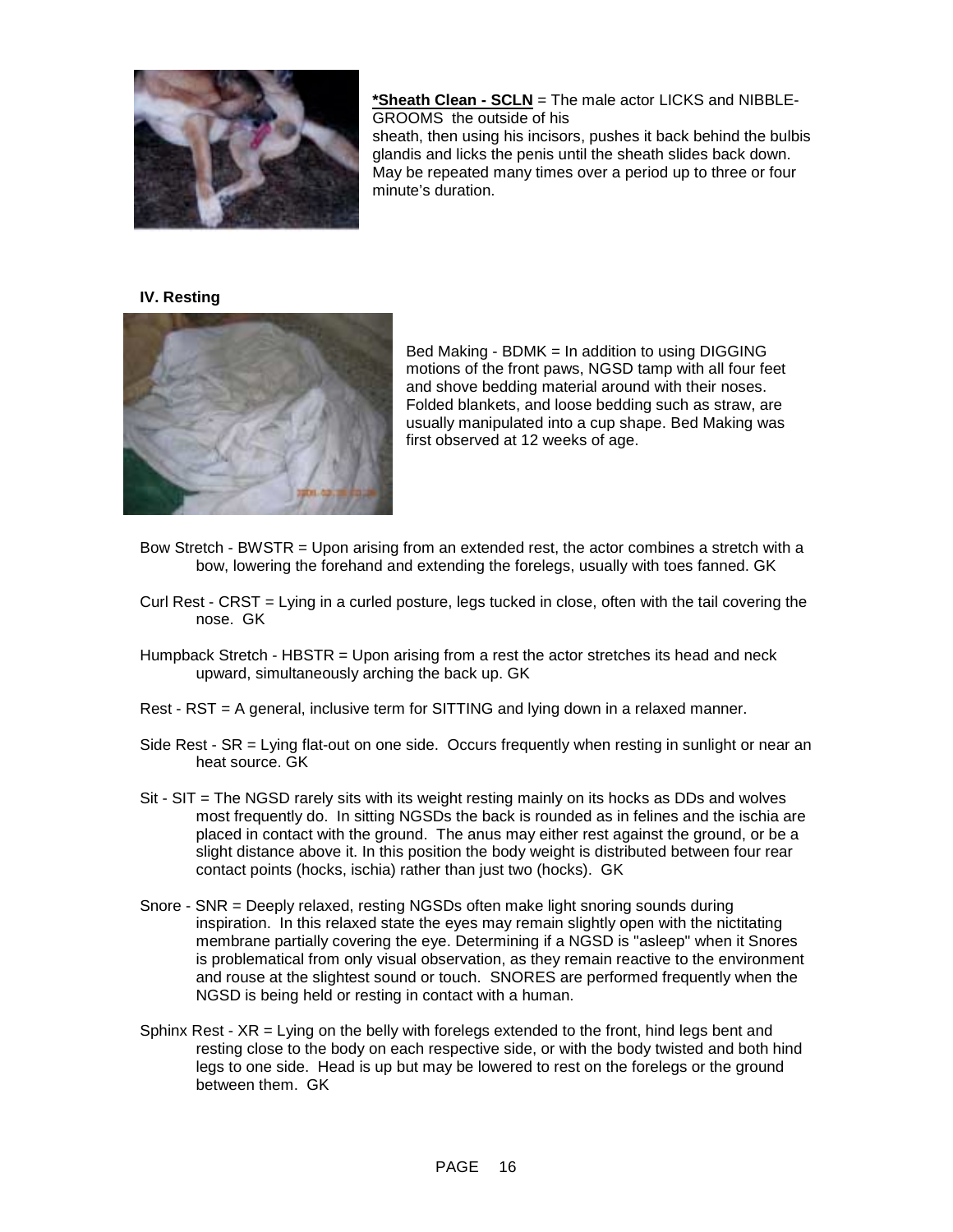**\*Sheath Clean - SCLN** = The male actor LICKS and NIBBLE-GROOMS the outside of his sheath, then using his incisors, pushes it back behind the bulbis glandis and licks the penis until the sheath slides back down. May be repeated many times over a period up to three or four minute's duration.

**IV. Resting**

Bed Making - BDMK = In addition to using DIGGING motions of the front paws, NGSD tamp with all four feet and shove bedding material around with their noses. Folded blankets, and loose bedding such as straw, are usually manipulated into a cup shape. Bed Making was first observed at 12 weeks of age.

Bow Stretch - BWSTR = Upon arising from an extended rest, the actor combines a stretch with a bow, lowering the forehand and extending the forelegs, usually with toes fanned. GK

Curl Rest - CRST = Lying in a curled posture, legs tucked in close, often with the tail covering the nose. GK

Humpback Stretch - HBSTR = Upon arising from a rest the actor stretches its head and neck upward, simultaneously arching the back up. GK

Rest - RST = A general, inclusive term for SITTING and lying down in a relaxed manner.

Side Rest - SR = Lying flat-out on one side. Occurs frequently when resting in sunlight or near an heat source. GK

Sit - SIT = The NGSD rarely sits with its weight resting mainly on its hocks as DDs and wolves most frequently do. In sitting NGSDs the back is rounded as in felines and the ischia are placed in contact with the ground. The anus may either rest against the ground, or be a slight distance above it. In this position the body weight is distributed between four rear contact points (hocks, ischia) rather than just two (hocks). GK

Snore - SNR = Deeply relaxed, resting NGSDs often make light snoring sounds during inspiration. In this relaxed state the eyes may remain slightly open with the nictitating membrane partially covering the eye. Determining if a NGSD is "asleep" when it Snores is problematical from only visual observation, as they remain reactive to the environment and rouse at the slightest sound or touch. SNORES are performed frequently when the NGSD is being held or resting in contact with a human.

Sphinx Rest - XR = Lying on the belly with forelegs extended to the front, hind legs bent and resting close to the body on each respective side, or with the body twisted and both hind legs to one side. Head is up but may be lowered to rest on the forelegs or the ground between them. GK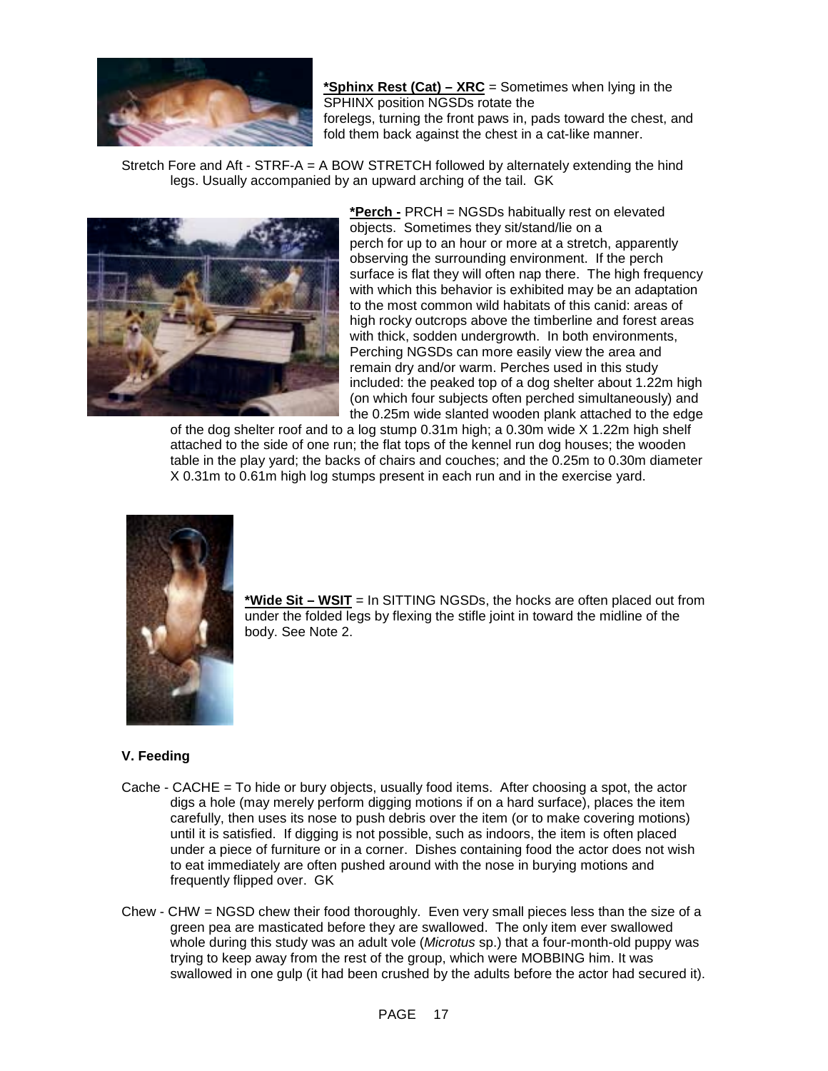**\*Sphinx Rest (Cat) – XRC** = Sometimes when lying in the SPHINX position NGSDs rotate the forelegs, turning the front paws in, pads toward the chest, and fold them back against the chest in a cat-like manner.

Stretch Fore and Aft - STRF-A = A BOW STRETCH followed by alternately extending the hind legs. Usually accompanied by an upward arching of the tail. GK

**\*Perch -** PRCH = NGSDs habitually rest on elevated objects. Sometimes they sit/stand/lie on a perch for up to an hour or more at a stretch, apparently observing the surrounding environment. If the perch surface is flat they will often nap there. The high frequency with which this behavior is exhibited may be an adaptation to the most common wild habitats of this canid: areas of high rocky outcrops above the timberline and forest areas with thick, sodden undergrowth. In both environments, Perching NGSDs can more easily view the area and remain dry and/or warm. Perches used in this study included: the peaked top of a dog shelter about 1.22m high (on which four subjects often perched simultaneously) and the 0.25m wide slanted wooden plank attached to the edge of the dog shelter roof and to a log stump 0.31m high; a 0.30m wide X 1.22m high shelf attached to the side of one run; the flat tops of the kennel run dog houses; the wooden table in the play yard; the backs of chairs and couches; and the 0.25m to 0.30m diameter X 0.31m to 0.61m high log stumps present in each run and in the exercise yard.

**\*Wide Sit – WSIT** = In SITTING NGSDs, the hocks are often placed out from under the folded legs by flexing the stifle joint in toward the midline of the body. See Note 2.

### V. Feeding

Cache - CACHE = To hide or bury objects, usually food items. After choosing a spot, the actor digs a hole (may merely perform digging motions if on a hard surface), places the item carefully, then uses its nose to push debris over the item (or to make covering motions) until it is satisfied. If digging is not possible, such as indoors, the item is often placed under a piece of furniture or in a corner. Dishes containing food the actor does not wish to eat immediately are often pushed around with the nose in burying motions and frequently flipped over. GK

Chew - CHW = NGSD chew their food thoroughly. Even very small pieces less than the size of a green pea are masticated before they are swallowed. The only item ever swallowed whole during this study was an adult vole (*Microtus* sp.) that a four-month-old puppy was trying to keep away from the rest of the group, which were MOBBING him. It was swallowed in one gulp (it had been crushed by the adults before the actor had secured it).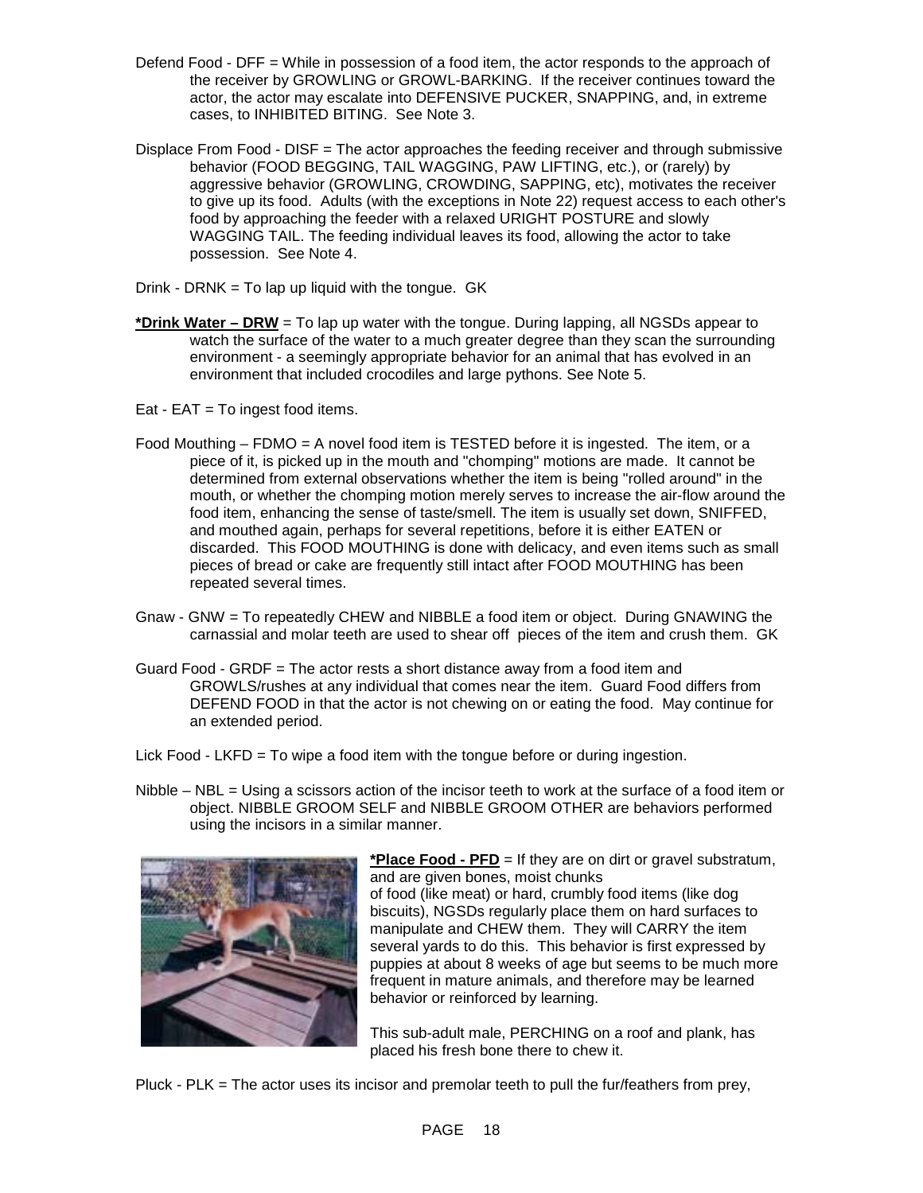Defend Food - DFF = While in possession of a food item, the actor responds to the approach of the receiver by GROWLING or GROWL-BARKING. If the receiver continues toward the actor, the actor may escalate into DEFENSIVE PUCKER, SNAPPING, and, in extreme cases, to INHIBITED BITING. See Note 3.

Displace From Food - DISF = The actor approaches the feeding receiver and through submissive behavior (FOOD BEGGING, TAIL WAGGING, PAW LIFTING, etc.), or (rarely) by aggressive behavior (GROWLING, CROWDING, SAPPING, etc), motivates the receiver to give up its food. Adults (with the exceptions in Note 22) request access to each other's food by approaching the feeder with a relaxed URIGHT POSTURE and slowly WAGGING TAIL. The feeding individual leaves its food, allowing the actor to take possession. See Note 4.

Drink - DRNK = To lap up liquid with the tongue. GK

**<u>*Drink Water – DRW</u>** = To lap up water with the tongue. During lapping, all NGSDs appear to watch the surface of the water to a much greater degree than they scan the surrounding environment - a seemingly appropriate behavior for an animal that has evolved in an environment that included crocodiles and large pythons. See Note 5.

Eat - EAT = To ingest food items.

Food Mouthing – FDMO = A novel food item is TESTED before it is ingested. The item, or a piece of it, is picked up in the mouth and "chomping" motions are made. It cannot be determined from external observations whether the item is being "rolled around" in the mouth, or whether the chomping motion merely serves to increase the air-flow around the food item, enhancing the sense of taste/smell. The item is usually set down, SNIFFED, and mouthed again, perhaps for several repetitions, before it is either EATEN or discarded. This FOOD MOUTHING is done with delicacy, and even items such as small pieces of bread or cake are frequently still intact after FOOD MOUTHING has been repeated several times.

Gnaw - GNW = To repeatedly CHEW and NIBBLE a food item or object. During GNAWING the carnassial and molar teeth are used to shear off pieces of the item and crush them. GK

Guard Food - GRDF = The actor rests a short distance away from a food item and GROWLS/rushes at any individual that comes near the item. Guard Food differs from DEFEND FOOD in that the actor is not chewing on or eating the food. May continue for an extended period.

Lick Food - LKFD = To wipe a food item with the tongue before or during ingestion.

Nibble – NBL = Using a scissors action of the incisor teeth to work at the surface of a food item or object. NIBBLE GROOM SELF and NIBBLE GROOM OTHER are behaviors performed using the incisors in a similar manner.

**<u>*Place Food - PFD</u>** = If they are on dirt or gravel substratum, and are given bones, moist chunks of food (like meat) or hard, crumbly food items (like dog biscuits), NGSDs regularly place them on hard surfaces to manipulate and CHEW them. They will CARRY the item several yards to do this. This behavior is first expressed by puppies at about 8 weeks of age but seems to be much more frequent in mature animals, and therefore may be learned behavior or reinforced by learning.

This sub-adult male, PERCHING on a roof and plank, has placed his fresh bone there to chew it.

Pluck - PLK = The actor uses its incisor and premolar teeth to pull the fur/feathers from prey,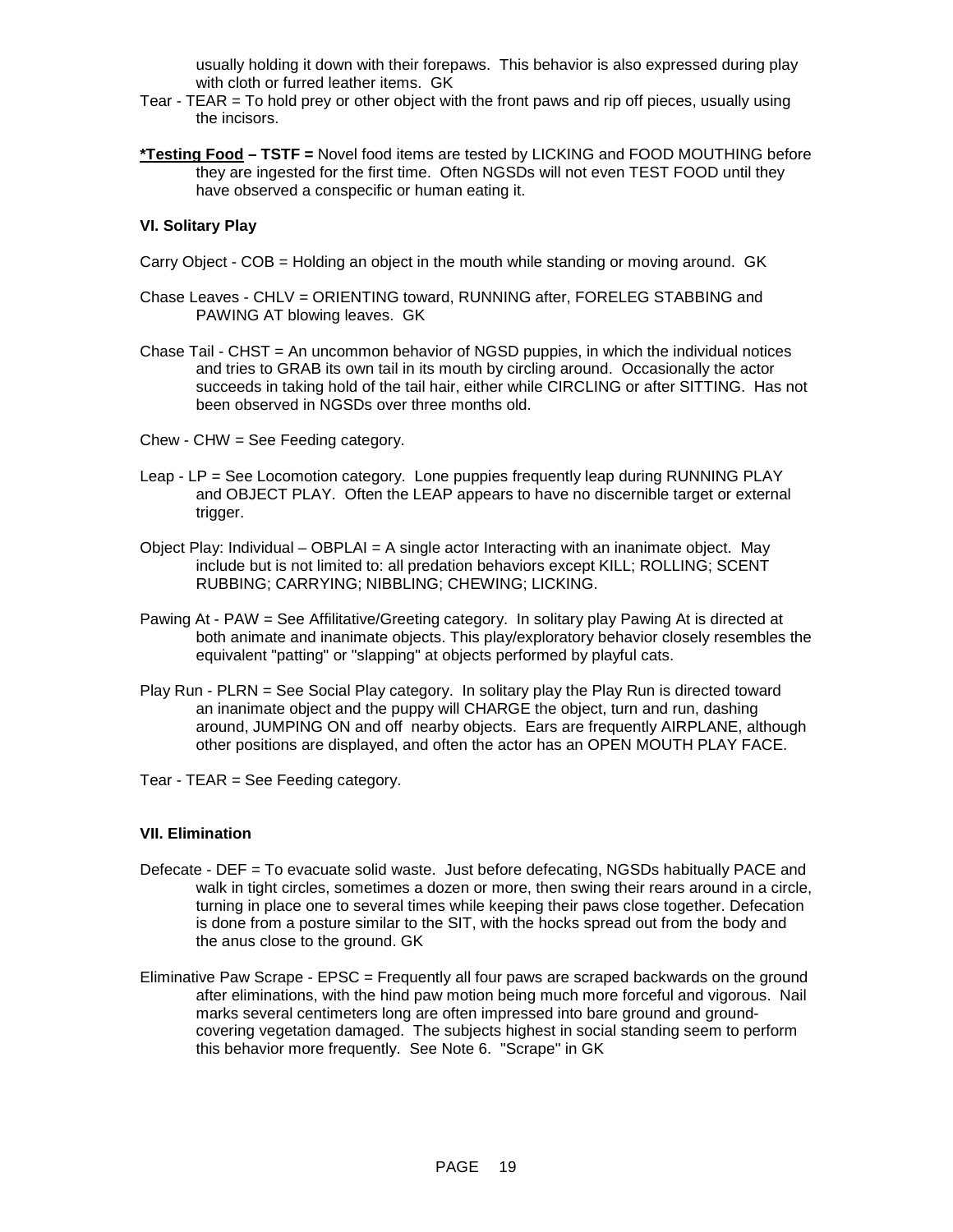usually holding it down with their forepaws. This behavior is also expressed during play with cloth or furred leather items. GK

Tear - TEAR = To hold prey or other object with the front paws and rip off pieces, usually using the incisors.

**<u>*Testing Food</u> – TSTF =** Novel food items are tested by LICKING and FOOD MOUTHING before they are ingested for the first time. Often NGSDs will not even TEST FOOD until they have observed a conspecific or human eating it.

### VI. Solitary Play

Carry Object - COB = Holding an object in the mouth while standing or moving around. GK

Chase Leaves - CHLV = ORIENTING toward, RUNNING after, FORELEG STABBING and PAWING AT blowing leaves. GK

Chase Tail - CHST = An uncommon behavior of NGSD puppies, in which the individual notices and tries to GRAB its own tail in its mouth by circling around. Occasionally the actor succeeds in taking hold of the tail hair, either while CIRCLING or after SITTING. Has not been observed in NGSDs over three months old.

Chew - CHW = See Feeding category.

Leap - LP = See Locomotion category. Lone puppies frequently leap during RUNNING PLAY and OBJECT PLAY. Often the LEAP appears to have no discernible target or external trigger.

Object Play: Individual – OBPLAI = A single actor Interacting with an inanimate object. May include but is not limited to: all predation behaviors except KILL; ROLLING; SCENT RUBBING; CARRYING; NIBBLING; CHEWING; LICKING.

Pawing At - PAW = See Affilitative/Greeting category. In solitary play Pawing At is directed at both animate and inanimate objects. This play/exploratory behavior closely resembles the equivalent "patting" or "slapping" at objects performed by playful cats.

Play Run - PLRN = See Social Play category. In solitary play the Play Run is directed toward an inanimate object and the puppy will CHARGE the object, turn and run, dashing around, JUMPING ON and off nearby objects. Ears are frequently AIRPLANE, although other positions are displayed, and often the actor has an OPEN MOUTH PLAY FACE.

Tear - TEAR = See Feeding category.

### VII. Elimination

Defecate - DEF = To evacuate solid waste. Just before defecating, NGSDs habitually PACE and walk in tight circles, sometimes a dozen or more, then swing their rears around in a circle, turning in place one to several times while keeping their paws close together. Defecation is done from a posture similar to the SIT, with the hocks spread out from the body and the anus close to the ground. GK

Eliminative Paw Scrape - EPSC = Frequently all four paws are scraped backwards on the ground after eliminations, with the hind paw motion being much more forceful and vigorous. Nail marks several centimeters long are often impressed into bare ground and ground-covering vegetation damaged. The subjects highest in social standing seem to perform this behavior more frequently. See Note 6. "Scrape" in GK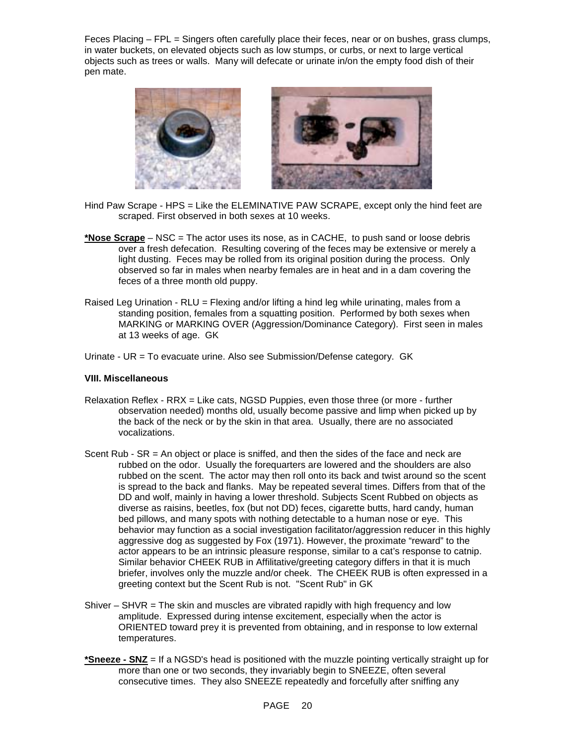Feces Placing – FPL = Singers often carefully place their feces, near or on bushes, grass clumps, in water buckets, on elevated objects such as low stumps, or curbs, or next to large vertical objects such as trees or walls. Many will defecate or urinate in/on the empty food dish of their pen mate.

Hind Paw Scrape - HPS = Like the ELEMINATIVE PAW SCRAPE, except only the hind feet are scraped. First observed in both sexes at 10 weeks.

**<u>*Nose Scrape</u>** – NSC = The actor uses its nose, as in CACHE, to push sand or loose debris over a fresh defecation. Resulting covering of the feces may be extensive or merely a light dusting. Feces may be rolled from its original position during the process. Only observed so far in males when nearby females are in heat and in a dam covering the feces of a three month old puppy.

Raised Leg Urination - RLU = Flexing and/or lifting a hind leg while urinating, males from a standing position, females from a squatting position. Performed by both sexes when MARKING or MARKING OVER (Aggression/Dominance Category). First seen in males at 13 weeks of age. GK

Urinate - UR = To evacuate urine. Also see Submission/Defense category. GK

**VIII. Miscellaneous**

Relaxation Reflex - RRX = Like cats, NGSD Puppies, even those three (or more - further observation needed) months old, usually become passive and limp when picked up by the back of the neck or by the skin in that area. Usually, there are no associated vocalizations.

Scent Rub - SR = An object or place is sniffed, and then the sides of the face and neck are rubbed on the odor. Usually the forequarters are lowered and the shoulders are also rubbed on the scent. The actor may then roll onto its back and twist around so the scent is spread to the back and flanks. May be repeated several times. Differs from that of the DD and wolf, mainly in having a lower threshold. Subjects Scent Rubbed on objects as diverse as raisins, beetles, fox (but not DD) feces, cigarette butts, hard candy, human bed pillows, and many spots with nothing detectable to a human nose or eye. This behavior may function as a social investigation facilitator/aggression reducer in this highly aggressive dog as suggested by Fox (1971). However, the proximate "reward" to the actor appears to be an intrinsic pleasure response, similar to a cat's response to catnip. Similar behavior CHEEK RUB in Affilitative/greeting category differs in that it is much briefer, involves only the muzzle and/or cheek. The CHEEK RUB is often expressed in a greeting context but the Scent Rub is not. "Scent Rub" in GK

Shiver – SHVR = The skin and muscles are vibrated rapidly with high frequency and low amplitude. Expressed during intense excitement, especially when the actor is ORIENTED toward prey it is prevented from obtaining, and in response to low external temperatures.

**<u>*Sneeze - SNZ</u>** = If a NGSD's head is positioned with the muzzle pointing vertically straight up for more than one or two seconds, they invariably begin to SNEEZE, often several consecutive times. They also SNEEZE repeatedly and forcefully after sniffing any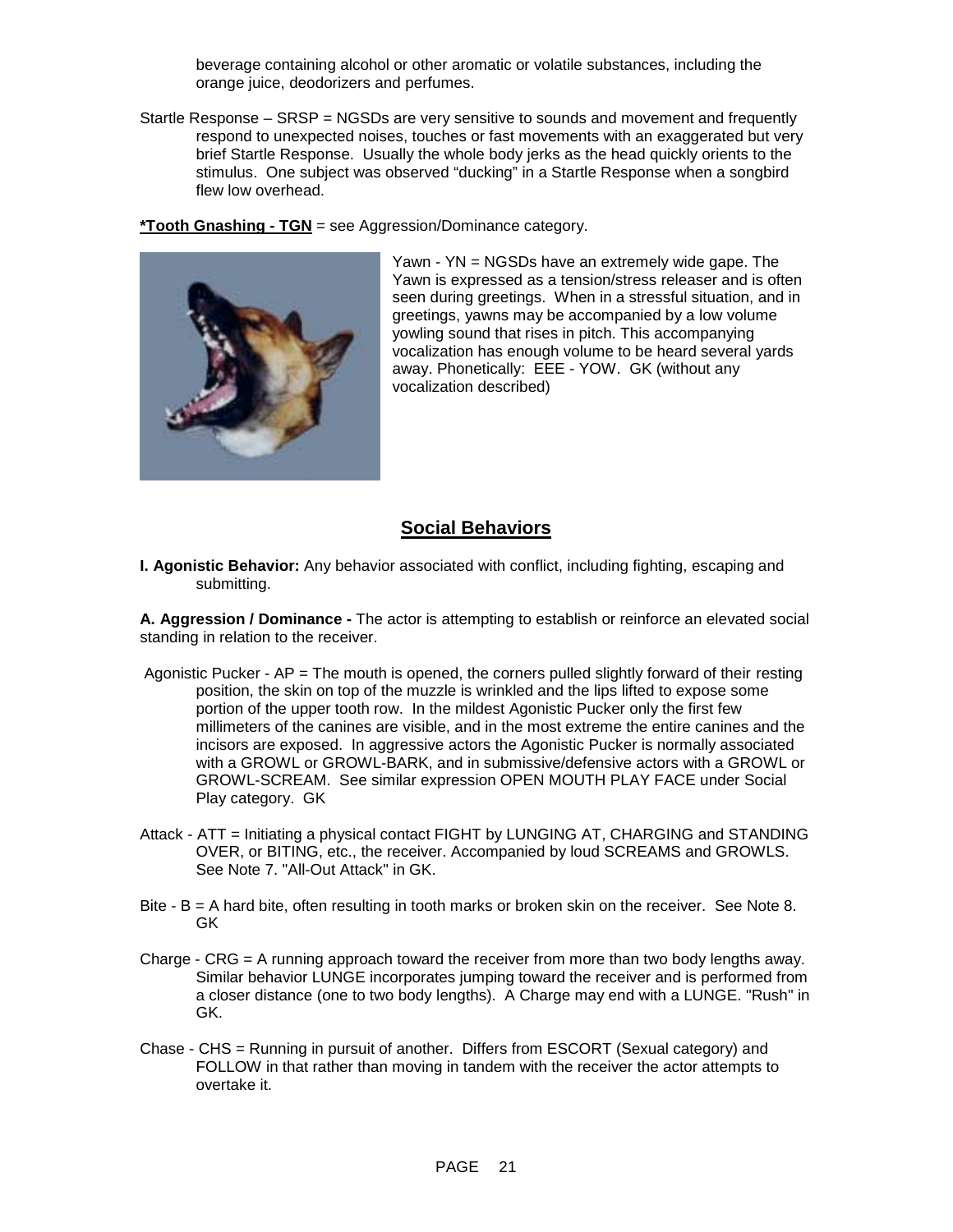beverage containing alcohol or other aromatic or volatile substances, including the orange juice, deodorizers and perfumes.

Startle Response – SRSP = NGSDs are very sensitive to sounds and movement and frequently respond to unexpected noises, touches or fast movements with an exaggerated but very brief Startle Response. Usually the whole body jerks as the head quickly orients to the stimulus. One subject was observed "ducking" in a Startle Response when a songbird flew low overhead.

**\*Tooth Gnashing - TGN** = see Aggression/Dominance category.

Yawn - YN = NGSDs have an extremely wide gape. The Yawn is expressed as a tension/stress releaser and is often seen during greetings. When in a stressful situation, and in greetings, yawns may be accompanied by a low volume yowling sound that rises in pitch. This accompanying vocalization has enough volume to be heard several yards away. Phonetically: EEE - YOW. GK (without any vocalization described)

## Social Behaviors

**I. Agonistic Behavior:** Any behavior associated with conflict, including fighting, escaping and submitting.

**A. Aggression / Dominance -** The actor is attempting to establish or reinforce an elevated social standing in relation to the receiver.

Agonistic Pucker - AP = The mouth is opened, the corners pulled slightly forward of their resting position, the skin on top of the muzzle is wrinkled and the lips lifted to expose some portion of the upper tooth row. In the mildest Agonistic Pucker only the first few millimeters of the canines are visible, and in the most extreme the entire canines and the incisors are exposed. In aggressive actors the Agonistic Pucker is normally associated with a GROWL or GROWL-BARK, and in submissive/defensive actors with a GROWL or GROWL-SCREAM. See similar expression OPEN MOUTH PLAY FACE under Social Play category. GK

Attack - ATT = Initiating a physical contact FIGHT by LUNGING AT, CHARGING and STANDING OVER, or BITING, etc., the receiver. Accompanied by loud SCREAMS and GROWLS. See Note 7. "All-Out Attack" in GK.

Bite - B = A hard bite, often resulting in tooth marks or broken skin on the receiver. See Note 8. GK

Charge - CRG = A running approach toward the receiver from more than two body lengths away. Similar behavior LUNGE incorporates jumping toward the receiver and is performed from a closer distance (one to two body lengths). A Charge may end with a LUNGE. "Rush" in GK.

Chase - CHS = Running in pursuit of another. Differs from ESCORT (Sexual category) and FOLLOW in that rather than moving in tandem with the receiver the actor attempts to overtake it.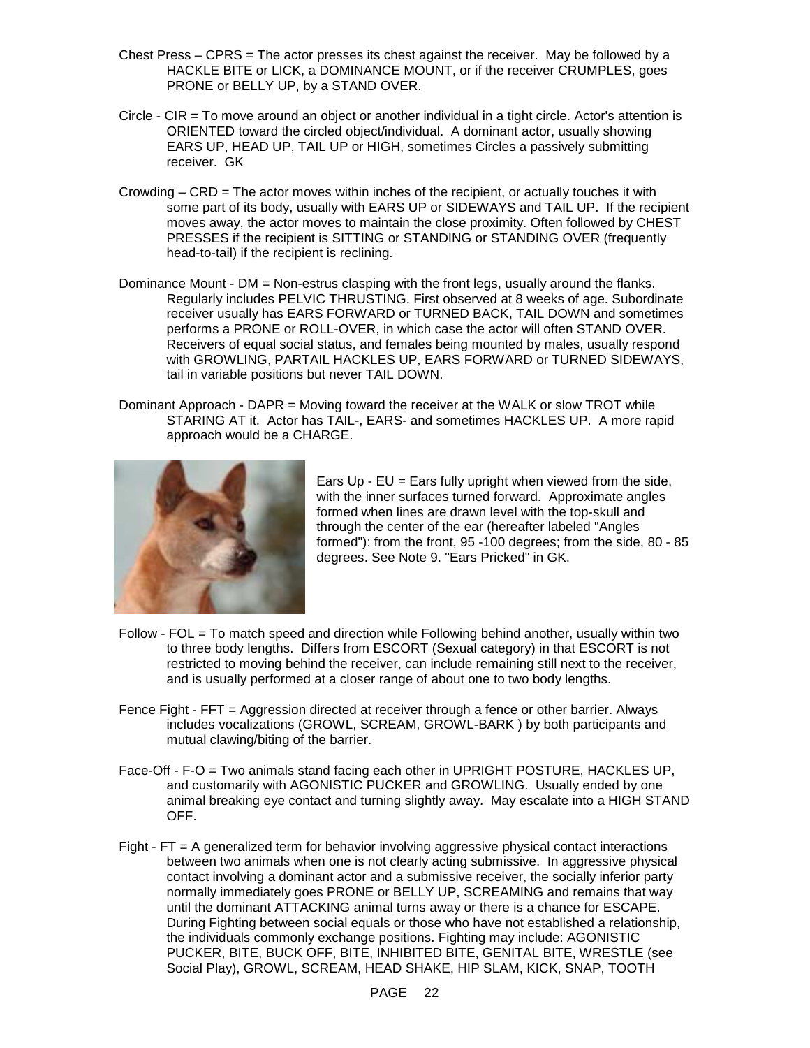Chest Press – CPRS = The actor presses its chest against the receiver. May be followed by a HACKLE BITE or LICK, a DOMINANCE MOUNT, or if the receiver CRUMPLES, goes PRONE or BELLY UP, by a STAND OVER.

Circle - CIR = To move around an object or another individual in a tight circle. Actor's attention is ORIENTED toward the circled object/individual. A dominant actor, usually showing EARS UP, HEAD UP, TAIL UP or HIGH, sometimes Circles a passively submitting receiver. GK

Crowding – CRD = The actor moves within inches of the recipient, or actually touches it with some part of its body, usually with EARS UP or SIDEWAYS and TAIL UP. If the recipient moves away, the actor moves to maintain the close proximity. Often followed by CHEST PRESSES if the recipient is SITTING or STANDING or STANDING OVER (frequently head-to-tail) if the recipient is reclining.

Dominance Mount - DM = Non-estrus clasping with the front legs, usually around the flanks. Regularly includes PELVIC THRUSTING. First observed at 8 weeks of age. Subordinate receiver usually has EARS FORWARD or TURNED BACK, TAIL DOWN and sometimes performs a PRONE or ROLL-OVER, in which case the actor will often STAND OVER. Receivers of equal social status, and females being mounted by males, usually respond with GROWLING, PARTAIL HACKLES UP, EARS FORWARD or TURNED SIDEWAYS, tail in variable positions but never TAIL DOWN.

Dominant Approach - DAPR = Moving toward the receiver at the WALK or slow TROT while STARING AT it. Actor has TAIL-, EARS- and sometimes HACKLES UP. A more rapid approach would be a CHARGE.

Ears Up - EU = Ears fully upright when viewed from the side, with the inner surfaces turned forward. Approximate angles formed when lines are drawn level with the top-skull and through the center of the ear (hereafter labeled "Angles formed"): from the front, 95 -100 degrees; from the side, 80 - 85 degrees. See Note 9. "Ears Pricked" in GK.

Follow - FOL = To match speed and direction while Following behind another, usually within two to three body lengths. Differs from ESCORT (Sexual category) in that ESCORT is not restricted to moving behind the receiver, can include remaining still next to the receiver, and is usually performed at a closer range of about one to two body lengths.

Fence Fight - FFT = Aggression directed at receiver through a fence or other barrier. Always includes vocalizations (GROWL, SCREAM, GROWL-BARK ) by both participants and mutual clawing/biting of the barrier.

Face-Off - F-O = Two animals stand facing each other in UPRIGHT POSTURE, HACKLES UP, and customarily with AGONISTIC PUCKER and GROWLING. Usually ended by one animal breaking eye contact and turning slightly away. May escalate into a HIGH STAND OFF.

Fight - FT = A generalized term for behavior involving aggressive physical contact interactions between two animals when one is not clearly acting submissive. In aggressive physical contact involving a dominant actor and a submissive receiver, the socially inferior party normally immediately goes PRONE or BELLY UP, SCREAMING and remains that way until the dominant ATTACKING animal turns away or there is a chance for ESCAPE. During Fighting between social equals or those who have not established a relationship, the individuals commonly exchange positions. Fighting may include: AGONISTIC PUCKER, BITE, BUCK OFF, BITE, INHIBITED BITE, GENITAL BITE, WRESTLE (see Social Play), GROWL, SCREAM, HEAD SHAKE, HIP SLAM, KICK, SNAP, TOOTH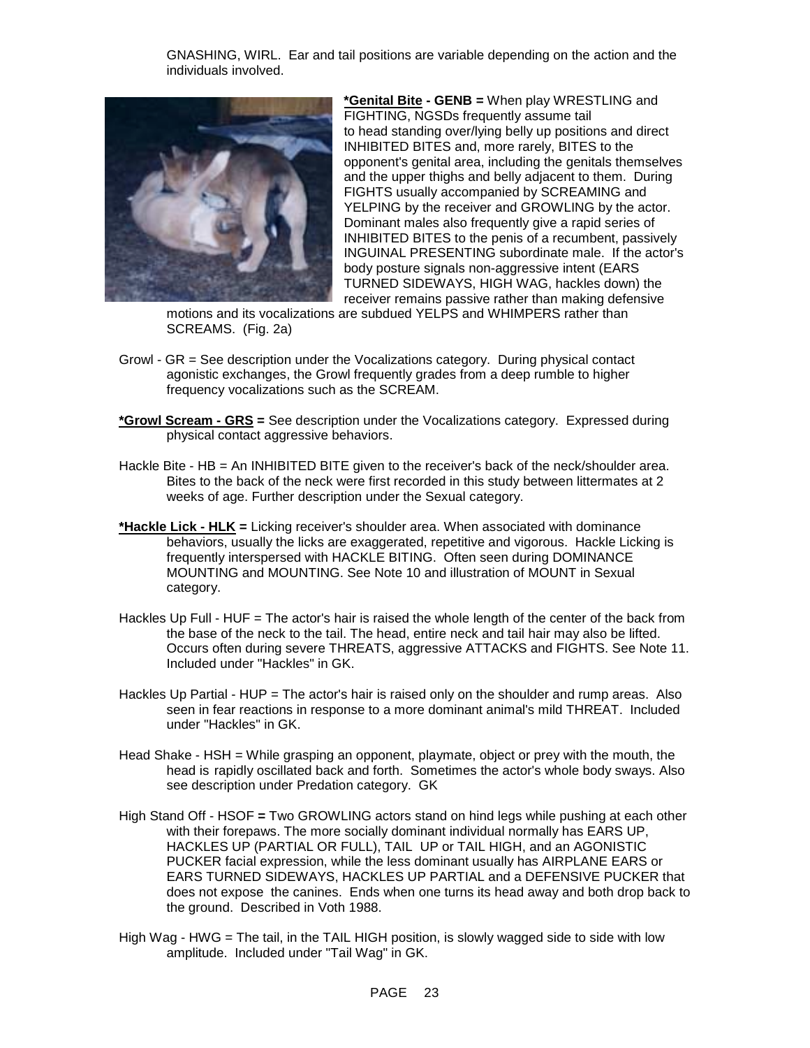GNASHING, WIRL. Ear and tail positions are variable depending on the action and the individuals involved.

**\*Genital Bite - GENB =** When play WRESTLING and FIGHTING, NGSDs frequently assume tail to head standing over/lying belly up positions and direct INHIBITED BITES and, more rarely, BITES to the opponent's genital area, including the genitals themselves and the upper thighs and belly adjacent to them. During FIGHTS usually accompanied by SCREAMING and YELPING by the receiver and GROWLING by the actor. Dominant males also frequently give a rapid series of INHIBITED BITES to the penis of a recumbent, passively INGUINAL PRESENTING subordinate male. If the actor's body posture signals non-aggressive intent (EARS TURNED SIDEWAYS, HIGH WAG, hackles down) the receiver remains passive rather than making defensive motions and its vocalizations are subdued YELPS and WHIMPERS rather than SCREAMS. (Fig. 2a)

Growl - GR = See description under the Vocalizations category. During physical contact agonistic exchanges, the Growl frequently grades from a deep rumble to higher frequency vocalizations such as the SCREAM.

**\*Growl Scream - GRS =** See description under the Vocalizations category. Expressed during physical contact aggressive behaviors.

Hackle Bite - HB = An INHIBITED BITE given to the receiver's back of the neck/shoulder area. Bites to the back of the neck were first recorded in this study between littermates at 2 weeks of age. Further description under the Sexual category.

**\*Hackle Lick - HLK =** Licking receiver's shoulder area. When associated with dominance behaviors, usually the licks are exaggerated, repetitive and vigorous. Hackle Licking is frequently interspersed with HACKLE BITING. Often seen during DOMINANCE MOUNTING and MOUNTING. See Note 10 and illustration of MOUNT in Sexual category.

Hackles Up Full - HUF = The actor's hair is raised the whole length of the center of the back from the base of the neck to the tail. The head, entire neck and tail hair may also be lifted. Occurs often during severe THREATS, aggressive ATTACKS and FIGHTS. See Note 11. Included under "Hackles" in GK.

Hackles Up Partial - HUP = The actor's hair is raised only on the shoulder and rump areas. Also seen in fear reactions in response to a more dominant animal's mild THREAT. Included under "Hackles" in GK.

Head Shake - HSH = While grasping an opponent, playmate, object or prey with the mouth, the head is rapidly oscillated back and forth. Sometimes the actor's whole body sways. Also see description under Predation category. GK

High Stand Off - HSOF = Two GROWLING actors stand on hind legs while pushing at each other with their forepaws. The more socially dominant individual normally has EARS UP, HACKLES UP (PARTIAL OR FULL), TAIL UP or TAIL HIGH, and an AGONISTIC PUCKER facial expression, while the less dominant usually has AIRPLANE EARS or EARS TURNED SIDEWAYS, HACKLES UP PARTIAL and a DEFENSIVE PUCKER that does not expose the canines. Ends when one turns its head away and both drop back to the ground. Described in Voth 1988.

High Wag - HWG = The tail, in the TAIL HIGH position, is slowly wagged side to side with low amplitude. Included under "Tail Wag" in GK.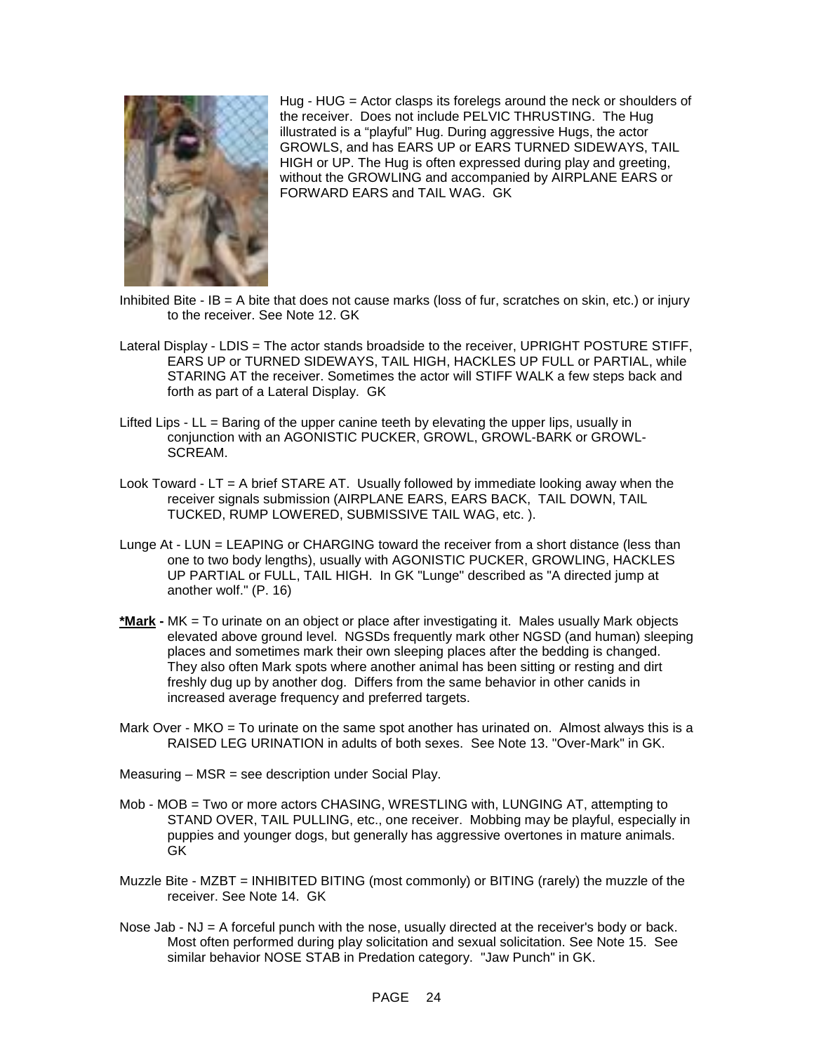Hug - HUG = Actor clasps its forelegs around the neck or shoulders of the receiver. Does not include PELVIC THRUSTING. The Hug illustrated is a "playful" Hug. During aggressive Hugs, the actor GROWLS, and has EARS UP or EARS TURNED SIDEWAYS, TAIL HIGH or UP. The Hug is often expressed during play and greeting, without the GROWLING and accompanied by AIRPLANE EARS or FORWARD EARS and TAIL WAG. GK

Inhibited Bite - IB = A bite that does not cause marks (loss of fur, scratches on skin, etc.) or injury to the receiver. See Note 12. GK

Lateral Display - LDIS = The actor stands broadside to the receiver, UPRIGHT POSTURE STIFF, EARS UP or TURNED SIDEWAYS, TAIL HIGH, HACKLES UP FULL or PARTIAL, while STARING AT the receiver. Sometimes the actor will STIFF WALK a few steps back and forth as part of a Lateral Display. GK

Lifted Lips - LL = Baring of the upper canine teeth by elevating the upper lips, usually in conjunction with an AGONISTIC PUCKER, GROWL, GROWL-BARK or GROWL-SCREAM.

Look Toward - LT = A brief STARE AT. Usually followed by immediate looking away when the receiver signals submission (AIRPLANE EARS, EARS BACK, TAIL DOWN, TAIL TUCKED, RUMP LOWERED, SUBMISSIVE TAIL WAG, etc. ).

Lunge At - LUN = LEAPING or CHARGING toward the receiver from a short distance (less than one to two body lengths), usually with AGONISTIC PUCKER, GROWLING, HACKLES UP PARTIAL or FULL, TAIL HIGH. In GK "Lunge" described as "A directed jump at another wolf." (P. 16)

**<u>*Mark</u> -** MK = To urinate on an object or place after investigating it. Males usually Mark objects elevated above ground level. NGSDs frequently mark other NGSD (and human) sleeping places and sometimes mark their own sleeping places after the bedding is changed. They also often Mark spots where another animal has been sitting or resting and dirt freshly dug up by another dog. Differs from the same behavior in other canids in increased average frequency and preferred targets.

Mark Over - MKO = To urinate on the same spot another has urinated on. Almost always this is a RAISED LEG URINATION in adults of both sexes. See Note 13. "Over-Mark" in GK.

Measuring – MSR = see description under Social Play.

Mob - MOB = Two or more actors CHASING, WRESTLING with, LUNGING AT, attempting to STAND OVER, TAIL PULLING, etc., one receiver. Mobbing may be playful, especially in puppies and younger dogs, but generally has aggressive overtones in mature animals. GK

Muzzle Bite - MZBT = INHIBITED BITING (most commonly) or BITING (rarely) the muzzle of the receiver. See Note 14. GK

Nose Jab - NJ = A forceful punch with the nose, usually directed at the receiver's body or back. Most often performed during play solicitation and sexual solicitation. See Note 15. See similar behavior NOSE STAB in Predation category. "Jaw Punch" in GK.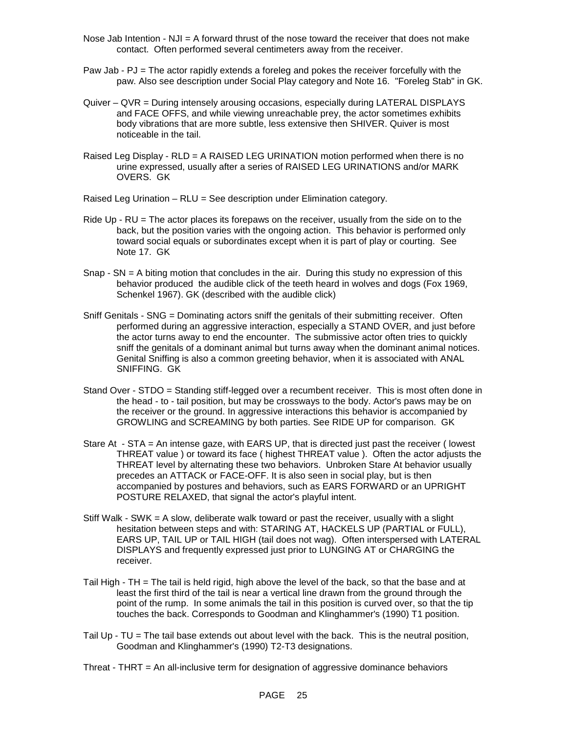Nose Jab Intention - NJI = A forward thrust of the nose toward the receiver that does not make contact. Often performed several centimeters away from the receiver.

Paw Jab - PJ = The actor rapidly extends a foreleg and pokes the receiver forcefully with the paw. Also see description under Social Play category and Note 16. "Foreleg Stab" in GK.

Quiver – QVR = During intensely arousing occasions, especially during LATERAL DISPLAYS and FACE OFFS, and while viewing unreachable prey, the actor sometimes exhibits body vibrations that are more subtle, less extensive then SHIVER. Quiver is most noticeable in the tail.

Raised Leg Display - RLD = A RAISED LEG URINATION motion performed when there is no urine expressed, usually after a series of RAISED LEG URINATIONS and/or MARK OVERS. GK

Raised Leg Urination – RLU = See description under Elimination category.

Ride Up - RU = The actor places its forepaws on the receiver, usually from the side on to the back, but the position varies with the ongoing action. This behavior is performed only toward social equals or subordinates except when it is part of play or courting. See Note 17. GK

Snap - SN = A biting motion that concludes in the air. During this study no expression of this behavior produced the audible click of the teeth heard in wolves and dogs (Fox 1969, Schenkel 1967). GK (described with the audible click)

Sniff Genitals - SNG = Dominating actors sniff the genitals of their submitting receiver. Often performed during an aggressive interaction, especially a STAND OVER, and just before the actor turns away to end the encounter. The submissive actor often tries to quickly sniff the genitals of a dominant animal but turns away when the dominant animal notices. Genital Sniffing is also a common greeting behavior, when it is associated with ANAL SNIFFING. GK

Stand Over - STDO = Standing stiff-legged over a recumbent receiver. This is most often done in the head - to - tail position, but may be crossways to the body. Actor's paws may be on the receiver or the ground. In aggressive interactions this behavior is accompanied by GROWLING and SCREAMING by both parties. See RIDE UP for comparison. GK

Stare At - STA = An intense gaze, with EARS UP, that is directed just past the receiver ( lowest THREAT value ) or toward its face ( highest THREAT value ). Often the actor adjusts the THREAT level by alternating these two behaviors. Unbroken Stare At behavior usually precedes an ATTACK or FACE-OFF. It is also seen in social play, but is then accompanied by postures and behaviors, such as EARS FORWARD or an UPRIGHT POSTURE RELAXED, that signal the actor's playful intent.

Stiff Walk - SWK = A slow, deliberate walk toward or past the receiver, usually with a slight hesitation between steps and with: STARING AT, HACKELS UP (PARTIAL or FULL), EARS UP, TAIL UP or TAIL HIGH (tail does not wag). Often interspersed with LATERAL DISPLAYS and frequently expressed just prior to LUNGING AT or CHARGING the receiver.

Tail High - TH = The tail is held rigid, high above the level of the back, so that the base and at least the first third of the tail is near a vertical line drawn from the ground through the point of the rump. In some animals the tail in this position is curved over, so that the tip touches the back. Corresponds to Goodman and Klinghammer's (1990) T1 position.

Tail Up - TU = The tail base extends out about level with the back. This is the neutral position, Goodman and Klinghammer's (1990) T2-T3 designations.

Threat - THRT = An all-inclusive term for designation of aggressive dominance behaviors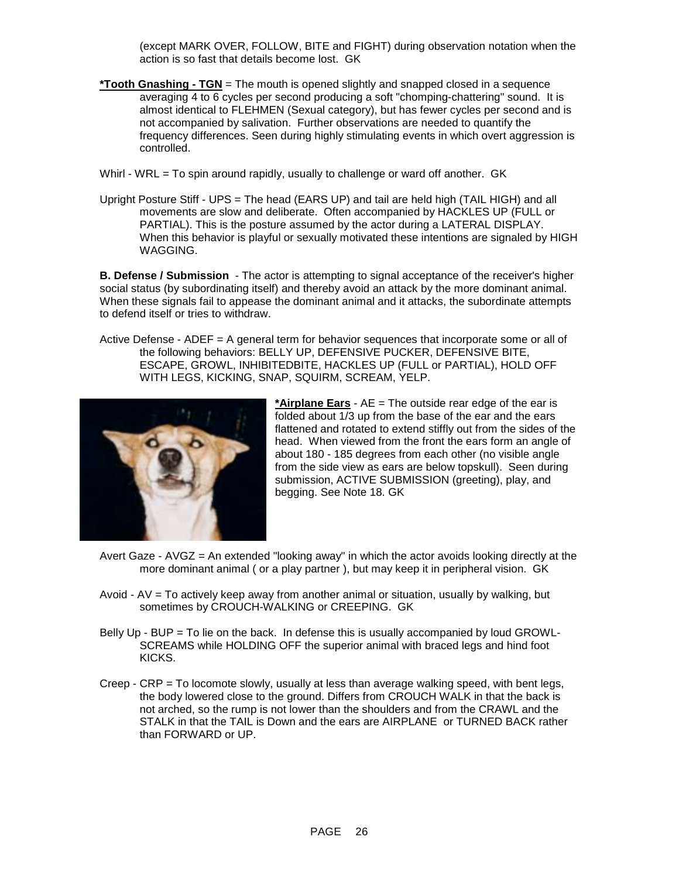(except MARK OVER, FOLLOW, BITE and FIGHT) during observation notation when the action is so fast that details become lost. GK

**\*Tooth Gnashing - TGN** = The mouth is opened slightly and snapped closed in a sequence averaging 4 to 6 cycles per second producing a soft "chomping-chattering" sound. It is almost identical to FLEHMEN (Sexual category), but has fewer cycles per second and is not accompanied by salivation. Further observations are needed to quantify the frequency differences. Seen during highly stimulating events in which overt aggression is controlled.

Whirl - WRL = To spin around rapidly, usually to challenge or ward off another. GK

Upright Posture Stiff - UPS = The head (EARS UP) and tail are held high (TAIL HIGH) and all movements are slow and deliberate. Often accompanied by HACKLES UP (FULL or PARTIAL). This is the posture assumed by the actor during a LATERAL DISPLAY. When this behavior is playful or sexually motivated these intentions are signaled by HIGH WAGGING.

**B. Defense / Submission** - The actor is attempting to signal acceptance of the receiver's higher social status (by subordinating itself) and thereby avoid an attack by the more dominant animal. When these signals fail to appease the dominant animal and it attacks, the subordinate attempts to defend itself or tries to withdraw.

Active Defense - ADEF = A general term for behavior sequences that incorporate some or all of the following behaviors: BELLY UP, DEFENSIVE PUCKER, DEFENSIVE BITE, ESCAPE, GROWL, INHIBITEDBITE, HACKLES UP (FULL or PARTIAL), HOLD OFF WITH LEGS, KICKING, SNAP, SQUIRM, SCREAM, YELP.

**\*Airplane Ears** - AE = The outside rear edge of the ear is folded about 1/3 up from the base of the ear and the ears flattened and rotated to extend stiffly out from the sides of the head. When viewed from the front the ears form an angle of about 180 - 185 degrees from each other (no visible angle from the side view as ears are below topskull). Seen during submission, ACTIVE SUBMISSION (greeting), play, and begging. See Note 18. GK

Avert Gaze - AVGZ = An extended "looking away" in which the actor avoids looking directly at the more dominant animal ( or a play partner ), but may keep it in peripheral vision. GK

Avoid - AV = To actively keep away from another animal or situation, usually by walking, but sometimes by CROUCH-WALKING or CREEPING. GK

Belly Up - BUP = To lie on the back. In defense this is usually accompanied by loud GROWL-SCREAMS while HOLDING OFF the superior animal with braced legs and hind foot KICKS.

Creep - CRP = To locomote slowly, usually at less than average walking speed, with bent legs, the body lowered close to the ground. Differs from CROUCH WALK in that the back is not arched, so the rump is not lower than the shoulders and from the CRAWL and the STALK in that the TAIL is Down and the ears are AIRPLANE or TURNED BACK rather than FORWARD or UP.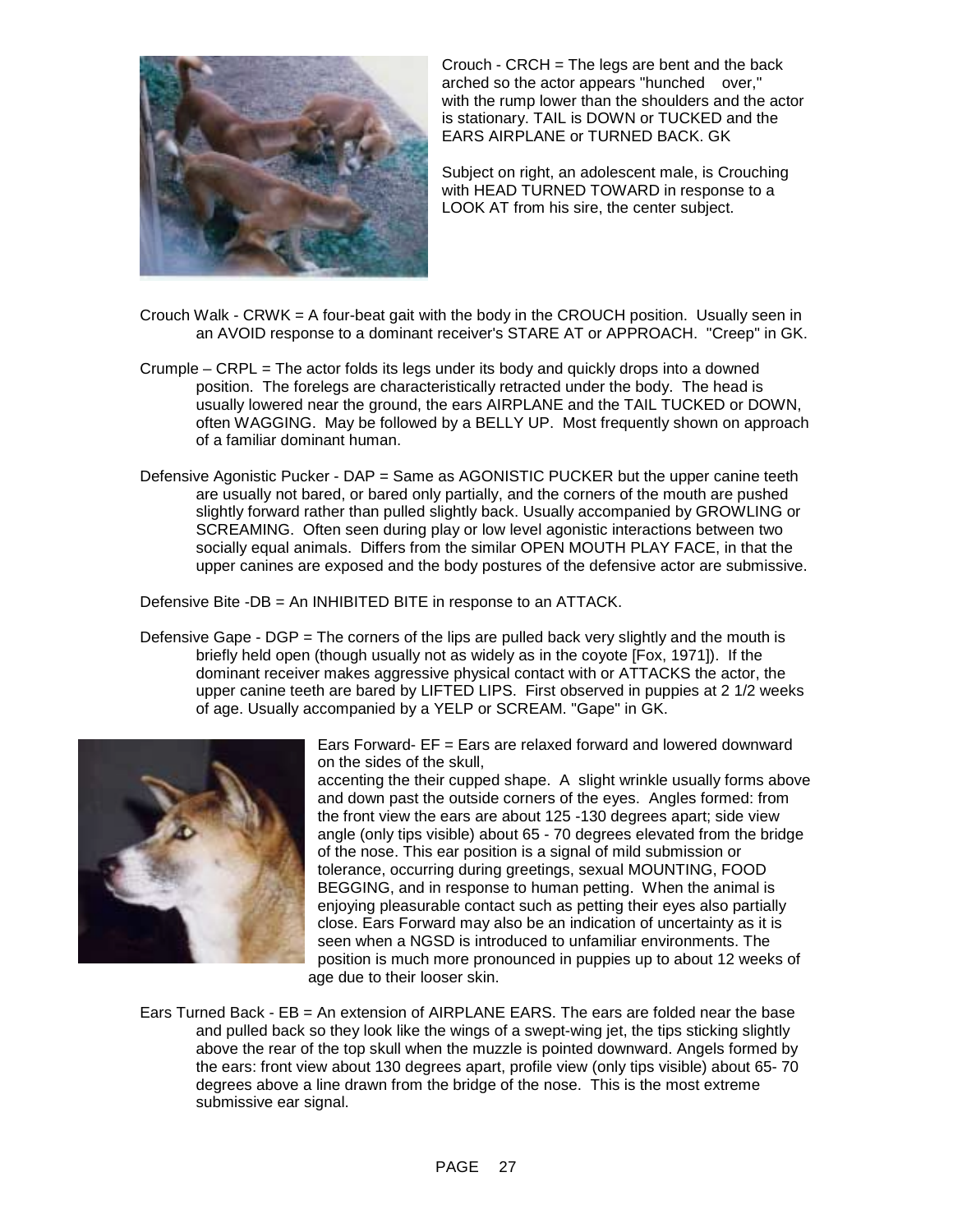Crouch - CRCH = The legs are bent and the back arched so the actor appears "hunched over," with the rump lower than the shoulders and the actor is stationary. TAIL is DOWN or TUCKED and the EARS AIRPLANE or TURNED BACK. GK

Subject on right, an adolescent male, is Crouching with HEAD TURNED TOWARD in response to a LOOK AT from his sire, the center subject.

Crouch Walk - CRWK = A four-beat gait with the body in the CROUCH position. Usually seen in an AVOID response to a dominant receiver's STARE AT or APPROACH. "Creep" in GK.

Crumple – CRPL = The actor folds its legs under its body and quickly drops into a downed position. The forelegs are characteristically retracted under the body. The head is usually lowered near the ground, the ears AIRPLANE and the TAIL TUCKED or DOWN, often WAGGING. May be followed by a BELLY UP. Most frequently shown on approach of a familiar dominant human.

Defensive Agonistic Pucker - DAP = Same as AGONISTIC PUCKER but the upper canine teeth are usually not bared, or bared only partially, and the corners of the mouth are pushed slightly forward rather than pulled slightly back. Usually accompanied by GROWLING or SCREAMING. Often seen during play or low level agonistic interactions between two socially equal animals. Differs from the similar OPEN MOUTH PLAY FACE, in that the upper canines are exposed and the body postures of the defensive actor are submissive.

Defensive Bite -DB = An INHIBITED BITE in response to an ATTACK.

Defensive Gape - DGP = The corners of the lips are pulled back very slightly and the mouth is briefly held open (though usually not as widely as in the coyote [Fox, 1971]). If the dominant receiver makes aggressive physical contact with or ATTACKS the actor, the upper canine teeth are bared by LIFTED LIPS. First observed in puppies at 2 1/2 weeks of age. Usually accompanied by a YELP or SCREAM. "Gape" in GK.

Ears Forward- EF = Ears are relaxed forward and lowered downward on the sides of the skull, accenting the their cupped shape. A slight wrinkle usually forms above and down past the outside corners of the eyes. Angles formed: from the front view the ears are about 125 -130 degrees apart; side view angle (only tips visible) about 65 - 70 degrees elevated from the bridge of the nose. This ear position is a signal of mild submission or tolerance, occurring during greetings, sexual MOUNTING, FOOD BEGGING, and in response to human petting. When the animal is enjoying pleasurable contact such as petting their eyes also partially close. Ears Forward may also be an indication of uncertainty as it is seen when a NGSD is introduced to unfamiliar environments. The position is much more pronounced in puppies up to about 12 weeks of age due to their looser skin.

Ears Turned Back - EB = An extension of AIRPLANE EARS. The ears are folded near the base and pulled back so they look like the wings of a swept-wing jet, the tips sticking slightly above the rear of the top skull when the muzzle is pointed downward. Angels formed by the ears: front view about 130 degrees apart, profile view (only tips visible) about 65- 70 degrees above a line drawn from the bridge of the nose. This is the most extreme submissive ear signal.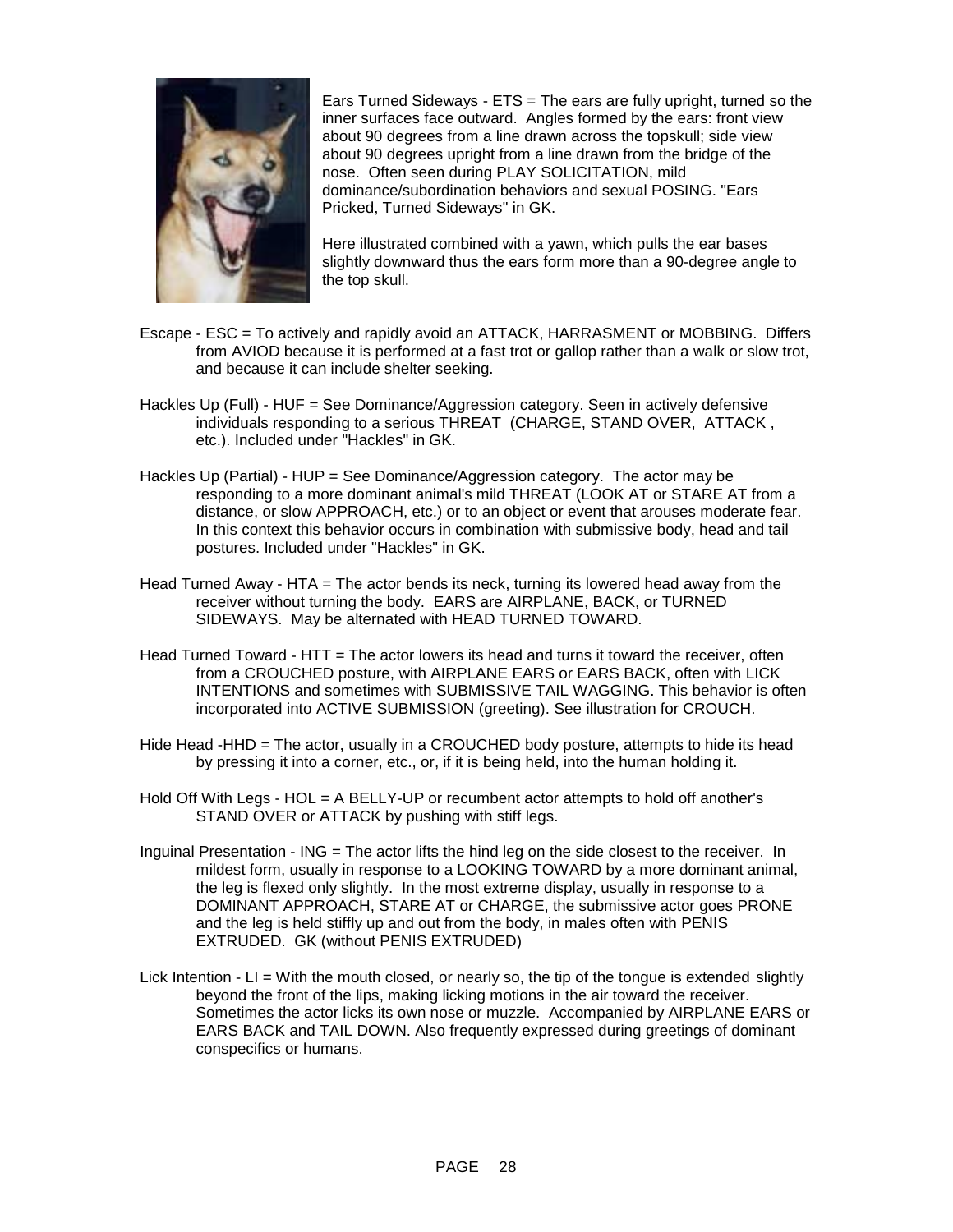Ears Turned Sideways - ETS = The ears are fully upright, turned so the inner surfaces face outward. Angles formed by the ears: front view about 90 degrees from a line drawn across the topskull; side view about 90 degrees upright from a line drawn from the bridge of the nose. Often seen during PLAY SOLICITATION, mild dominance/subordination behaviors and sexual POSING. "Ears Pricked, Turned Sideways" in GK.

Here illustrated combined with a yawn, which pulls the ear bases slightly downward thus the ears form more than a 90-degree angle to the top skull.

Escape - ESC = To actively and rapidly avoid an ATTACK, HARRASMENT or MOBBING. Differs from AVIOD because it is performed at a fast trot or gallop rather than a walk or slow trot, and because it can include shelter seeking.

Hackles Up (Full) - HUF = See Dominance/Aggression category. Seen in actively defensive individuals responding to a serious THREAT (CHARGE, STAND OVER, ATTACK , etc.). Included under "Hackles" in GK.

Hackles Up (Partial) - HUP = See Dominance/Aggression category. The actor may be responding to a more dominant animal's mild THREAT (LOOK AT or STARE AT from a distance, or slow APPROACH, etc.) or to an object or event that arouses moderate fear. In this context this behavior occurs in combination with submissive body, head and tail postures. Included under "Hackles" in GK.

Head Turned Away - HTA = The actor bends its neck, turning its lowered head away from the receiver without turning the body. EARS are AIRPLANE, BACK, or TURNED SIDEWAYS. May be alternated with HEAD TURNED TOWARD.

Head Turned Toward - HTT = The actor lowers its head and turns it toward the receiver, often from a CROUCHED posture, with AIRPLANE EARS or EARS BACK, often with LICK INTENTIONS and sometimes with SUBMISSIVE TAIL WAGGING. This behavior is often incorporated into ACTIVE SUBMISSION (greeting). See illustration for CROUCH.

Hide Head -HHD = The actor, usually in a CROUCHED body posture, attempts to hide its head by pressing it into a corner, etc., or, if it is being held, into the human holding it.

Hold Off With Legs - HOL = A BELLY-UP or recumbent actor attempts to hold off another's STAND OVER or ATTACK by pushing with stiff legs.

Inguinal Presentation - ING = The actor lifts the hind leg on the side closest to the receiver. In mildest form, usually in response to a LOOKING TOWARD by a more dominant animal, the leg is flexed only slightly. In the most extreme display, usually in response to a DOMINANT APPROACH, STARE AT or CHARGE, the submissive actor goes PRONE and the leg is held stiffly up and out from the body, in males often with PENIS EXTRUDED. GK (without PENIS EXTRUDED)

Lick Intention - LI = With the mouth closed, or nearly so, the tip of the tongue is extended slightly beyond the front of the lips, making licking motions in the air toward the receiver. Sometimes the actor licks its own nose or muzzle. Accompanied by AIRPLANE EARS or EARS BACK and TAIL DOWN. Also frequently expressed during greetings of dominant conspecifics or humans.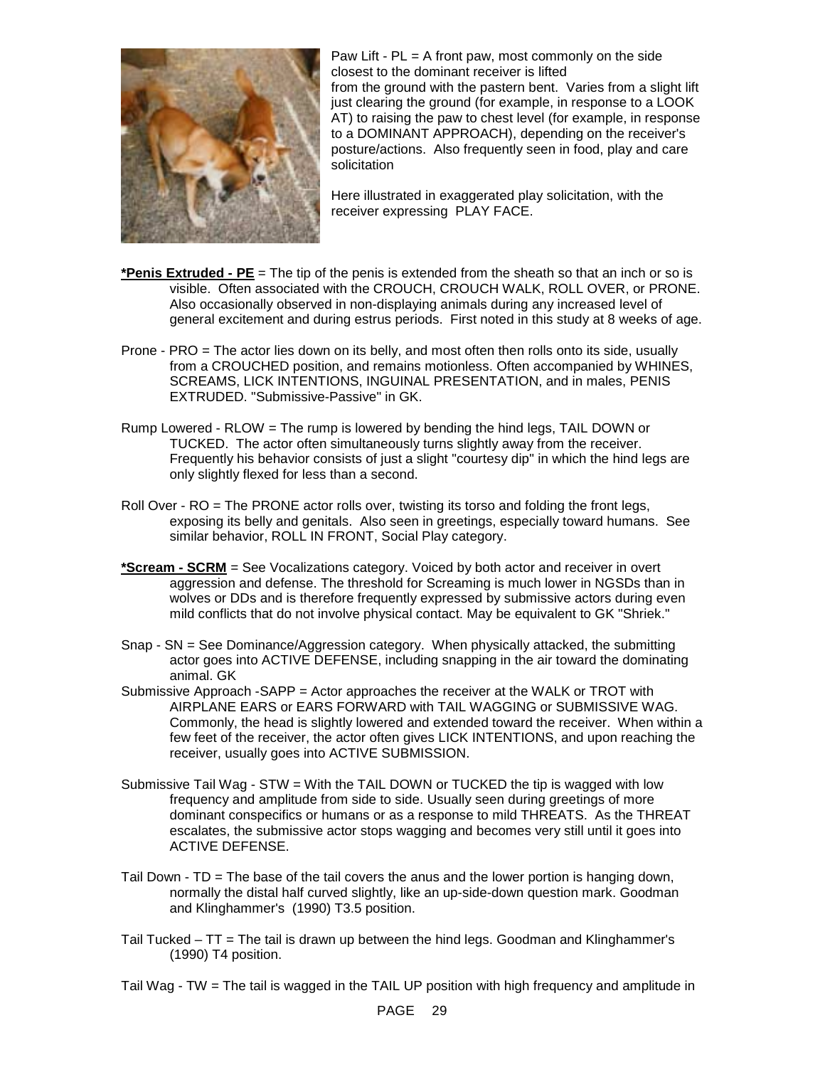Paw Lift - PL = A front paw, most commonly on the side closest to the dominant receiver is lifted from the ground with the pastern bent. Varies from a slight lift just clearing the ground (for example, in response to a LOOK AT) to raising the paw to chest level (for example, in response to a DOMINANT APPROACH), depending on the receiver's posture/actions. Also frequently seen in food, play and care solicitation

Here illustrated in exaggerated play solicitation, with the receiver expressing PLAY FACE.

**\*Penis Extruded - PE** = The tip of the penis is extended from the sheath so that an inch or so is visible. Often associated with the CROUCH, CROUCH WALK, ROLL OVER, or PRONE. Also occasionally observed in non-displaying animals during any increased level of general excitement and during estrus periods. First noted in this study at 8 weeks of age.

Prone - PRO = The actor lies down on its belly, and most often then rolls onto its side, usually from a CROUCHED position, and remains motionless. Often accompanied by WHINES, SCREAMS, LICK INTENTIONS, INGUINAL PRESENTATION, and in males, PENIS EXTRUDED. "Submissive-Passive" in GK.

Rump Lowered - RLOW = The rump is lowered by bending the hind legs, TAIL DOWN or TUCKED. The actor often simultaneously turns slightly away from the receiver. Frequently his behavior consists of just a slight "courtesy dip" in which the hind legs are only slightly flexed for less than a second.

Roll Over - RO = The PRONE actor rolls over, twisting its torso and folding the front legs, exposing its belly and genitals. Also seen in greetings, especially toward humans. See similar behavior, ROLL IN FRONT, Social Play category.

**\*Scream - SCRM** = See Vocalizations category. Voiced by both actor and receiver in overt aggression and defense. The threshold for Screaming is much lower in NGSDs than in wolves or DDs and is therefore frequently expressed by submissive actors during even mild conflicts that do not involve physical contact. May be equivalent to GK "Shriek."

Snap - SN = See Dominance/Aggression category. When physically attacked, the submitting actor goes into ACTIVE DEFENSE, including snapping in the air toward the dominating animal. GK

Submissive Approach -SAPP = Actor approaches the receiver at the WALK or TROT with AIRPLANE EARS or EARS FORWARD with TAIL WAGGING or SUBMISSIVE WAG. Commonly, the head is slightly lowered and extended toward the receiver. When within a few feet of the receiver, the actor often gives LICK INTENTIONS, and upon reaching the receiver, usually goes into ACTIVE SUBMISSION.

Submissive Tail Wag - STW = With the TAIL DOWN or TUCKED the tip is wagged with low frequency and amplitude from side to side. Usually seen during greetings of more dominant conspecifics or humans or as a response to mild THREATS. As the THREAT escalates, the submissive actor stops wagging and becomes very still until it goes into ACTIVE DEFENSE.

Tail Down - TD = The base of the tail covers the anus and the lower portion is hanging down, normally the distal half curved slightly, like an up-side-down question mark. Goodman and Klinghammer's (1990) T3.5 position.

Tail Tucked – TT = The tail is drawn up between the hind legs. Goodman and Klinghammer's (1990) T4 position.

Tail Wag - TW = The tail is wagged in the TAIL UP position with high frequency and amplitude in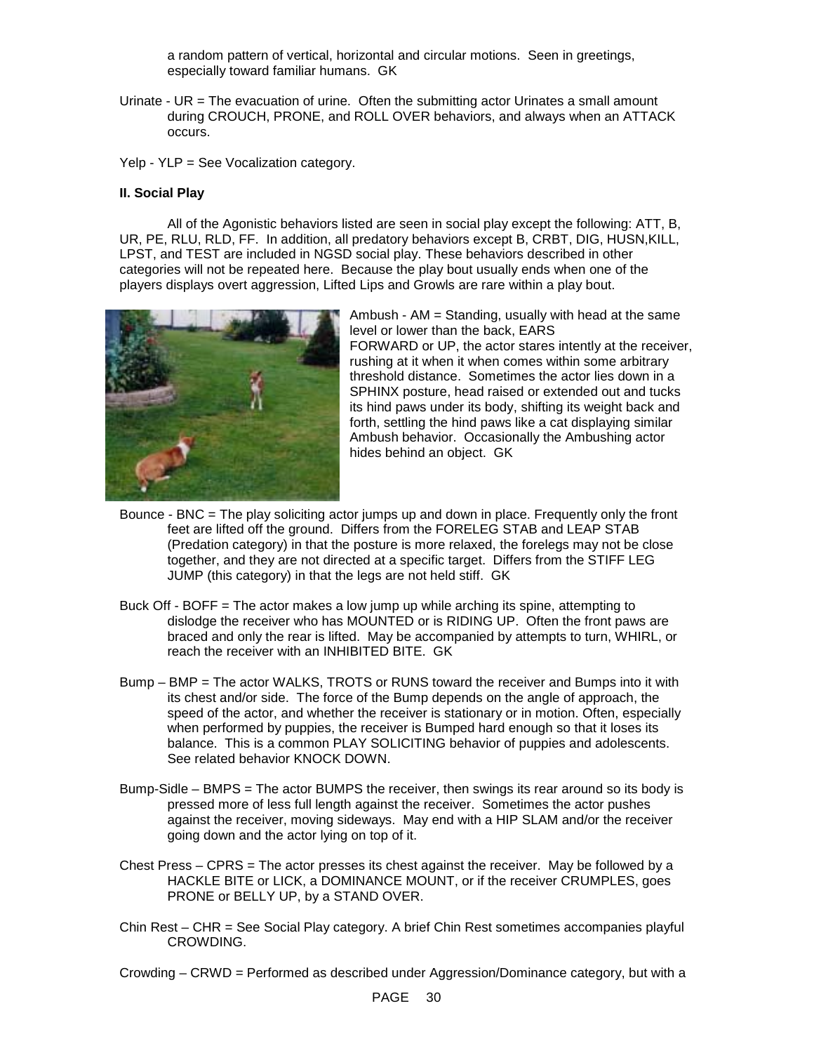a random pattern of vertical, horizontal and circular motions. Seen in greetings, especially toward familiar humans. GK

Urinate - UR = The evacuation of urine. Often the submitting actor Urinates a small amount during CROUCH, PRONE, and ROLL OVER behaviors, and always when an ATTACK occurs.

Yelp - YLP = See Vocalization category.

**II. Social Play**

All of the Agonistic behaviors listed are seen in social play except the following: ATT, B, UR, PE, RLU, RLD, FF. In addition, all predatory behaviors except B, CRBT, DIG, HUSN,KILL, LPST, and TEST are included in NGSD social play. These behaviors described in other categories will not be repeated here. Because the play bout usually ends when one of the players displays overt aggression, Lifted Lips and Growls are rare within a play bout.

Ambush - AM = Standing, usually with head at the same level or lower than the back, EARS FORWARD or UP, the actor stares intently at the receiver, rushing at it when it when comes within some arbitrary threshold distance. Sometimes the actor lies down in a SPHINX posture, head raised or extended out and tucks its hind paws under its body, shifting its weight back and forth, settling the hind paws like a cat displaying similar Ambush behavior. Occasionally the Ambushing actor hides behind an object. GK

Bounce - BNC = The play soliciting actor jumps up and down in place. Frequently only the front feet are lifted off the ground. Differs from the FORELEG STAB and LEAP STAB (Predation category) in that the posture is more relaxed, the forelegs may not be close together, and they are not directed at a specific target. Differs from the STIFF LEG JUMP (this category) in that the legs are not held stiff. GK

Buck Off - BOFF = The actor makes a low jump up while arching its spine, attempting to dislodge the receiver who has MOUNTED or is RIDING UP. Often the front paws are braced and only the rear is lifted. May be accompanied by attempts to turn, WHIRL, or reach the receiver with an INHIBITED BITE. GK

Bump – BMP = The actor WALKS, TROTS or RUNS toward the receiver and Bumps into it with its chest and/or side. The force of the Bump depends on the angle of approach, the speed of the actor, and whether the receiver is stationary or in motion. Often, especially when performed by puppies, the receiver is Bumped hard enough so that it loses its balance. This is a common PLAY SOLICITING behavior of puppies and adolescents. See related behavior KNOCK DOWN.

Bump-Sidle – BMPS = The actor BUMPS the receiver, then swings its rear around so its body is pressed more of less full length against the receiver. Sometimes the actor pushes against the receiver, moving sideways. May end with a HIP SLAM and/or the receiver going down and the actor lying on top of it.

Chest Press – CPRS = The actor presses its chest against the receiver. May be followed by a HACKLE BITE or LICK, a DOMINANCE MOUNT, or if the receiver CRUMPLES, goes PRONE or BELLY UP, by a STAND OVER.

Chin Rest – CHR = See Social Play category. A brief Chin Rest sometimes accompanies playful CROWDING.

Crowding – CRWD = Performed as described under Aggression/Dominance category, but with a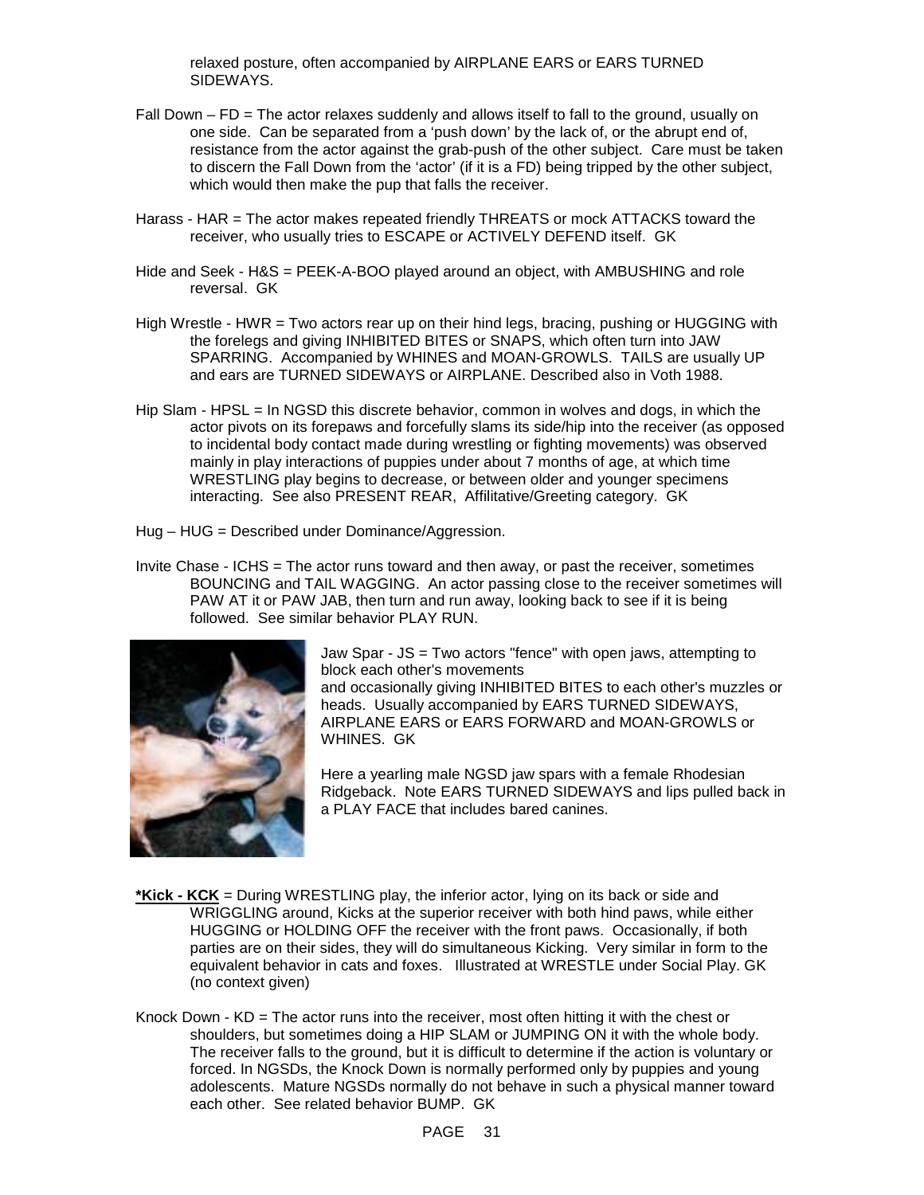relaxed posture, often accompanied by AIRPLANE EARS or EARS TURNED SIDEWAYS.

Fall Down – FD = The actor relaxes suddenly and allows itself to fall to the ground, usually on one side. Can be separated from a 'push down' by the lack of, or the abrupt end of, resistance from the actor against the grab-push of the other subject. Care must be taken to discern the Fall Down from the 'actor' (if it is a FD) being tripped by the other subject, which would then make the pup that falls the receiver.

Harass - HAR = The actor makes repeated friendly THREATS or mock ATTACKS toward the receiver, who usually tries to ESCAPE or ACTIVELY DEFEND itself. GK

Hide and Seek - H&S = PEEK-A-BOO played around an object, with AMBUSHING and role reversal. GK

High Wrestle - HWR = Two actors rear up on their hind legs, bracing, pushing or HUGGING with the forelegs and giving INHIBITED BITES or SNAPS, which often turn into JAW SPARRING. Accompanied by WHINES and MOAN-GROWLS. TAILS are usually UP and ears are TURNED SIDEWAYS or AIRPLANE. Described also in Voth 1988.

Hip Slam - HPSL = In NGSD this discrete behavior, common in wolves and dogs, in which the actor pivots on its forepaws and forcefully slams its side/hip into the receiver (as opposed to incidental body contact made during wrestling or fighting movements) was observed mainly in play interactions of puppies under about 7 months of age, at which time WRESTLING play begins to decrease, or between older and younger specimens interacting. See also PRESENT REAR, Affilitative/Greeting category. GK

Hug – HUG = Described under Dominance/Aggression.

Invite Chase - ICHS = The actor runs toward and then away, or past the receiver, sometimes BOUNCING and TAIL WAGGING. An actor passing close to the receiver sometimes will PAW AT it or PAW JAB, then turn and run away, looking back to see if it is being followed. See similar behavior PLAY RUN.

Jaw Spar - JS = Two actors "fence" with open jaws, attempting to block each other's movements and occasionally giving INHIBITED BITES to each other's muzzles or heads. Usually accompanied by EARS TURNED SIDEWAYS, AIRPLANE EARS or EARS FORWARD and MOAN-GROWLS or WHINES. GK

Here a yearling male NGSD jaw spars with a female Rhodesian Ridgeback. Note EARS TURNED SIDEWAYS and lips pulled back in a PLAY FACE that includes bared canines.

**\*Kick - KCK** = During WRESTLING play, the inferior actor, lying on its back or side and WRIGGLING around, Kicks at the superior receiver with both hind paws, while either HUGGING or HOLDING OFF the receiver with the front paws. Occasionally, if both parties are on their sides, they will do simultaneous Kicking. Very similar in form to the equivalent behavior in cats and foxes. Illustrated at WRESTLE under Social Play. GK (no context given)

Knock Down - KD = The actor runs into the receiver, most often hitting it with the chest or shoulders, but sometimes doing a HIP SLAM or JUMPING ON it with the whole body. The receiver falls to the ground, but it is difficult to determine if the action is voluntary or forced. In NGSDs, the Knock Down is normally performed only by puppies and young adolescents. Mature NGSDs normally do not behave in such a physical manner toward each other. See related behavior BUMP. GK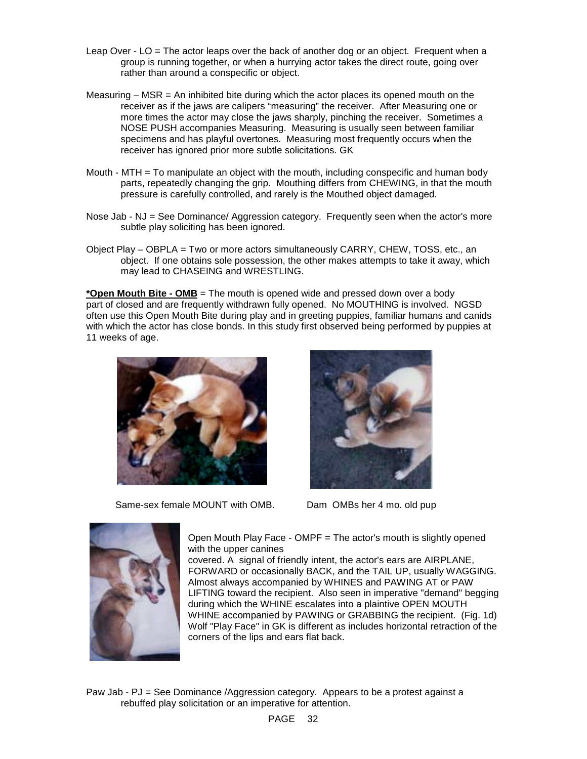Leap Over - LO = The actor leaps over the back of another dog or an object. Frequent when a group is running together, or when a hurrying actor takes the direct route, going over rather than around a conspecific or object.

Measuring – MSR = An inhibited bite during which the actor places its opened mouth on the receiver as if the jaws are calipers "measuring" the receiver. After Measuring one or more times the actor may close the jaws sharply, pinching the receiver. Sometimes a NOSE PUSH accompanies Measuring. Measuring is usually seen between familiar specimens and has playful overtones. Measuring most frequently occurs when the receiver has ignored prior more subtle solicitations. GK

Mouth - MTH = To manipulate an object with the mouth, including conspecific and human body parts, repeatedly changing the grip. Mouthing differs from CHEWING, in that the mouth pressure is carefully controlled, and rarely is the Mouthed object damaged.

Nose Jab - NJ = See Dominance/ Aggression category. Frequently seen when the actor's more subtle play soliciting has been ignored.

Object Play – OBPLA = Two or more actors simultaneously CARRY, CHEW, TOSS, etc., an object. If one obtains sole possession, the other makes attempts to take it away, which may lead to CHASEING and WRESTLING.

**<u>*Open Mouth Bite - OMB</u>** = The mouth is opened wide and pressed down over a body part of closed and are frequently withdrawn fully opened. No MOUTHING is involved. NGSD often use this Open Mouth Bite during play and in greeting puppies, familiar humans and canids with which the actor has close bonds. In this study first observed being performed by puppies at 11 weeks of age.

Same-sex female MOUNT with OMB.

Dam OMBs her 4 mo. old pup

Open Mouth Play Face - OMPF = The actor's mouth is slightly opened with the upper canines covered. A signal of friendly intent, the actor's ears are AIRPLANE, FORWARD or occasionally BACK, and the TAIL UP, usually WAGGING. Almost always accompanied by WHINES and PAWING AT or PAW LIFTING toward the recipient. Also seen in imperative "demand" begging during which the WHINE escalates into a plaintive OPEN MOUTH WHINE accompanied by PAWING or GRABBING the recipient. (Fig. 1d) Wolf "Play Face" in GK is different as includes horizontal retraction of the corners of the lips and ears flat back.

Paw Jab - PJ = See Dominance /Aggression category. Appears to be a protest against a rebuffed play solicitation or an imperative for attention.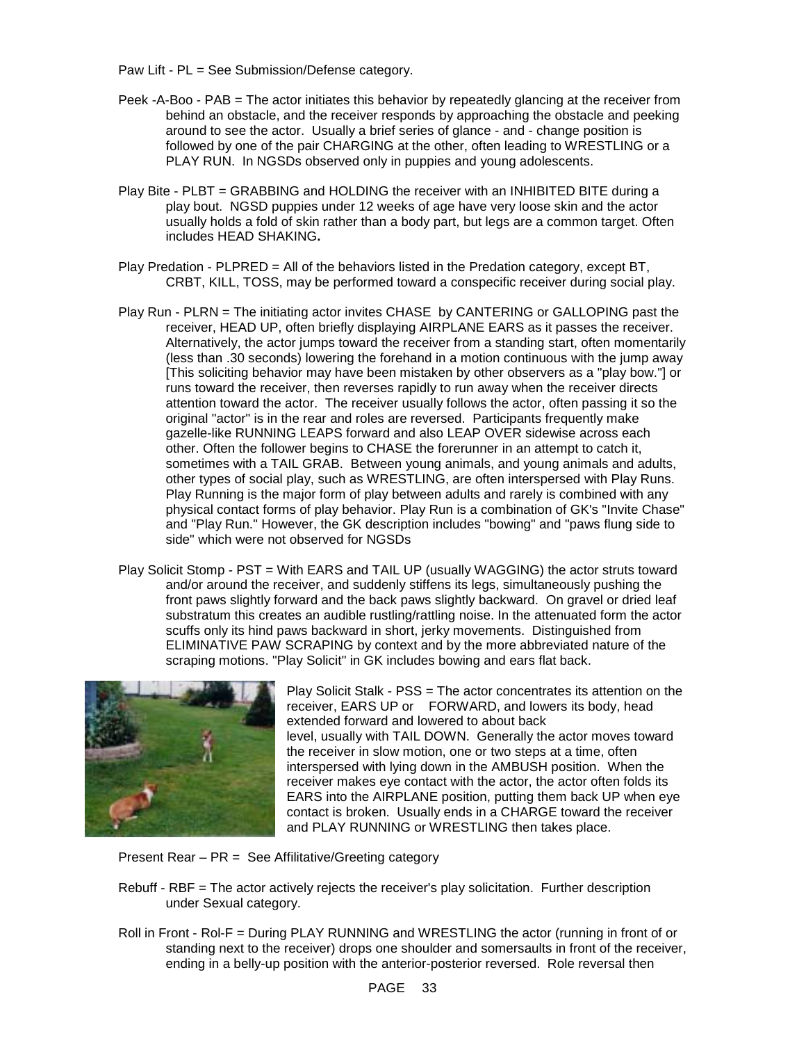Paw Lift - PL = See Submission/Defense category.

Peek -A-Boo - PAB = The actor initiates this behavior by repeatedly glancing at the receiver from behind an obstacle, and the receiver responds by approaching the obstacle and peeking around to see the actor. Usually a brief series of glance - and - change position is followed by one of the pair CHARGING at the other, often leading to WRESTLING or a PLAY RUN. In NGSDs observed only in puppies and young adolescents.

Play Bite - PLBT = GRABBING and HOLDING the receiver with an INHIBITED BITE during a play bout. NGSD puppies under 12 weeks of age have very loose skin and the actor usually holds a fold of skin rather than a body part, but legs are a common target. Often includes HEAD SHAKING**.**

Play Predation - PLPRED = All of the behaviors listed in the Predation category, except BT, CRBT, KILL, TOSS, may be performed toward a conspecific receiver during social play.

Play Run - PLRN = The initiating actor invites CHASE by CANTERING or GALLOPING past the receiver, HEAD UP, often briefly displaying AIRPLANE EARS as it passes the receiver. Alternatively, the actor jumps toward the receiver from a standing start, often momentarily (less than .30 seconds) lowering the forehand in a motion continuous with the jump away [This soliciting behavior may have been mistaken by other observers as a "play bow."] or runs toward the receiver, then reverses rapidly to run away when the receiver directs attention toward the actor. The receiver usually follows the actor, often passing it so the original "actor" is in the rear and roles are reversed. Participants frequently make gazelle-like RUNNING LEAPS forward and also LEAP OVER sidewise across each other. Often the follower begins to CHASE the forerunner in an attempt to catch it, sometimes with a TAIL GRAB. Between young animals, and young animals and adults, other types of social play, such as WRESTLING, are often interspersed with Play Runs. Play Running is the major form of play between adults and rarely is combined with any physical contact forms of play behavior. Play Run is a combination of GK's "Invite Chase" and "Play Run." However, the GK description includes "bowing" and "paws flung side to side" which were not observed for NGSDs

Play Solicit Stomp - PST = With EARS and TAIL UP (usually WAGGING) the actor struts toward and/or around the receiver, and suddenly stiffens its legs, simultaneously pushing the front paws slightly forward and the back paws slightly backward. On gravel or dried leaf substratum this creates an audible rustling/rattling noise. In the attenuated form the actor scuffs only its hind paws backward in short, jerky movements. Distinguished from ELIMINATIVE PAW SCRAPING by context and by the more abbreviated nature of the scraping motions. "Play Solicit" in GK includes bowing and ears flat back.

Play Solicit Stalk - PSS = The actor concentrates its attention on the receiver, EARS UP or FORWARD, and lowers its body, head extended forward and lowered to about back level, usually with TAIL DOWN. Generally the actor moves toward the receiver in slow motion, one or two steps at a time, often interspersed with lying down in the AMBUSH position. When the receiver makes eye contact with the actor, the actor often folds its EARS into the AIRPLANE position, putting them back UP when eye contact is broken. Usually ends in a CHARGE toward the receiver and PLAY RUNNING or WRESTLING then takes place.

Present Rear – PR = See Affilitative/Greeting category

Rebuff - RBF = The actor actively rejects the receiver's play solicitation. Further description under Sexual category.

Roll in Front - Rol-F = During PLAY RUNNING and WRESTLING the actor (running in front of or standing next to the receiver) drops one shoulder and somersaults in front of the receiver, ending in a belly-up position with the anterior-posterior reversed. Role reversal then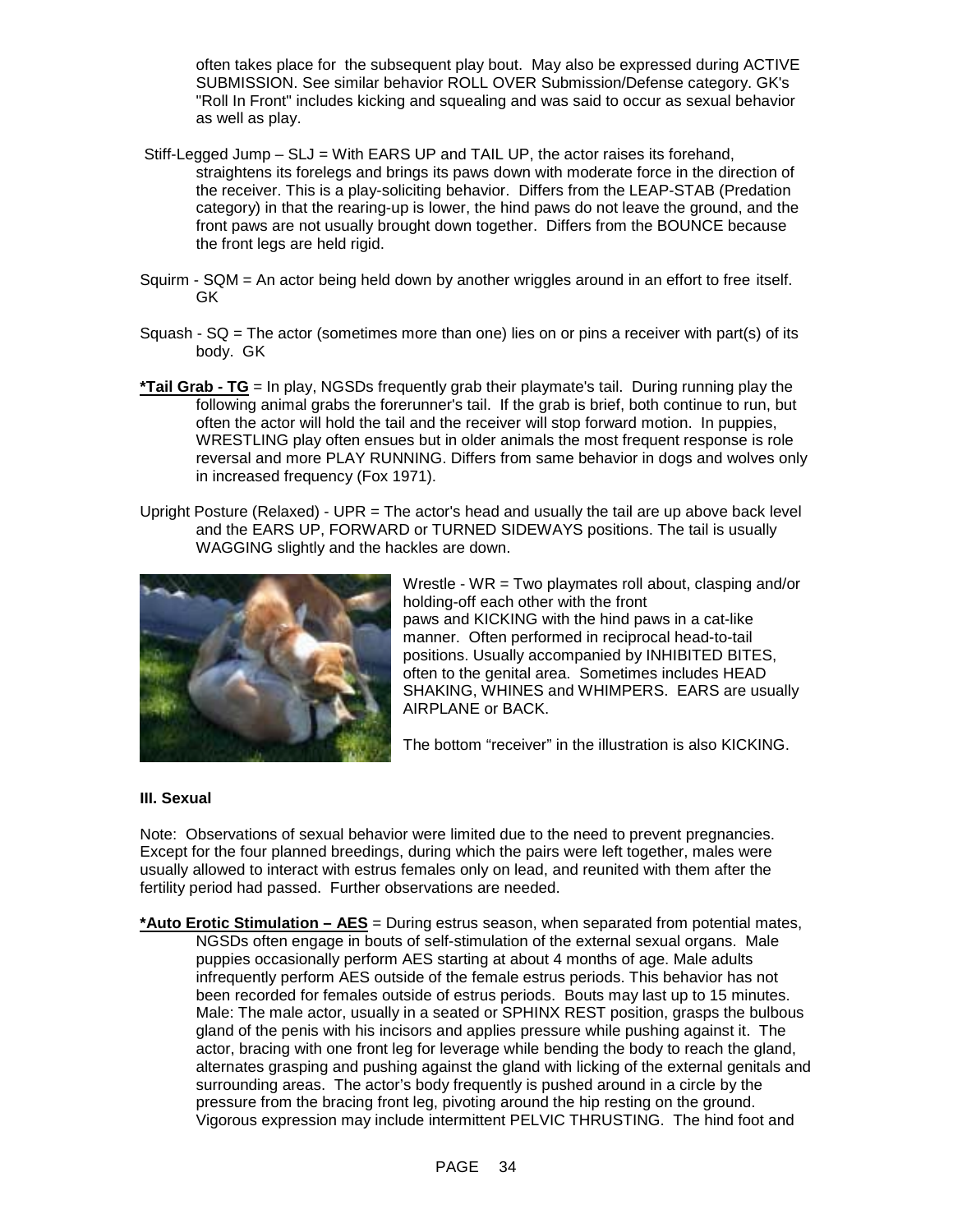often takes place for the subsequent play bout. May also be expressed during ACTIVE SUBMISSION. See similar behavior ROLL OVER Submission/Defense category. GK's "Roll In Front" includes kicking and squealing and was said to occur as sexual behavior as well as play.

Stiff-Legged Jump – SLJ = With EARS UP and TAIL UP, the actor raises its forehand, straightens its forelegs and brings its paws down with moderate force in the direction of the receiver. This is a play-soliciting behavior. Differs from the LEAP-STAB (Predation category) in that the rearing-up is lower, the hind paws do not leave the ground, and the front paws are not usually brought down together. Differs from the BOUNCE because the front legs are held rigid.

Squirm - SQM = An actor being held down by another wriggles around in an effort to free itself. GK

Squash - SQ = The actor (sometimes more than one) lies on or pins a receiver with part(s) of its body. GK

**<u>*Tail Grab - TG</u>** = In play, NGSDs frequently grab their playmate's tail. During running play the following animal grabs the forerunner's tail. If the grab is brief, both continue to run, but often the actor will hold the tail and the receiver will stop forward motion. In puppies, WRESTLING play often ensues but in older animals the most frequent response is role reversal and more PLAY RUNNING. Differs from same behavior in dogs and wolves only in increased frequency (Fox 1971).

Upright Posture (Relaxed) - UPR = The actor's head and usually the tail are up above back level and the EARS UP, FORWARD or TURNED SIDEWAYS positions. The tail is usually WAGGING slightly and the hackles are down.

Wrestle - WR = Two playmates roll about, clasping and/or holding-off each other with the front paws and KICKING with the hind paws in a cat-like manner. Often performed in reciprocal head-to-tail positions. Usually accompanied by INHIBITED BITES, often to the genital area. Sometimes includes HEAD SHAKING, WHINES and WHIMPERS. EARS are usually AIRPLANE or BACK.

The bottom "receiver" in the illustration is also KICKING.

**III. Sexual**

Note: Observations of sexual behavior were limited due to the need to prevent pregnancies. Except for the four planned breedings, during which the pairs were left together, males were usually allowed to interact with estrus females only on lead, and reunited with them after the fertility period had passed. Further observations are needed.

**<u>*Auto Erotic Stimulation – AES</u>** = During estrus season, when separated from potential mates, NGSDs often engage in bouts of self-stimulation of the external sexual organs. Male puppies occasionally perform AES starting at about 4 months of age. Male adults infrequently perform AES outside of the female estrus periods. This behavior has not been recorded for females outside of estrus periods. Bouts may last up to 15 minutes. Male: The male actor, usually in a seated or SPHINX REST position, grasps the bulbous gland of the penis with his incisors and applies pressure while pushing against it. The actor, bracing with one front leg for leverage while bending the body to reach the gland, alternates grasping and pushing against the gland with licking of the external genitals and surrounding areas. The actor's body frequently is pushed around in a circle by the pressure from the bracing front leg, pivoting around the hip resting on the ground. Vigorous expression may include intermittent PELVIC THRUSTING. The hind foot and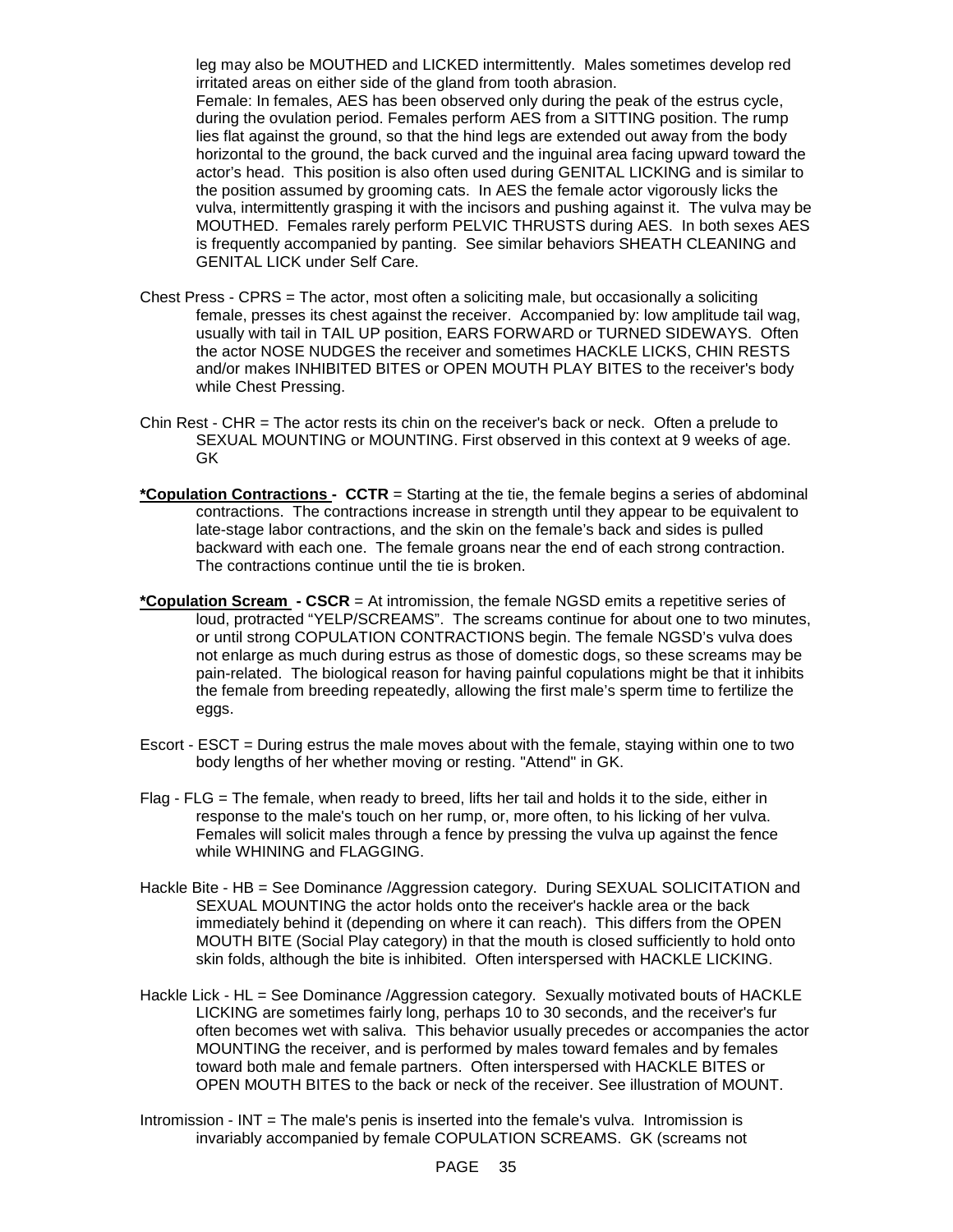leg may also be MOUTHED and LICKED intermittently. Males sometimes develop red irritated areas on either side of the gland from tooth abrasion.
Female: In females, AES has been observed only during the peak of the estrus cycle, during the ovulation period. Females perform AES from a SITTING position. The rump lies flat against the ground, so that the hind legs are extended out away from the body horizontal to the ground, the back curved and the inguinal area facing upward toward the actor's head. This position is also often used during GENITAL LICKING and is similar to the position assumed by grooming cats. In AES the female actor vigorously licks the vulva, intermittently grasping it with the incisors and pushing against it. The vulva may be MOUTHED. Females rarely perform PELVIC THRUSTS during AES. In both sexes AES is frequently accompanied by panting. See similar behaviors SHEATH CLEANING and GENITAL LICK under Self Care.

Chest Press - CPRS = The actor, most often a soliciting male, but occasionally a soliciting female, presses its chest against the receiver. Accompanied by: low amplitude tail wag, usually with tail in TAIL UP position, EARS FORWARD or TURNED SIDEWAYS. Often the actor NOSE NUDGES the receiver and sometimes HACKLE LICKS, CHIN RESTS and/or makes INHIBITED BITES or OPEN MOUTH PLAY BITES to the receiver's body while Chest Pressing.

Chin Rest - CHR = The actor rests its chin on the receiver's back or neck. Often a prelude to SEXUAL MOUNTING or MOUNTING. First observed in this context at 9 weeks of age. GK

**<u>*Copulation Contractions</u> - CCTR** = Starting at the tie, the female begins a series of abdominal contractions. The contractions increase in strength until they appear to be equivalent to late-stage labor contractions, and the skin on the female's back and sides is pulled backward with each one. The female groans near the end of each strong contraction. The contractions continue until the tie is broken.

**<u>*Copulation Scream</u> - CSCR** = At intromission, the female NGSD emits a repetitive series of loud, protracted "YELP/SCREAMS". The screams continue for about one to two minutes, or until strong COPULATION CONTRACTIONS begin. The female NGSD's vulva does not enlarge as much during estrus as those of domestic dogs, so these screams may be pain-related. The biological reason for having painful copulations might be that it inhibits the female from breeding repeatedly, allowing the first male's sperm time to fertilize the eggs.

Escort - ESCT = During estrus the male moves about with the female, staying within one to two body lengths of her whether moving or resting. "Attend" in GK.

Flag - FLG = The female, when ready to breed, lifts her tail and holds it to the side, either in response to the male's touch on her rump, or, more often, to his licking of her vulva. Females will solicit males through a fence by pressing the vulva up against the fence while WHINING and FLAGGING.

Hackle Bite - HB = See Dominance /Aggression category. During SEXUAL SOLICITATION and SEXUAL MOUNTING the actor holds onto the receiver's hackle area or the back immediately behind it (depending on where it can reach). This differs from the OPEN MOUTH BITE (Social Play category) in that the mouth is closed sufficiently to hold onto skin folds, although the bite is inhibited. Often interspersed with HACKLE LICKING.

Hackle Lick - HL = See Dominance /Aggression category. Sexually motivated bouts of HACKLE LICKING are sometimes fairly long, perhaps 10 to 30 seconds, and the receiver's fur often becomes wet with saliva. This behavior usually precedes or accompanies the actor MOUNTING the receiver, and is performed by males toward females and by females toward both male and female partners. Often interspersed with HACKLE BITES or OPEN MOUTH BITES to the back or neck of the receiver. See illustration of MOUNT.

Intromission - INT = The male's penis is inserted into the female's vulva. Intromission is invariably accompanied by female COPULATION SCREAMS. GK (screams not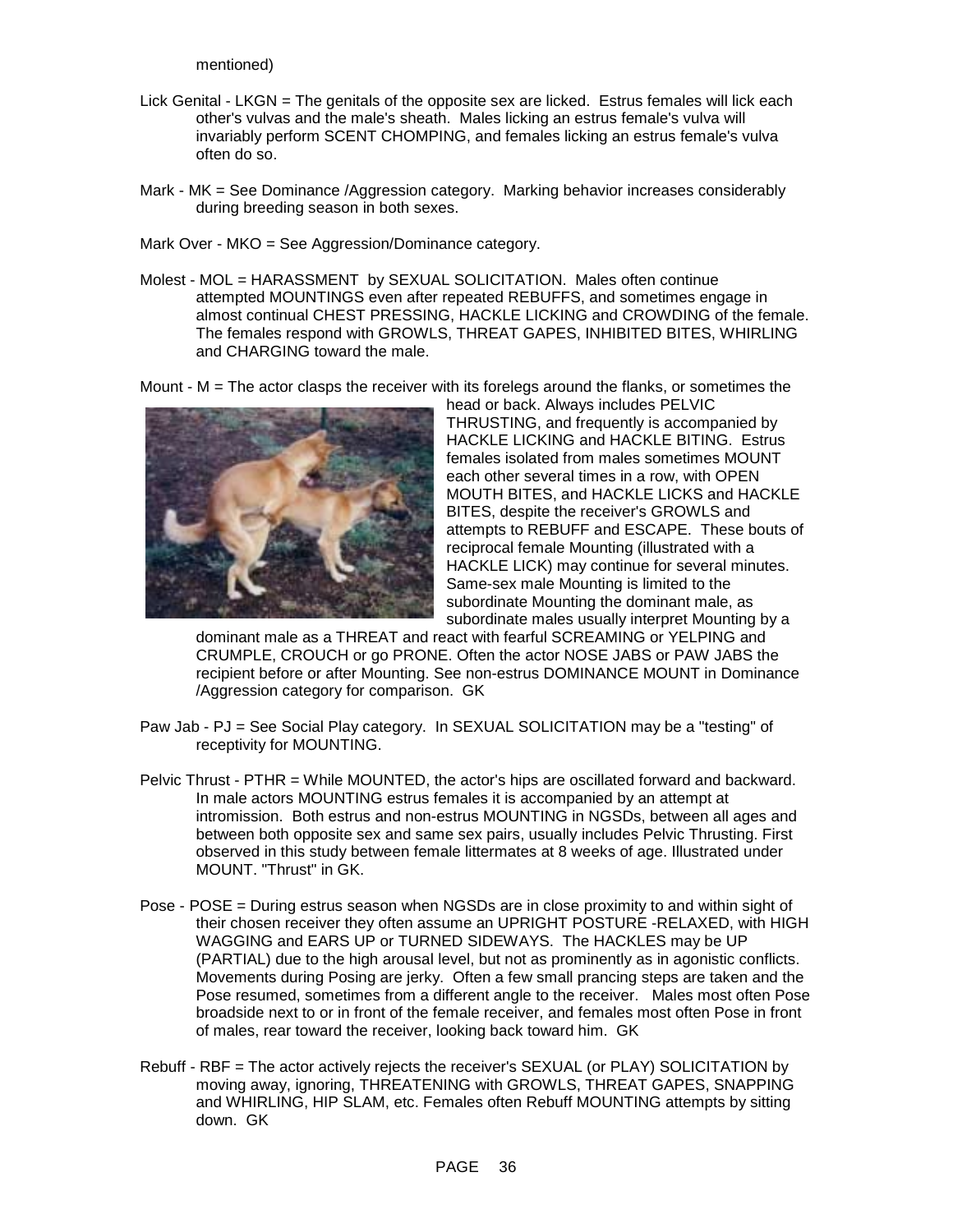mentioned)

Lick Genital - LKGN = The genitals of the opposite sex are licked. Estrus females will lick each other's vulvas and the male's sheath. Males licking an estrus female's vulva will invariably perform SCENT CHOMPING, and females licking an estrus female's vulva often do so.

Mark - MK = See Dominance /Aggression category. Marking behavior increases considerably during breeding season in both sexes.

Mark Over - MKO = See Aggression/Dominance category.

Molest - MOL = HARASSMENT by SEXUAL SOLICITATION. Males often continue attempted MOUNTINGS even after repeated REBUFFS, and sometimes engage in almost continual CHEST PRESSING, HACKLE LICKING and CROWDING of the female. The females respond with GROWLS, THREAT GAPES, INHIBITED BITES, WHIRLING and CHARGING toward the male.

Mount - M = The actor clasps the receiver with its forelegs around the flanks, or sometimes the head or back. Always includes PELVIC THRUSTING, and frequently is accompanied by HACKLE LICKING and HACKLE BITING. Estrus females isolated from males sometimes MOUNT each other several times in a row, with OPEN MOUTH BITES, and HACKLE LICKS and HACKLE BITES, despite the receiver's GROWLS and attempts to REBUFF and ESCAPE. These bouts of reciprocal female Mounting (illustrated with a HACKLE LICK) may continue for several minutes. Same-sex male Mounting is limited to the subordinate Mounting the dominant male, as subordinate males usually interpret Mounting by a dominant male as a THREAT and react with fearful SCREAMING or YELPING and CRUMPLE, CROUCH or go PRONE. Often the actor NOSE JABS or PAW JABS the recipient before or after Mounting. See non-estrus DOMINANCE MOUNT in Dominance /Aggression category for comparison. GK

Paw Jab - PJ = See Social Play category. In SEXUAL SOLICITATION may be a "testing" of receptivity for MOUNTING.

Pelvic Thrust - PTHR = While MOUNTED, the actor's hips are oscillated forward and backward. In male actors MOUNTING estrus females it is accompanied by an attempt at intromission. Both estrus and non-estrus MOUNTING in NGSDs, between all ages and between both opposite sex and same sex pairs, usually includes Pelvic Thrusting. First observed in this study between female littermates at 8 weeks of age. Illustrated under MOUNT. "Thrust" in GK.

Pose - POSE = During estrus season when NGSDs are in close proximity to and within sight of their chosen receiver they often assume an UPRIGHT POSTURE -RELAXED, with HIGH WAGGING and EARS UP or TURNED SIDEWAYS. The HACKLES may be UP (PARTIAL) due to the high arousal level, but not as prominently as in agonistic conflicts. Movements during Posing are jerky. Often a few small prancing steps are taken and the Pose resumed, sometimes from a different angle to the receiver. Males most often Pose broadside next to or in front of the female receiver, and females most often Pose in front of males, rear toward the receiver, looking back toward him. GK

Rebuff - RBF = The actor actively rejects the receiver's SEXUAL (or PLAY) SOLICITATION by moving away, ignoring, THREATENING with GROWLS, THREAT GAPES, SNAPPING and WHIRLING, HIP SLAM, etc. Females often Rebuff MOUNTING attempts by sitting down. GK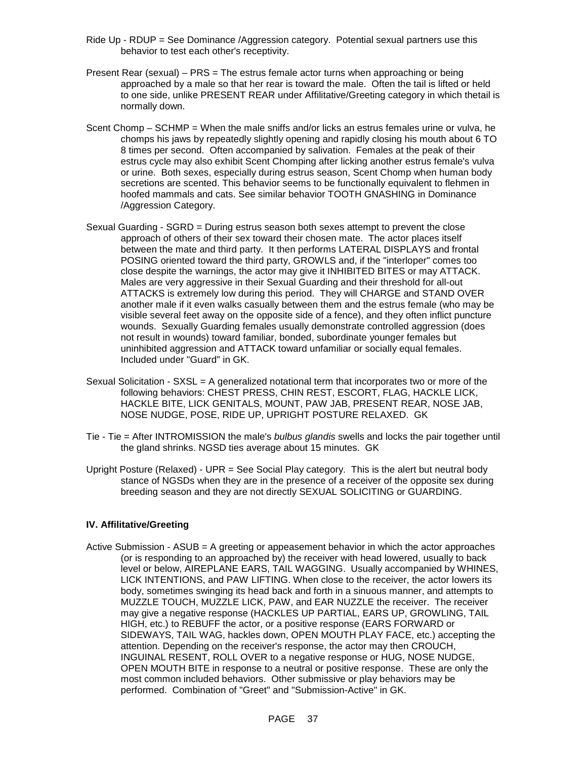Ride Up - RDUP = See Dominance /Aggression category. Potential sexual partners use this behavior to test each other's receptivity.

Present Rear (sexual) – PRS = The estrus female actor turns when approaching or being approached by a male so that her rear is toward the male. Often the tail is lifted or held to one side, unlike PRESENT REAR under Affilitative/Greeting category in which thetail is normally down.

Scent Chomp – SCHMP = When the male sniffs and/or licks an estrus females urine or vulva, he chomps his jaws by repeatedly slightly opening and rapidly closing his mouth about 6 TO 8 times per second. Often accompanied by salivation. Females at the peak of their estrus cycle may also exhibit Scent Chomping after licking another estrus female's vulva or urine. Both sexes, especially during estrus season, Scent Chomp when human body secretions are scented. This behavior seems to be functionally equivalent to flehmen in hoofed mammals and cats. See similar behavior TOOTH GNASHING in Dominance /Aggression Category.

Sexual Guarding - SGRD = During estrus season both sexes attempt to prevent the close approach of others of their sex toward their chosen mate. The actor places itself between the mate and third party. It then performs LATERAL DISPLAYS and frontal POSING oriented toward the third party, GROWLS and, if the "interloper" comes too close despite the warnings, the actor may give it INHIBITED BITES or may ATTACK. Males are very aggressive in their Sexual Guarding and their threshold for all-out ATTACKS is extremely low during this period. They will CHARGE and STAND OVER another male if it even walks casually between them and the estrus female (who may be visible several feet away on the opposite side of a fence), and they often inflict puncture wounds. Sexually Guarding females usually demonstrate controlled aggression (does not result in wounds) toward familiar, bonded, subordinate younger females but uninhibited aggression and ATTACK toward unfamiliar or socially equal females. Included under "Guard" in GK.

Sexual Solicitation - SXSL = A generalized notational term that incorporates two or more of the following behaviors: CHEST PRESS, CHIN REST, ESCORT, FLAG, HACKLE LICK, HACKLE BITE, LICK GENITALS, MOUNT, PAW JAB, PRESENT REAR, NOSE JAB, NOSE NUDGE, POSE, RIDE UP, UPRIGHT POSTURE RELAXED. GK

Tie - Tie = After INTROMISSION the male's *bulbus glandis* swells and locks the pair together until the gland shrinks. NGSD ties average about 15 minutes. GK

Upright Posture (Relaxed) - UPR = See Social Play category. This is the alert but neutral body stance of NGSDs when they are in the presence of a receiver of the opposite sex during breeding season and they are not directly SEXUAL SOLICITING or GUARDING.

**IV. Affilitative/Greeting**

Active Submission - ASUB = A greeting or appeasement behavior in which the actor approaches (or is responding to an approached by) the receiver with head lowered, usually to back level or below, AIREPLANE EARS, TAIL WAGGING. Usually accompanied by WHINES, LICK INTENTIONS, and PAW LIFTING. When close to the receiver, the actor lowers its body, sometimes swinging its head back and forth in a sinuous manner, and attempts to MUZZLE TOUCH, MUZZLE LICK, PAW, and EAR NUZZLE the receiver. The receiver may give a negative response (HACKLES UP PARTIAL, EARS UP, GROWLING, TAIL HIGH, etc.) to REBUFF the actor, or a positive response (EARS FORWARD or SIDEWAYS, TAIL WAG, hackles down, OPEN MOUTH PLAY FACE, etc.) accepting the attention. Depending on the receiver's response, the actor may then CROUCH, INGUINAL RESENT, ROLL OVER to a negative response or HUG, NOSE NUDGE, OPEN MOUTH BITE in response to a neutral or positive response. These are only the most common included behaviors. Other submissive or play behaviors may be performed. Combination of "Greet" and "Submission-Active" in GK.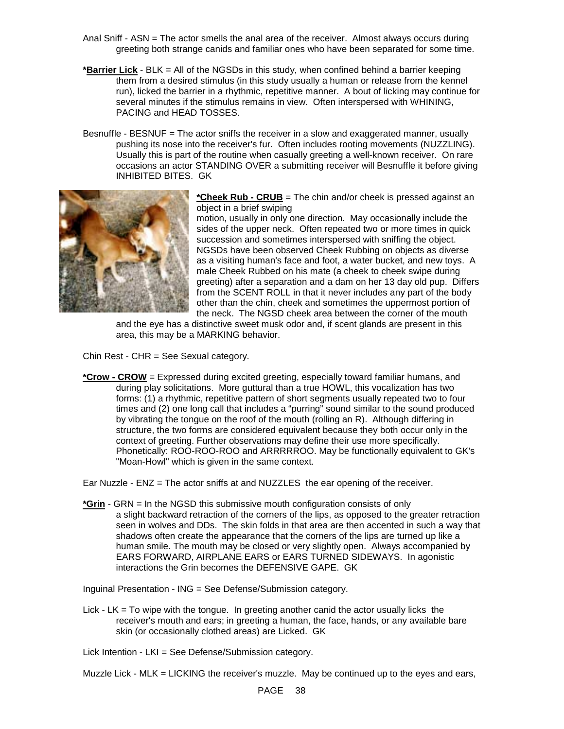Anal Sniff - ASN = The actor smells the anal area of the receiver. Almost always occurs during greeting both strange canids and familiar ones who have been separated for some time.

**\*Barrier Lick** - BLK = All of the NGSDs in this study, when confined behind a barrier keeping them from a desired stimulus (in this study usually a human or release from the kennel run), licked the barrier in a rhythmic, repetitive manner. A bout of licking may continue for several minutes if the stimulus remains in view. Often interspersed with WHINING, PACING and HEAD TOSSES.

Besnuffle - BESNUF = The actor sniffs the receiver in a slow and exaggerated manner, usually pushing its nose into the receiver's fur. Often includes rooting movements (NUZZLING). Usually this is part of the routine when casually greeting a well-known receiver. On rare occasions an actor STANDING OVER a submitting receiver will Besnuffle it before giving INHIBITED BITES. GK

**\*Cheek Rub - CRUB** = The chin and/or cheek is pressed against an object in a brief swiping motion, usually in only one direction. May occasionally include the sides of the upper neck. Often repeated two or more times in quick succession and sometimes interspersed with sniffing the object. NGSDs have been observed Cheek Rubbing on objects as diverse as a visiting human's face and foot, a water bucket, and new toys. A male Cheek Rubbed on his mate (a cheek to cheek swipe during greeting) after a separation and a dam on her 13 day old pup. Differs from the SCENT ROLL in that it never includes any part of the body other than the chin, cheek and sometimes the uppermost portion of the neck. The NGSD cheek area between the corner of the mouth and the eye has a distinctive sweet musk odor and, if scent glands are present in this area, this may be a MARKING behavior.

Chin Rest - CHR = See Sexual category.

**\*Crow - CROW** = Expressed during excited greeting, especially toward familiar humans, and during play solicitations. More guttural than a true HOWL, this vocalization has two forms: (1) a rhythmic, repetitive pattern of short segments usually repeated two to four times and (2) one long call that includes a "purring" sound similar to the sound produced by vibrating the tongue on the roof of the mouth (rolling an R). Although differing in structure, the two forms are considered equivalent because they both occur only in the context of greeting. Further observations may define their use more specifically. Phonetically: ROO-ROO-ROO and ARRRRROO. May be functionally equivalent to GK's "Moan-Howl" which is given in the same context.

Ear Nuzzle - ENZ = The actor sniffs at and NUZZLES the ear opening of the receiver.

**\*Grin** - GRN = In the NGSD this submissive mouth configuration consists of only a slight backward retraction of the corners of the lips, as opposed to the greater retraction seen in wolves and DDs. The skin folds in that area are then accented in such a way that shadows often create the appearance that the corners of the lips are turned up like a human smile. The mouth may be closed or very slightly open. Always accompanied by EARS FORWARD, AIRPLANE EARS or EARS TURNED SIDEWAYS. In agonistic interactions the Grin becomes the DEFENSIVE GAPE. GK

Inguinal Presentation - ING = See Defense/Submission category.

Lick - LK = To wipe with the tongue. In greeting another canid the actor usually licks the receiver's mouth and ears; in greeting a human, the face, hands, or any available bare skin (or occasionally clothed areas) are Licked. GK

Lick Intention - LKI = See Defense/Submission category.

Muzzle Lick - MLK = LICKING the receiver's muzzle. May be continued up to the eyes and ears,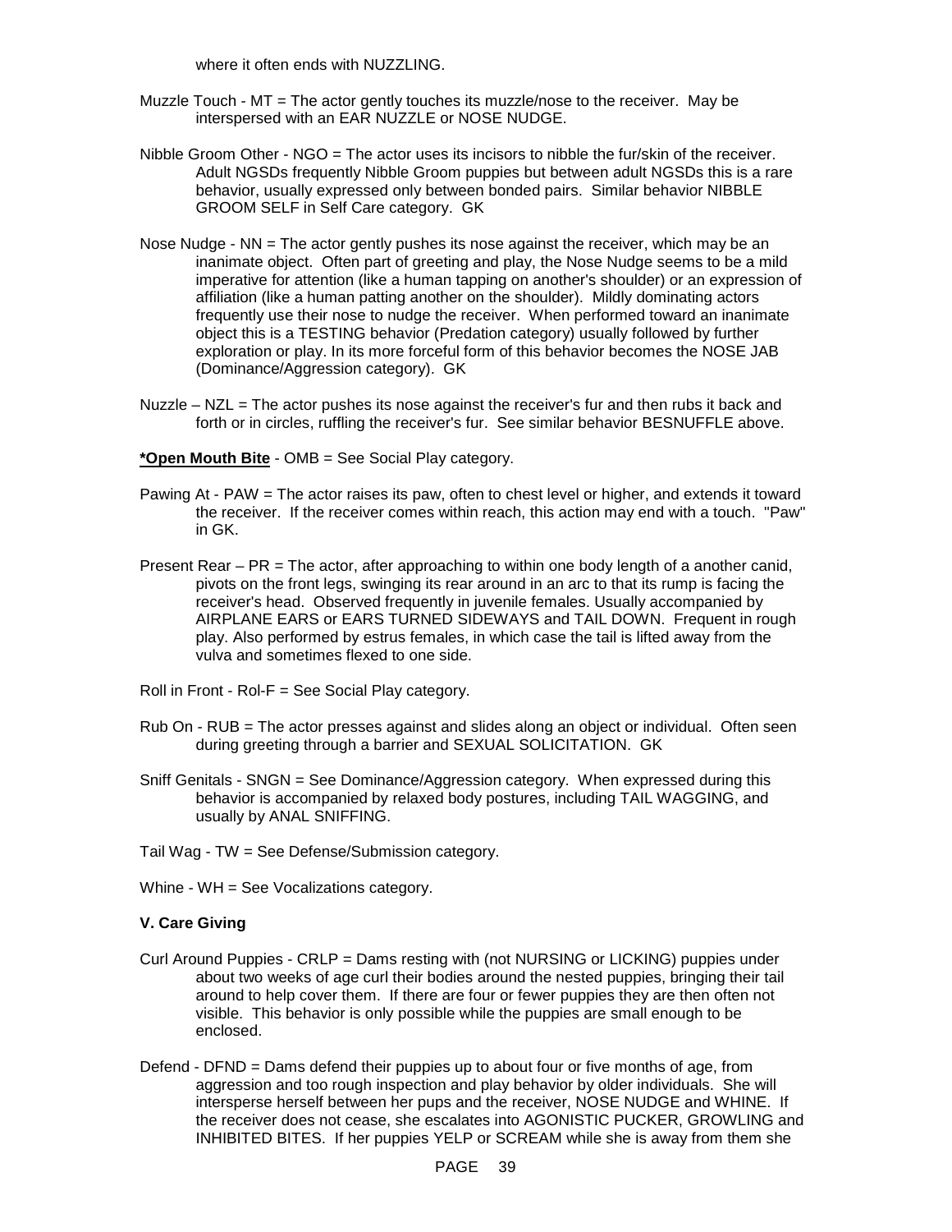where it often ends with NUZZLING.

Muzzle Touch - MT = The actor gently touches its muzzle/nose to the receiver. May be interspersed with an EAR NUZZLE or NOSE NUDGE.

Nibble Groom Other - NGO = The actor uses its incisors to nibble the fur/skin of the receiver. Adult NGSDs frequently Nibble Groom puppies but between adult NGSDs this is a rare behavior, usually expressed only between bonded pairs. Similar behavior NIBBLE GROOM SELF in Self Care category. GK

Nose Nudge - NN = The actor gently pushes its nose against the receiver, which may be an inanimate object. Often part of greeting and play, the Nose Nudge seems to be a mild imperative for attention (like a human tapping on another's shoulder) or an expression of affiliation (like a human patting another on the shoulder). Mildly dominating actors frequently use their nose to nudge the receiver. When performed toward an inanimate object this is a TESTING behavior (Predation category) usually followed by further exploration or play. In its more forceful form of this behavior becomes the NOSE JAB (Dominance/Aggression category). GK

Nuzzle – NZL = The actor pushes its nose against the receiver's fur and then rubs it back and forth or in circles, ruffling the receiver's fur. See similar behavior BESNUFFLE above.

**<u>*Open Mouth Bite</u>** - OMB = See Social Play category.

Pawing At - PAW = The actor raises its paw, often to chest level or higher, and extends it toward the receiver. If the receiver comes within reach, this action may end with a touch. "Paw" in GK.

Present Rear – PR = The actor, after approaching to within one body length of a another canid, pivots on the front legs, swinging its rear around in an arc to that its rump is facing the receiver's head. Observed frequently in juvenile females. Usually accompanied by AIRPLANE EARS or EARS TURNED SIDEWAYS and TAIL DOWN. Frequent in rough play. Also performed by estrus females, in which case the tail is lifted away from the vulva and sometimes flexed to one side.

Roll in Front - Rol-F = See Social Play category.

Rub On - RUB = The actor presses against and slides along an object or individual. Often seen during greeting through a barrier and SEXUAL SOLICITATION. GK

Sniff Genitals - SNGN = See Dominance/Aggression category. When expressed during this behavior is accompanied by relaxed body postures, including TAIL WAGGING, and usually by ANAL SNIFFING.

Tail Wag - TW = See Defense/Submission category.

Whine - WH = See Vocalizations category.

**V. Care Giving**

Curl Around Puppies - CRLP = Dams resting with (not NURSING or LICKING) puppies under about two weeks of age curl their bodies around the nested puppies, bringing their tail around to help cover them. If there are four or fewer puppies they are then often not visible. This behavior is only possible while the puppies are small enough to be enclosed.

Defend - DFND = Dams defend their puppies up to about four or five months of age, from aggression and too rough inspection and play behavior by older individuals. She will intersperse herself between her pups and the receiver, NOSE NUDGE and WHINE. If the receiver does not cease, she escalates into AGONISTIC PUCKER, GROWLING and INHIBITED BITES. If her puppies YELP or SCREAM while she is away from them she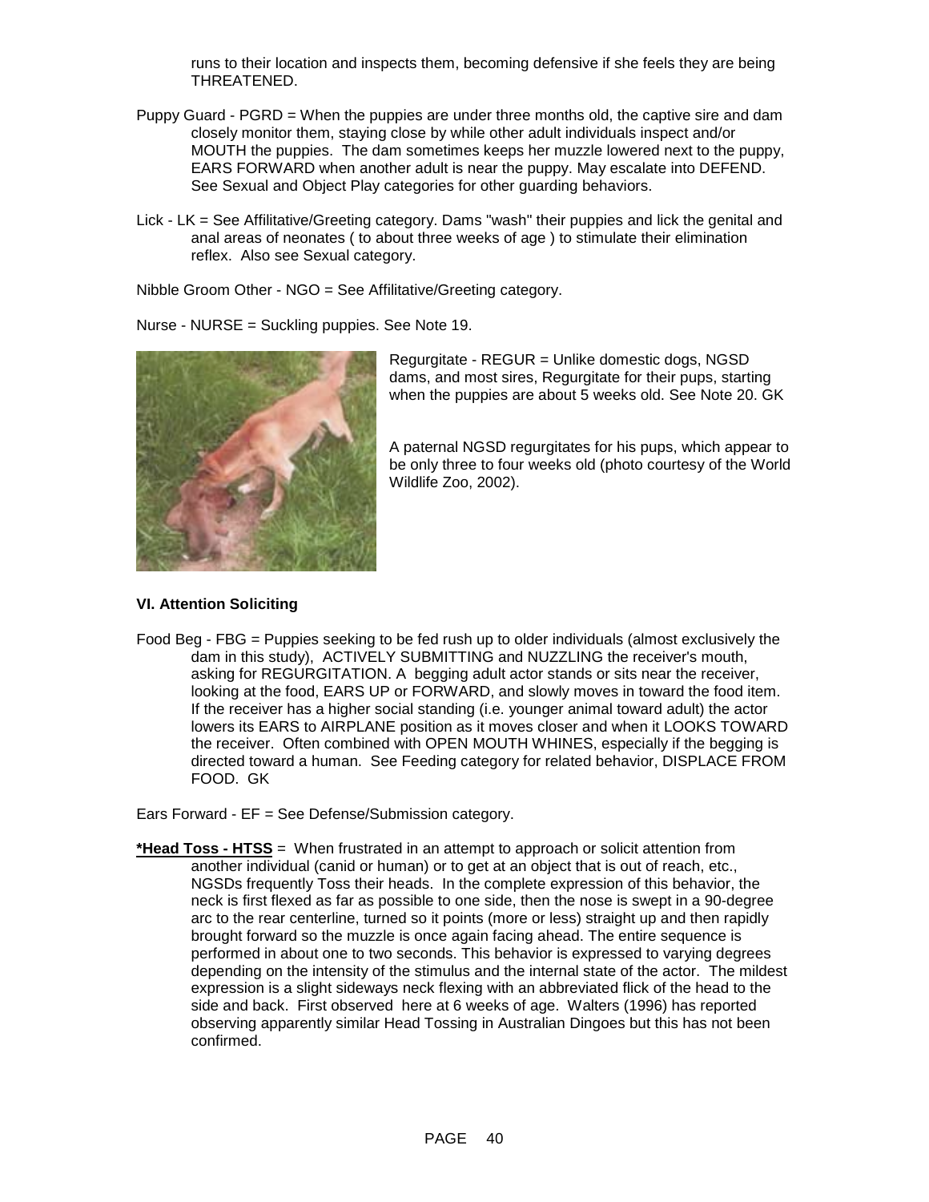runs to their location and inspects them, becoming defensive if she feels they are being THREATENED.

Puppy Guard - PGRD = When the puppies are under three months old, the captive sire and dam closely monitor them, staying close by while other adult individuals inspect and/or MOUTH the puppies. The dam sometimes keeps her muzzle lowered next to the puppy, EARS FORWARD when another adult is near the puppy. May escalate into DEFEND. See Sexual and Object Play categories for other guarding behaviors.

Lick - LK = See Affilitative/Greeting category. Dams "wash" their puppies and lick the genital and anal areas of neonates ( to about three weeks of age ) to stimulate their elimination reflex. Also see Sexual category.

Nibble Groom Other - NGO = See Affilitative/Greeting category.

Nurse - NURSE = Suckling puppies. See Note 19.

Regurgitate - REGUR = Unlike domestic dogs, NGSD dams, and most sires, Regurgitate for their pups, starting when the puppies are about 5 weeks old. See Note 20. GK

A paternal NGSD regurgitates for his pups, which appear to be only three to four weeks old (photo courtesy of the World Wildlife Zoo, 2002).

**VI. Attention Soliciting**

Food Beg - FBG = Puppies seeking to be fed rush up to older individuals (almost exclusively the dam in this study), ACTIVELY SUBMITTING and NUZZLING the receiver's mouth, asking for REGURGITATION. A begging adult actor stands or sits near the receiver, looking at the food, EARS UP or FORWARD, and slowly moves in toward the food item. If the receiver has a higher social standing (i.e. younger animal toward adult) the actor lowers its EARS to AIRPLANE position as it moves closer and when it LOOKS TOWARD the receiver. Often combined with OPEN MOUTH WHINES, especially if the begging is directed toward a human. See Feeding category for related behavior, DISPLACE FROM FOOD. GK

Ears Forward - EF = See Defense/Submission category.

**<u>*Head Toss - HTSS</u>** = When frustrated in an attempt to approach or solicit attention from another individual (canid or human) or to get at an object that is out of reach, etc., NGSDs frequently Toss their heads. In the complete expression of this behavior, the neck is first flexed as far as possible to one side, then the nose is swept in a 90-degree arc to the rear centerline, turned so it points (more or less) straight up and then rapidly brought forward so the muzzle is once again facing ahead. The entire sequence is performed in about one to two seconds. This behavior is expressed to varying degrees depending on the intensity of the stimulus and the internal state of the actor. The mildest expression is a slight sideways neck flexing with an abbreviated flick of the head to the side and back. First observed here at 6 weeks of age. Walters (1996) has reported observing apparently similar Head Tossing in Australian Dingoes but this has not been confirmed.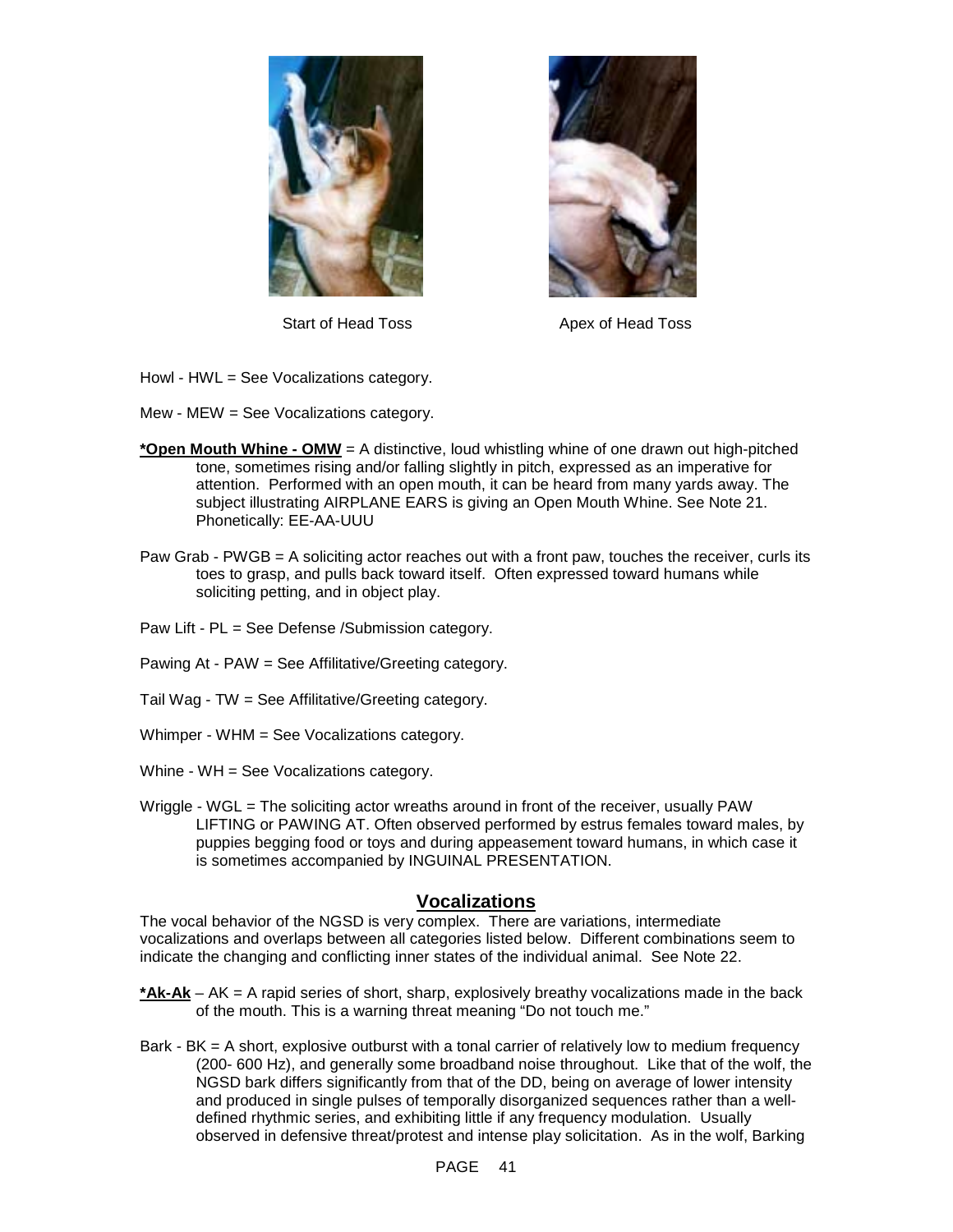Start of Head Toss    Apex of Head Toss

Howl - HWL = See Vocalizations category.

Mew - MEW = See Vocalizations category.

**\*Open Mouth Whine - OMW** = A distinctive, loud whistling whine of one drawn out high-pitched tone, sometimes rising and/or falling slightly in pitch, expressed as an imperative for attention. Performed with an open mouth, it can be heard from many yards away. The subject illustrating AIRPLANE EARS is giving an Open Mouth Whine. See Note 21. Phonetically: EE-AA-UUU

Paw Grab - PWGB = A soliciting actor reaches out with a front paw, touches the receiver, curls its toes to grasp, and pulls back toward itself. Often expressed toward humans while soliciting petting, and in object play.

Paw Lift - PL = See Defense /Submission category.

Pawing At - PAW = See Affilitative/Greeting category.

Tail Wag - TW = See Affilitative/Greeting category.

Whimper - WHM = See Vocalizations category.

Whine - WH = See Vocalizations category.

Wriggle - WGL = The soliciting actor wreaths around in front of the receiver, usually PAW LIFTING or PAWING AT. Often observed performed by estrus females toward males, by puppies begging food or toys and during appeasement toward humans, in which case it is sometimes accompanied by INGUINAL PRESENTATION.

## Vocalizations

The vocal behavior of the NGSD is very complex. There are variations, intermediate vocalizations and overlaps between all categories listed below. Different combinations seem to indicate the changing and conflicting inner states of the individual animal. See Note 22.

**\*Ak-Ak** – AK = A rapid series of short, sharp, explosively breathy vocalizations made in the back of the mouth. This is a warning threat meaning "Do not touch me."

Bark - BK = A short, explosive outburst with a tonal carrier of relatively low to medium frequency (200- 600 Hz), and generally some broadband noise throughout. Like that of the wolf, the NGSD bark differs significantly from that of the DD, being on average of lower intensity and produced in single pulses of temporally disorganized sequences rather than a well-defined rhythmic series, and exhibiting little if any frequency modulation. Usually observed in defensive threat/protest and intense play solicitation. As in the wolf, Barking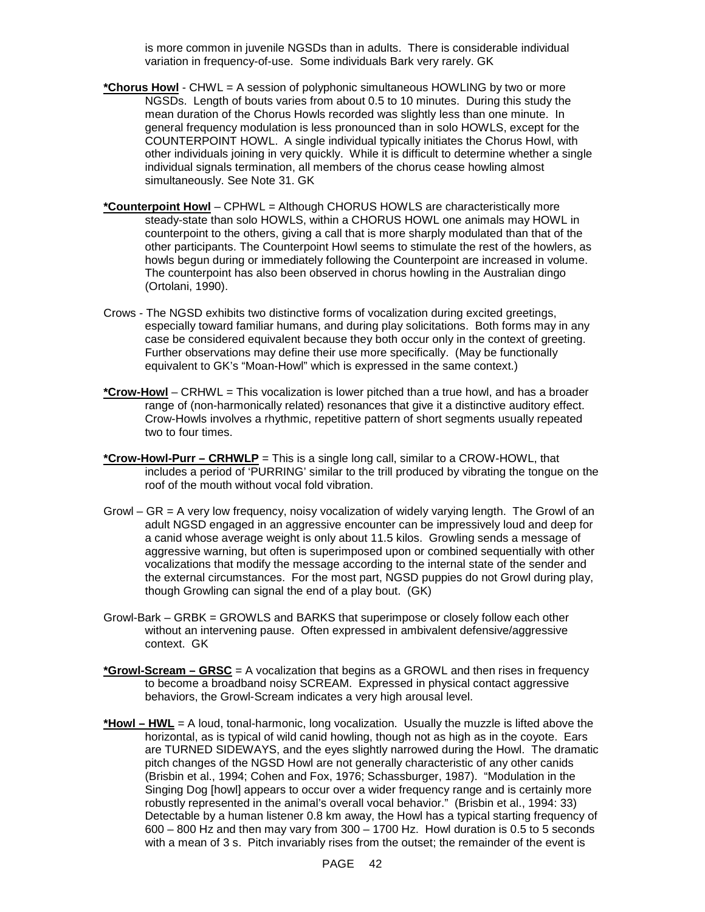is more common in juvenile NGSDs than in adults. There is considerable individual variation in frequency-of-use. Some individuals Bark very rarely. GK

**__*Chorus Howl__** - CHWL = A session of polyphonic simultaneous HOWLING by two or more NGSDs. Length of bouts varies from about 0.5 to 10 minutes. During this study the mean duration of the Chorus Howls recorded was slightly less than one minute. In general frequency modulation is less pronounced than in solo HOWLS, except for the COUNTERPOINT HOWL. A single individual typically initiates the Chorus Howl, with other individuals joining in very quickly. While it is difficult to determine whether a single individual signals termination, all members of the chorus cease howling almost simultaneously. See Note 31. GK

**__*Counterpoint Howl__** – CPHWL = Although CHORUS HOWLS are characteristically more steady-state than solo HOWLS, within a CHORUS HOWL one animals may HOWL in counterpoint to the others, giving a call that is more sharply modulated than that of the other participants. The Counterpoint Howl seems to stimulate the rest of the howlers, as howls begun during or immediately following the Counterpoint are increased in volume. The counterpoint has also been observed in chorus howling in the Australian dingo (Ortolani, 1990).

Crows - The NGSD exhibits two distinctive forms of vocalization during excited greetings, especially toward familiar humans, and during play solicitations. Both forms may in any case be considered equivalent because they both occur only in the context of greeting. Further observations may define their use more specifically. (May be functionally equivalent to GK's "Moan-Howl" which is expressed in the same context.)

**__*Crow-Howl__** – CRHWL = This vocalization is lower pitched than a true howl, and has a broader range of (non-harmonically related) resonances that give it a distinctive auditory effect. Crow-Howls involves a rhythmic, repetitive pattern of short segments usually repeated two to four times.

**__*Crow-Howl-Purr – CRHWLP__** = This is a single long call, similar to a CROW-HOWL, that includes a period of 'PURRING' similar to the trill produced by vibrating the tongue on the roof of the mouth without vocal fold vibration.

Growl – GR = A very low frequency, noisy vocalization of widely varying length. The Growl of an adult NGSD engaged in an aggressive encounter can be impressively loud and deep for a canid whose average weight is only about 11.5 kilos. Growling sends a message of aggressive warning, but often is superimposed upon or combined sequentially with other vocalizations that modify the message according to the internal state of the sender and the external circumstances. For the most part, NGSD puppies do not Growl during play, though Growling can signal the end of a play bout. (GK)

Growl-Bark – GRBK = GROWLS and BARKS that superimpose or closely follow each other without an intervening pause. Often expressed in ambivalent defensive/aggressive context. GK

**__*Growl-Scream – GRSC__** = A vocalization that begins as a GROWL and then rises in frequency to become a broadband noisy SCREAM. Expressed in physical contact aggressive behaviors, the Growl-Scream indicates a very high arousal level.

**__*Howl – HWL__** = A loud, tonal-harmonic, long vocalization. Usually the muzzle is lifted above the horizontal, as is typical of wild canid howling, though not as high as in the coyote. Ears are TURNED SIDEWAYS, and the eyes slightly narrowed during the Howl. The dramatic pitch changes of the NGSD Howl are not generally characteristic of any other canids (Brisbin et al., 1994; Cohen and Fox, 1976; Schassburger, 1987). "Modulation in the Singing Dog [howl] appears to occur over a wider frequency range and is certainly more robustly represented in the animal's overall vocal behavior." (Brisbin et al., 1994: 33) Detectable by a human listener 0.8 km away, the Howl has a typical starting frequency of 600 – 800 Hz and then may vary from 300 – 1700 Hz. Howl duration is 0.5 to 5 seconds with a mean of 3 s. Pitch invariably rises from the outset; the remainder of the event is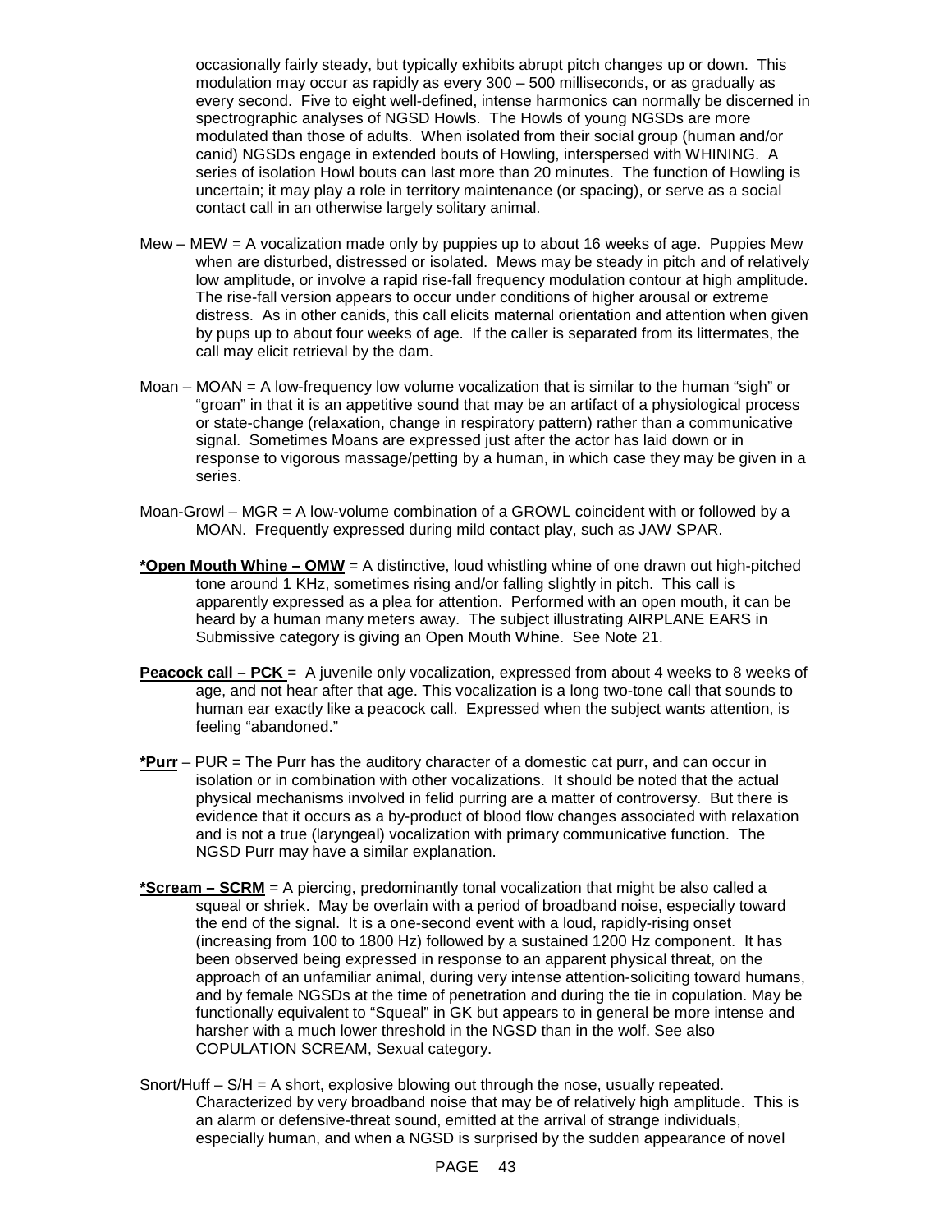occasionally fairly steady, but typically exhibits abrupt pitch changes up or down. This modulation may occur as rapidly as every 300 – 500 milliseconds, or as gradually as every second. Five to eight well-defined, intense harmonics can normally be discerned in spectrographic analyses of NGSD Howls. The Howls of young NGSDs are more modulated than those of adults. When isolated from their social group (human and/or canid) NGSDs engage in extended bouts of Howling, interspersed with WHINING. A series of isolation Howl bouts can last more than 20 minutes. The function of Howling is uncertain; it may play a role in territory maintenance (or spacing), or serve as a social contact call in an otherwise largely solitary animal.

Mew – MEW = A vocalization made only by puppies up to about 16 weeks of age. Puppies Mew when are disturbed, distressed or isolated. Mews may be steady in pitch and of relatively low amplitude, or involve a rapid rise-fall frequency modulation contour at high amplitude. The rise-fall version appears to occur under conditions of higher arousal or extreme distress. As in other canids, this call elicits maternal orientation and attention when given by pups up to about four weeks of age. If the caller is separated from its littermates, the call may elicit retrieval by the dam.

Moan – MOAN = A low-frequency low volume vocalization that is similar to the human "sigh" or "groan" in that it is an appetitive sound that may be an artifact of a physiological process or state-change (relaxation, change in respiratory pattern) rather than a communicative signal. Sometimes Moans are expressed just after the actor has laid down or in response to vigorous massage/petting by a human, in which case they may be given in a series.

Moan-Growl – MGR = A low-volume combination of a GROWL coincident with or followed by a MOAN. Frequently expressed during mild contact play, such as JAW SPAR.

**\*Open Mouth Whine – OMW** = A distinctive, loud whistling whine of one drawn out high-pitched tone around 1 KHz, sometimes rising and/or falling slightly in pitch. This call is apparently expressed as a plea for attention. Performed with an open mouth, it can be heard by a human many meters away. The subject illustrating AIRPLANE EARS in Submissive category is giving an Open Mouth Whine. See Note 21.

**Peacock call – PCK** = A juvenile only vocalization, expressed from about 4 weeks to 8 weeks of age, and not hear after that age. This vocalization is a long two-tone call that sounds to human ear exactly like a peacock call. Expressed when the subject wants attention, is feeling "abandoned."

**\*Purr** – PUR = The Purr has the auditory character of a domestic cat purr, and can occur in isolation or in combination with other vocalizations. It should be noted that the actual physical mechanisms involved in felid purring are a matter of controversy. But there is evidence that it occurs as a by-product of blood flow changes associated with relaxation and is not a true (laryngeal) vocalization with primary communicative function. The NGSD Purr may have a similar explanation.

**\*Scream – SCRM** = A piercing, predominantly tonal vocalization that might be also called a squeal or shriek. May be overlain with a period of broadband noise, especially toward the end of the signal. It is a one-second event with a loud, rapidly-rising onset (increasing from 100 to 1800 Hz) followed by a sustained 1200 Hz component. It has been observed being expressed in response to an apparent physical threat, on the approach of an unfamiliar animal, during very intense attention-soliciting toward humans, and by female NGSDs at the time of penetration and during the tie in copulation. May be functionally equivalent to "Squeal" in GK but appears to in general be more intense and harsher with a much lower threshold in the NGSD than in the wolf. See also COPULATION SCREAM, Sexual category.

Snort/Huff – S/H = A short, explosive blowing out through the nose, usually repeated. Characterized by very broadband noise that may be of relatively high amplitude. This is an alarm or defensive-threat sound, emitted at the arrival of strange individuals, especially human, and when a NGSD is surprised by the sudden appearance of novel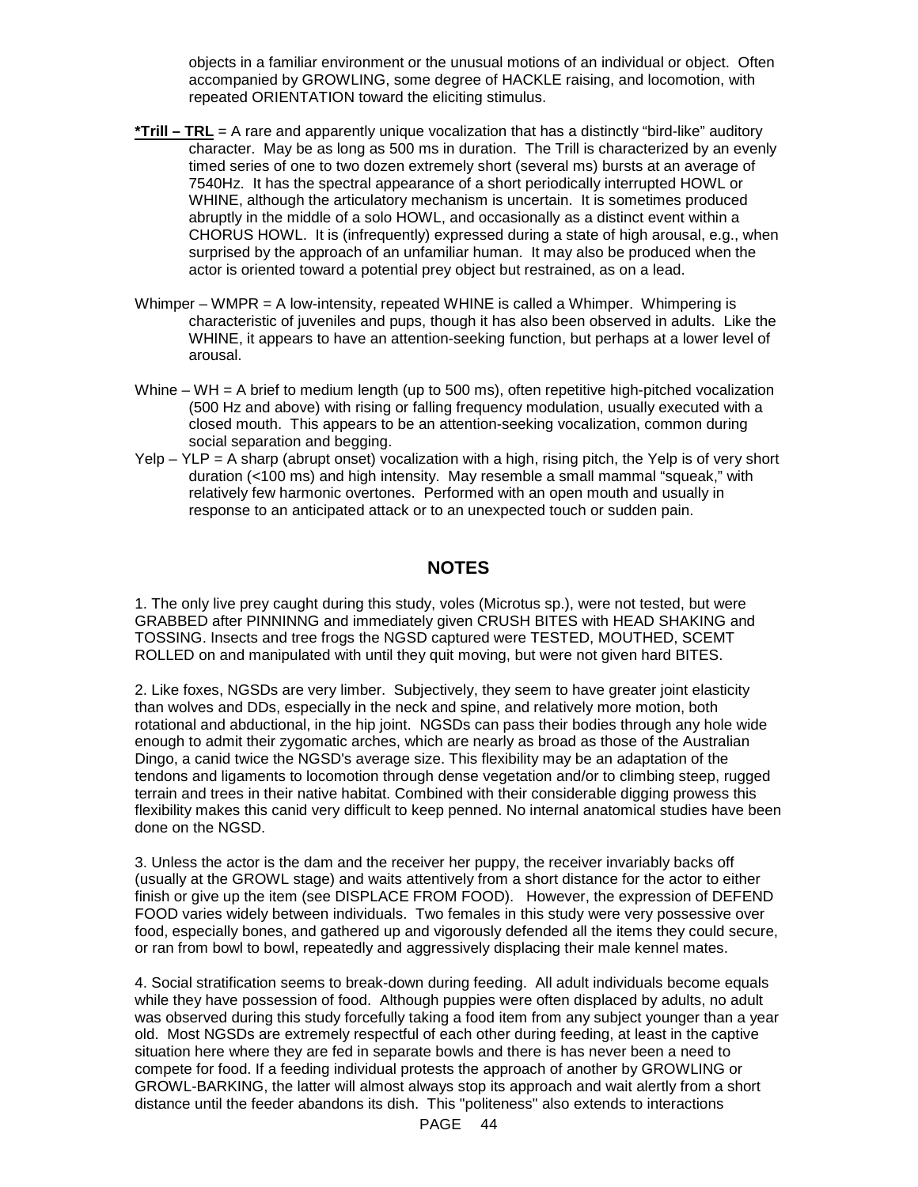objects in a familiar environment or the unusual motions of an individual or object. Often accompanied by GROWLING, some degree of HACKLE raising, and locomotion, with repeated ORIENTATION toward the eliciting stimulus.

**<u>*Trill – TRL</u>** = A rare and apparently unique vocalization that has a distinctly "bird-like" auditory character. May be as long as 500 ms in duration. The Trill is characterized by an evenly timed series of one to two dozen extremely short (several ms) bursts at an average of 7540Hz. It has the spectral appearance of a short periodically interrupted HOWL or WHINE, although the articulatory mechanism is uncertain. It is sometimes produced abruptly in the middle of a solo HOWL, and occasionally as a distinct event within a CHORUS HOWL. It is (infrequently) expressed during a state of high arousal, e.g., when surprised by the approach of an unfamiliar human. It may also be produced when the actor is oriented toward a potential prey object but restrained, as on a lead.

Whimper – WMPR = A low-intensity, repeated WHINE is called a Whimper. Whimpering is characteristic of juveniles and pups, though it has also been observed in adults. Like the WHINE, it appears to have an attention-seeking function, but perhaps at a lower level of arousal.

Whine – WH = A brief to medium length (up to 500 ms), often repetitive high-pitched vocalization (500 Hz and above) with rising or falling frequency modulation, usually executed with a closed mouth. This appears to be an attention-seeking vocalization, common during social separation and begging.

Yelp – YLP = A sharp (abrupt onset) vocalization with a high, rising pitch, the Yelp is of very short duration (<100 ms) and high intensity. May resemble a small mammal "squeak," with relatively few harmonic overtones. Performed with an open mouth and usually in response to an anticipated attack or to an unexpected touch or sudden pain.

## NOTES

1. The only live prey caught during this study, voles (Microtus sp.), were not tested, but were GRABBED after PINNINNG and immediately given CRUSH BITES with HEAD SHAKING and TOSSING. Insects and tree frogs the NGSD captured were TESTED, MOUTHED, SCEMT ROLLED on and manipulated with until they quit moving, but were not given hard BITES.

2. Like foxes, NGSDs are very limber. Subjectively, they seem to have greater joint elasticity than wolves and DDs, especially in the neck and spine, and relatively more motion, both rotational and abductional, in the hip joint. NGSDs can pass their bodies through any hole wide enough to admit their zygomatic arches, which are nearly as broad as those of the Australian Dingo, a canid twice the NGSD's average size. This flexibility may be an adaptation of the tendons and ligaments to locomotion through dense vegetation and/or to climbing steep, rugged terrain and trees in their native habitat. Combined with their considerable digging prowess this flexibility makes this canid very difficult to keep penned. No internal anatomical studies have been done on the NGSD.

3. Unless the actor is the dam and the receiver her puppy, the receiver invariably backs off (usually at the GROWL stage) and waits attentively from a short distance for the actor to either finish or give up the item (see DISPLACE FROM FOOD). However, the expression of DEFEND FOOD varies widely between individuals. Two females in this study were very possessive over food, especially bones, and gathered up and vigorously defended all the items they could secure, or ran from bowl to bowl, repeatedly and aggressively displacing their male kennel mates.

4. Social stratification seems to break-down during feeding. All adult individuals become equals while they have possession of food. Although puppies were often displaced by adults, no adult was observed during this study forcefully taking a food item from any subject younger than a year old. Most NGSDs are extremely respectful of each other during feeding, at least in the captive situation here where they are fed in separate bowls and there is has never been a need to compete for food. If a feeding individual protests the approach of another by GROWLING or GROWL-BARKING, the latter will almost always stop its approach and wait alertly from a short distance until the feeder abandons its dish. This "politeness" also extends to interactions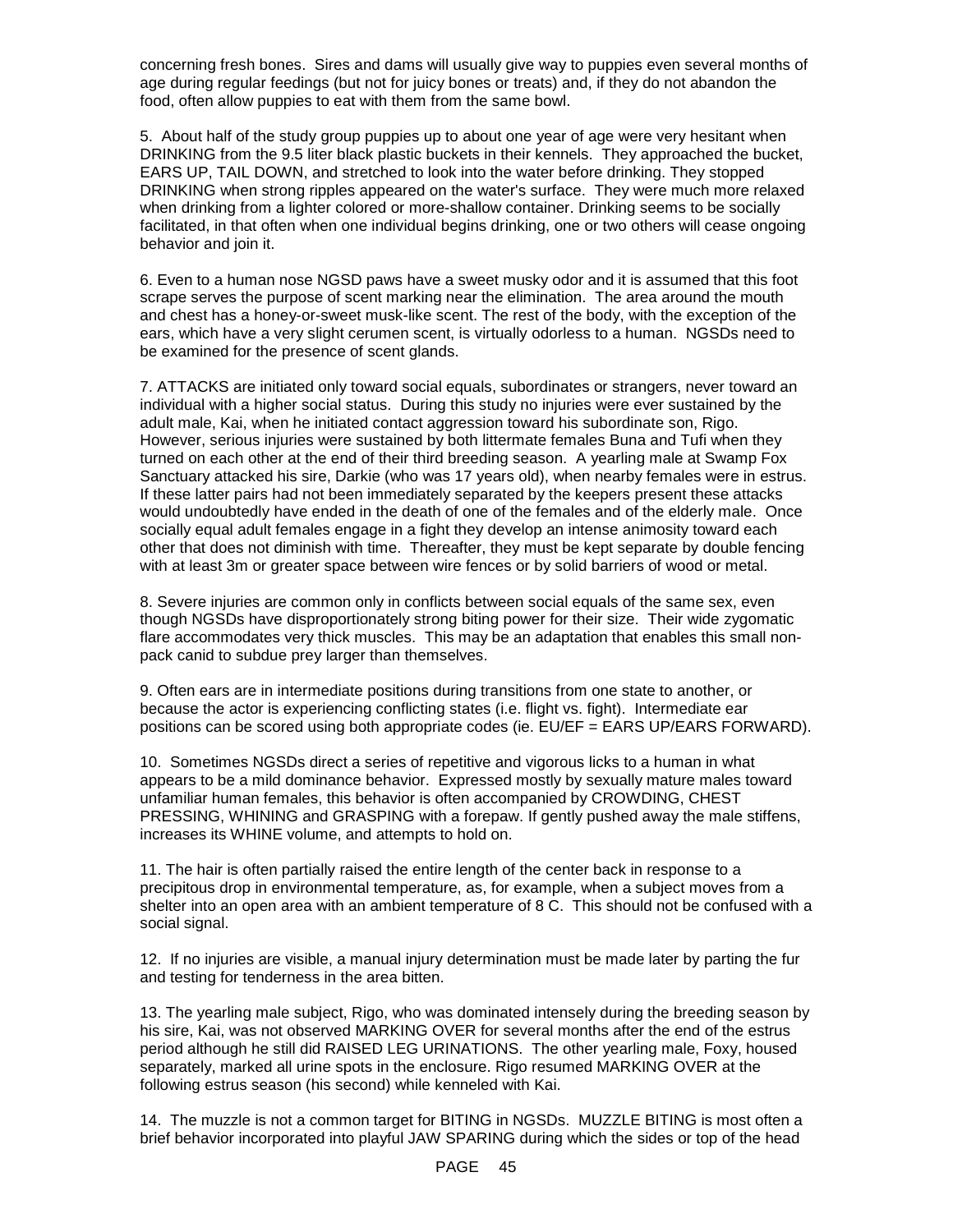concerning fresh bones. Sires and dams will usually give way to puppies even several months of age during regular feedings (but not for juicy bones or treats) and, if they do not abandon the food, often allow puppies to eat with them from the same bowl.

5. About half of the study group puppies up to about one year of age were very hesitant when DRINKING from the 9.5 liter black plastic buckets in their kennels. They approached the bucket, EARS UP, TAIL DOWN, and stretched to look into the water before drinking. They stopped DRINKING when strong ripples appeared on the water's surface. They were much more relaxed when drinking from a lighter colored or more-shallow container. Drinking seems to be socially facilitated, in that often when one individual begins drinking, one or two others will cease ongoing behavior and join it.

6. Even to a human nose NGSD paws have a sweet musky odor and it is assumed that this foot scrape serves the purpose of scent marking near the elimination. The area around the mouth and chest has a honey-or-sweet musk-like scent. The rest of the body, with the exception of the ears, which have a very slight cerumen scent, is virtually odorless to a human. NGSDs need to be examined for the presence of scent glands.

7. ATTACKS are initiated only toward social equals, subordinates or strangers, never toward an individual with a higher social status. During this study no injuries were ever sustained by the adult male, Kai, when he initiated contact aggression toward his subordinate son, Rigo. However, serious injuries were sustained by both littermate females Buna and Tufi when they turned on each other at the end of their third breeding season. A yearling male at Swamp Fox Sanctuary attacked his sire, Darkie (who was 17 years old), when nearby females were in estrus. If these latter pairs had not been immediately separated by the keepers present these attacks would undoubtedly have ended in the death of one of the females and of the elderly male. Once socially equal adult females engage in a fight they develop an intense animosity toward each other that does not diminish with time. Thereafter, they must be kept separate by double fencing with at least 3m or greater space between wire fences or by solid barriers of wood or metal.

8. Severe injuries are common only in conflicts between social equals of the same sex, even though NGSDs have disproportionately strong biting power for their size. Their wide zygomatic flare accommodates very thick muscles. This may be an adaptation that enables this small non-pack canid to subdue prey larger than themselves.

9. Often ears are in intermediate positions during transitions from one state to another, or because the actor is experiencing conflicting states (i.e. flight vs. fight). Intermediate ear positions can be scored using both appropriate codes (ie. EU/EF = EARS UP/EARS FORWARD).

10. Sometimes NGSDs direct a series of repetitive and vigorous licks to a human in what appears to be a mild dominance behavior. Expressed mostly by sexually mature males toward unfamiliar human females, this behavior is often accompanied by CROWDING, CHEST PRESSING, WHINING and GRASPING with a forepaw. If gently pushed away the male stiffens, increases its WHINE volume, and attempts to hold on.

11. The hair is often partially raised the entire length of the center back in response to a precipitous drop in environmental temperature, as, for example, when a subject moves from a shelter into an open area with an ambient temperature of 8 C. This should not be confused with a social signal.

12. If no injuries are visible, a manual injury determination must be made later by parting the fur and testing for tenderness in the area bitten.

13. The yearling male subject, Rigo, who was dominated intensely during the breeding season by his sire, Kai, was not observed MARKING OVER for several months after the end of the estrus period although he still did RAISED LEG URINATIONS. The other yearling male, Foxy, housed separately, marked all urine spots in the enclosure. Rigo resumed MARKING OVER at the following estrus season (his second) while kenneled with Kai.

14. The muzzle is not a common target for BITING in NGSDs. MUZZLE BITING is most often a brief behavior incorporated into playful JAW SPARING during which the sides or top of the head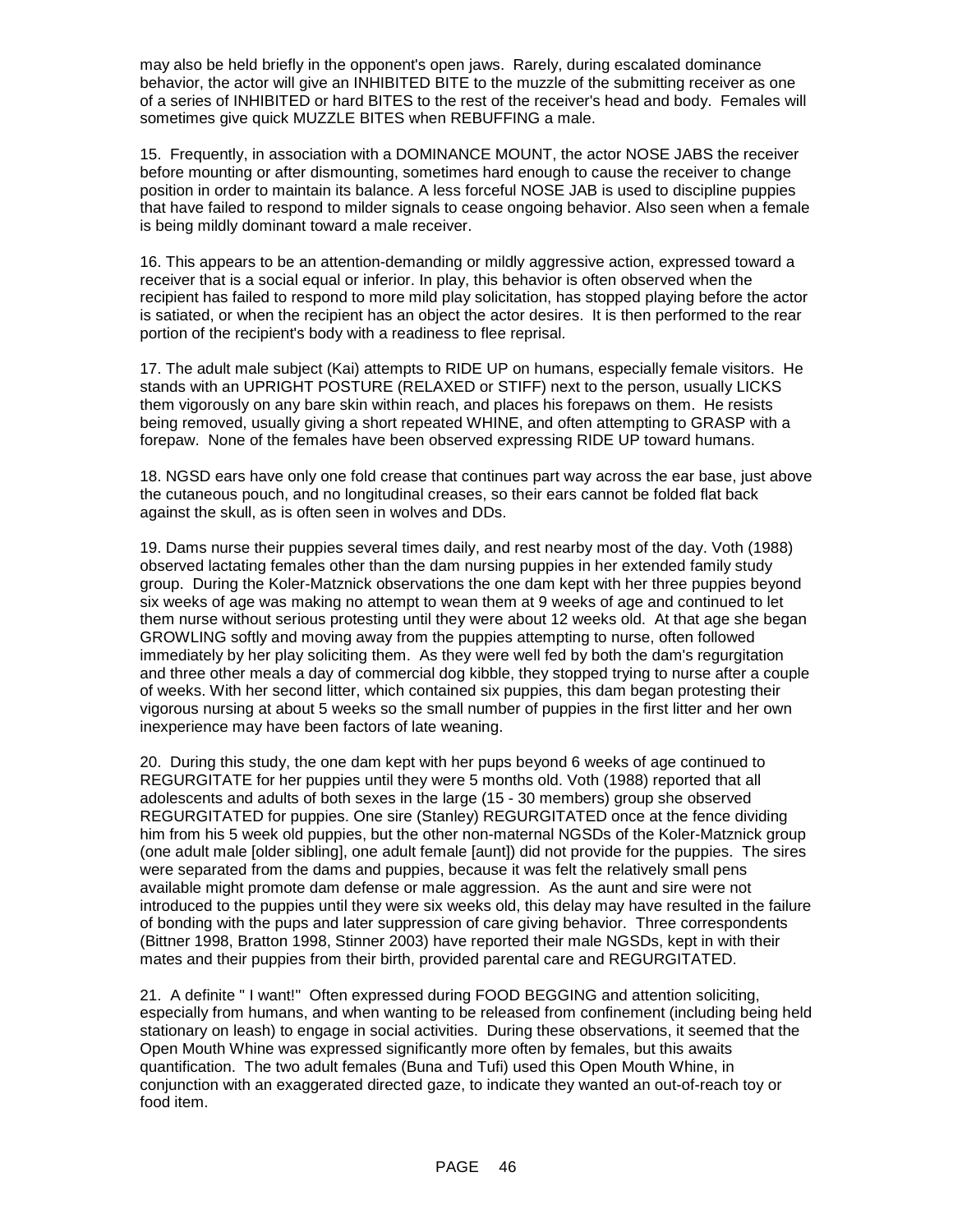may also be held briefly in the opponent's open jaws. Rarely, during escalated dominance behavior, the actor will give an INHIBITED BITE to the muzzle of the submitting receiver as one of a series of INHIBITED or hard BITES to the rest of the receiver's head and body. Females will sometimes give quick MUZZLE BITES when REBUFFING a male.

15. Frequently, in association with a DOMINANCE MOUNT, the actor NOSE JABS the receiver before mounting or after dismounting, sometimes hard enough to cause the receiver to change position in order to maintain its balance. A less forceful NOSE JAB is used to discipline puppies that have failed to respond to milder signals to cease ongoing behavior. Also seen when a female is being mildly dominant toward a male receiver.

16. This appears to be an attention-demanding or mildly aggressive action, expressed toward a receiver that is a social equal or inferior. In play, this behavior is often observed when the recipient has failed to respond to more mild play solicitation, has stopped playing before the actor is satiated, or when the recipient has an object the actor desires. It is then performed to the rear portion of the recipient's body with a readiness to flee reprisal.

17. The adult male subject (Kai) attempts to RIDE UP on humans, especially female visitors. He stands with an UPRIGHT POSTURE (RELAXED or STIFF) next to the person, usually LICKS them vigorously on any bare skin within reach, and places his forepaws on them. He resists being removed, usually giving a short repeated WHINE, and often attempting to GRASP with a forepaw. None of the females have been observed expressing RIDE UP toward humans.

18. NGSD ears have only one fold crease that continues part way across the ear base, just above the cutaneous pouch, and no longitudinal creases, so their ears cannot be folded flat back against the skull, as is often seen in wolves and DDs.

19. Dams nurse their puppies several times daily, and rest nearby most of the day. Voth (1988) observed lactating females other than the dam nursing puppies in her extended family study group. During the Koler-Matznick observations the one dam kept with her three puppies beyond six weeks of age was making no attempt to wean them at 9 weeks of age and continued to let them nurse without serious protesting until they were about 12 weeks old. At that age she began GROWLING softly and moving away from the puppies attempting to nurse, often followed immediately by her play soliciting them. As they were well fed by both the dam's regurgitation and three other meals a day of commercial dog kibble, they stopped trying to nurse after a couple of weeks. With her second litter, which contained six puppies, this dam began protesting their vigorous nursing at about 5 weeks so the small number of puppies in the first litter and her own inexperience may have been factors of late weaning.

20. During this study, the one dam kept with her pups beyond 6 weeks of age continued to REGURGITATE for her puppies until they were 5 months old. Voth (1988) reported that all adolescents and adults of both sexes in the large (15 - 30 members) group she observed REGURGITATED for puppies. One sire (Stanley) REGURGITATED once at the fence dividing him from his 5 week old puppies, but the other non-maternal NGSDs of the Koler-Matznick group (one adult male [older sibling], one adult female [aunt]) did not provide for the puppies. The sires were separated from the dams and puppies, because it was felt the relatively small pens available might promote dam defense or male aggression. As the aunt and sire were not introduced to the puppies until they were six weeks old, this delay may have resulted in the failure of bonding with the pups and later suppression of care giving behavior. Three correspondents (Bittner 1998, Bratton 1998, Stinner 2003) have reported their male NGSDs, kept in with their mates and their puppies from their birth, provided parental care and REGURGITATED.

21. A definite " I want!" Often expressed during FOOD BEGGING and attention soliciting, especially from humans, and when wanting to be released from confinement (including being held stationary on leash) to engage in social activities. During these observations, it seemed that the Open Mouth Whine was expressed significantly more often by females, but this awaits quantification. The two adult females (Buna and Tufi) used this Open Mouth Whine, in conjunction with an exaggerated directed gaze, to indicate they wanted an out-of-reach toy or food item.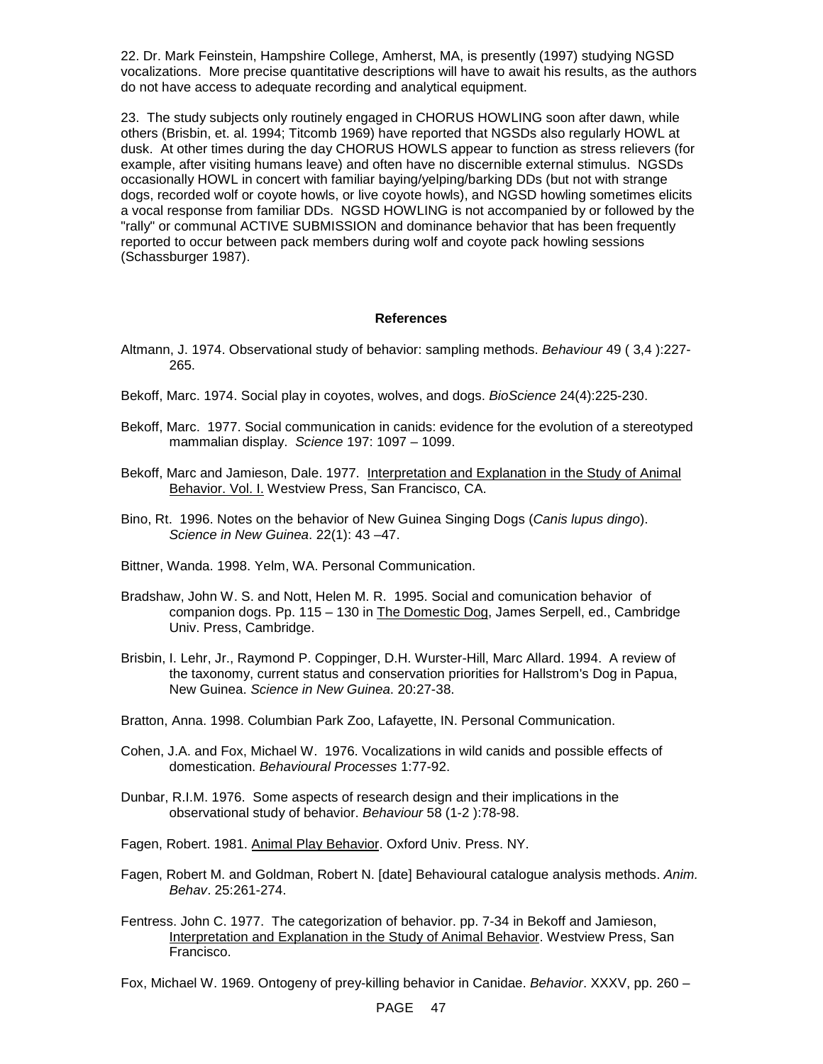22. Dr. Mark Feinstein, Hampshire College, Amherst, MA, is presently (1997) studying NGSD vocalizations. More precise quantitative descriptions will have to await his results, as the authors do not have access to adequate recording and analytical equipment.

23. The study subjects only routinely engaged in CHORUS HOWLING soon after dawn, while others (Brisbin, et. al. 1994; Titcomb 1969) have reported that NGSDs also regularly HOWL at dusk. At other times during the day CHORUS HOWLS appear to function as stress relievers (for example, after visiting humans leave) and often have no discernible external stimulus. NGSDs occasionally HOWL in concert with familiar baying/yelping/barking DDs (but not with strange dogs, recorded wolf or coyote howls, or live coyote howls), and NGSD howling sometimes elicits a vocal response from familiar DDs. NGSD HOWLING is not accompanied by or followed by the "rally" or communal ACTIVE SUBMISSION and dominance behavior that has been frequently reported to occur between pack members during wolf and coyote pack howling sessions (Schassburger 1987).

## References

Altmann, J. 1974. Observational study of behavior: sampling methods. *Behaviour* 49 ( 3,4 ):227-265.

Bekoff, Marc. 1974. Social play in coyotes, wolves, and dogs. *BioScience* 24(4):225-230.

Bekoff, Marc. 1977. Social communication in canids: evidence for the evolution of a stereotyped mammalian display. *Science* 197: 1097 – 1099.

Bekoff, Marc and Jamieson, Dale. 1977. Interpretation and Explanation in the Study of Animal Behavior. Vol. I. Westview Press, San Francisco, CA.

Bino, Rt. 1996. Notes on the behavior of New Guinea Singing Dogs (*Canis lupus dingo*). *Science in New Guinea*. 22(1): 43 –47.

Bittner, Wanda. 1998. Yelm, WA. Personal Communication.

Bradshaw, John W. S. and Nott, Helen M. R. 1995. Social and comunication behavior of companion dogs. Pp. 115 – 130 in The Domestic Dog, James Serpell, ed., Cambridge Univ. Press, Cambridge.

Brisbin, I. Lehr, Jr., Raymond P. Coppinger, D.H. Wurster-Hill, Marc Allard. 1994. A review of the taxonomy, current status and conservation priorities for Hallstrom's Dog in Papua, New Guinea. *Science in New Guinea*. 20:27-38.

Bratton, Anna. 1998. Columbian Park Zoo, Lafayette, IN. Personal Communication.

Cohen, J.A. and Fox, Michael W. 1976. Vocalizations in wild canids and possible effects of domestication. *Behavioural Processes* 1:77-92.

Dunbar, R.I.M. 1976. Some aspects of research design and their implications in the observational study of behavior. *Behaviour* 58 (1-2 ):78-98.

Fagen, Robert. 1981. Animal Play Behavior. Oxford Univ. Press. NY.

Fagen, Robert M. and Goldman, Robert N. [date] Behavioural catalogue analysis methods. *Anim. Behav*. 25:261-274.

Fentress. John C. 1977. The categorization of behavior. pp. 7-34 in Bekoff and Jamieson, Interpretation and Explanation in the Study of Animal Behavior. Westview Press, San Francisco.

Fox, Michael W. 1969. Ontogeny of prey-killing behavior in Canidae. *Behavior*. XXXV, pp. 260 –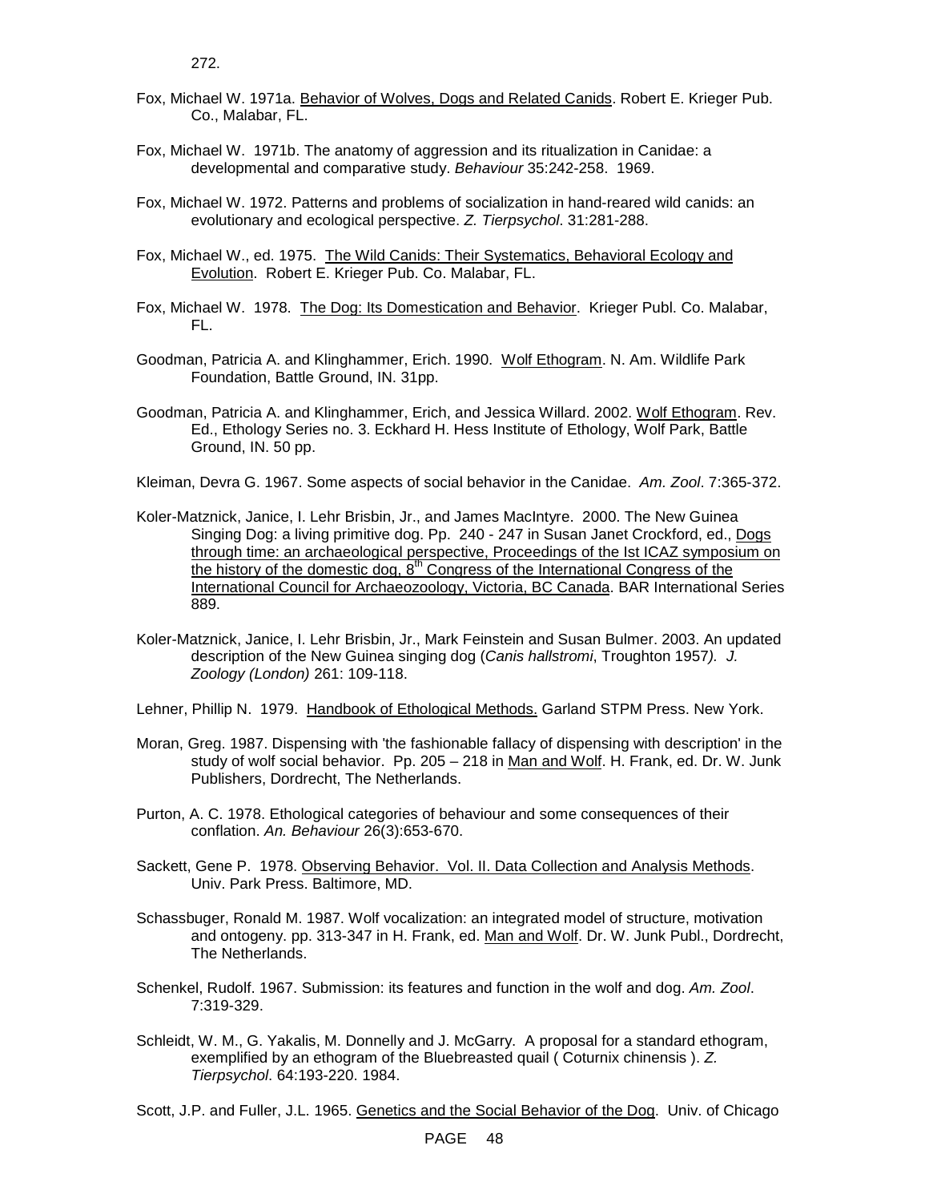272.

Fox, Michael W. 1971a. Behavior of Wolves, Dogs and Related Canids. Robert E. Krieger Pub. Co., Malabar, FL.

Fox, Michael W. 1971b. The anatomy of aggression and its ritualization in Canidae: a developmental and comparative study. *Behaviour* 35:242-258. 1969.

Fox, Michael W. 1972. Patterns and problems of socialization in hand-reared wild canids: an evolutionary and ecological perspective. *Z. Tierpsychol*. 31:281-288.

Fox, Michael W., ed. 1975. The Wild Canids: Their Systematics, Behavioral Ecology and Evolution. Robert E. Krieger Pub. Co. Malabar, FL.

Fox, Michael W. 1978. The Dog: Its Domestication and Behavior. Krieger Publ. Co. Malabar, FL.

Goodman, Patricia A. and Klinghammer, Erich. 1990. Wolf Ethogram. N. Am. Wildlife Park Foundation, Battle Ground, IN. 31pp.

Goodman, Patricia A. and Klinghammer, Erich, and Jessica Willard. 2002. Wolf Ethogram. Rev. Ed., Ethology Series no. 3. Eckhard H. Hess Institute of Ethology, Wolf Park, Battle Ground, IN. 50 pp.

Kleiman, Devra G. 1967. Some aspects of social behavior in the Canidae. *Am. Zool*. 7:365-372.

Koler-Matznick, Janice, I. Lehr Brisbin, Jr., and James MacIntyre. 2000. The New Guinea Singing Dog: a living primitive dog. Pp. 240 - 247 in Susan Janet Crockford, ed., Dogs through time: an archaeological perspective, Proceedings of the Ist ICAZ symposium on the history of the domestic dog, 8th Congress of the International Congress of the International Council for Archaeozoology, Victoria, BC Canada. BAR International Series 889.

Koler-Matznick, Janice, I. Lehr Brisbin, Jr., Mark Feinstein and Susan Bulmer. 2003. An updated description of the New Guinea singing dog (*Canis hallstromi*, Troughton 1957*). J. Zoology (London)* 261: 109-118.

Lehner, Phillip N. 1979. Handbook of Ethological Methods. Garland STPM Press. New York.

Moran, Greg. 1987. Dispensing with 'the fashionable fallacy of dispensing with description' in the study of wolf social behavior. Pp. 205 – 218 in Man and Wolf. H. Frank, ed. Dr. W. Junk Publishers, Dordrecht, The Netherlands.

Purton, A. C. 1978. Ethological categories of behaviour and some consequences of their conflation. *An. Behaviour* 26(3):653-670.

Sackett, Gene P. 1978. Observing Behavior. Vol. II. Data Collection and Analysis Methods. Univ. Park Press. Baltimore, MD.

Schassbuger, Ronald M. 1987. Wolf vocalization: an integrated model of structure, motivation and ontogeny. pp. 313-347 in H. Frank, ed. Man and Wolf. Dr. W. Junk Publ., Dordrecht, The Netherlands.

Schenkel, Rudolf. 1967. Submission: its features and function in the wolf and dog. *Am. Zool*. 7:319-329.

Schleidt, W. M., G. Yakalis, M. Donnelly and J. McGarry. A proposal for a standard ethogram, exemplified by an ethogram of the Bluebreasted quail ( Coturnix chinensis ). *Z. Tierpsychol*. 64:193-220. 1984.

Scott, J.P. and Fuller, J.L. 1965. Genetics and the Social Behavior of the Dog. Univ. of Chicago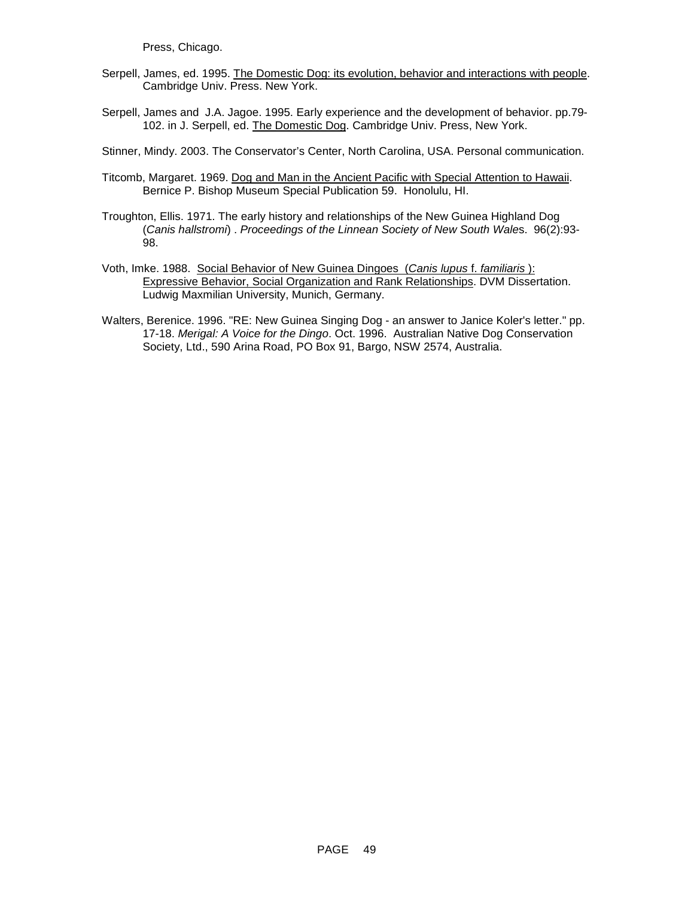Press, Chicago.

Serpell, James, ed. 1995. The Domestic Dog: its evolution, behavior and interactions with people. Cambridge Univ. Press. New York.

Serpell, James and J.A. Jagoe. 1995. Early experience and the development of behavior. pp.79-102. in J. Serpell, ed. The Domestic Dog. Cambridge Univ. Press, New York.

Stinner, Mindy. 2003. The Conservator's Center, North Carolina, USA. Personal communication.

Titcomb, Margaret. 1969. Dog and Man in the Ancient Pacific with Special Attention to Hawaii. Bernice P. Bishop Museum Special Publication 59. Honolulu, HI.

Troughton, Ellis. 1971. The early history and relationships of the New Guinea Highland Dog (*Canis hallstromi*) . *Proceedings of the Linnean Society of New South Wales*. 96(2):93-98.

Voth, Imke. 1988. Social Behavior of New Guinea Dingoes (*Canis lupus* f. *familiaris* ): Expressive Behavior, Social Organization and Rank Relationships. DVM Dissertation. Ludwig Maxmilian University, Munich, Germany.

Walters, Berenice. 1996. "RE: New Guinea Singing Dog - an answer to Janice Koler's letter." pp. 17-18. *Merigal: A Voice for the Dingo*. Oct. 1996. Australian Native Dog Conservation Society, Ltd., 590 Arina Road, PO Box 91, Bargo, NSW 2574, Australia.